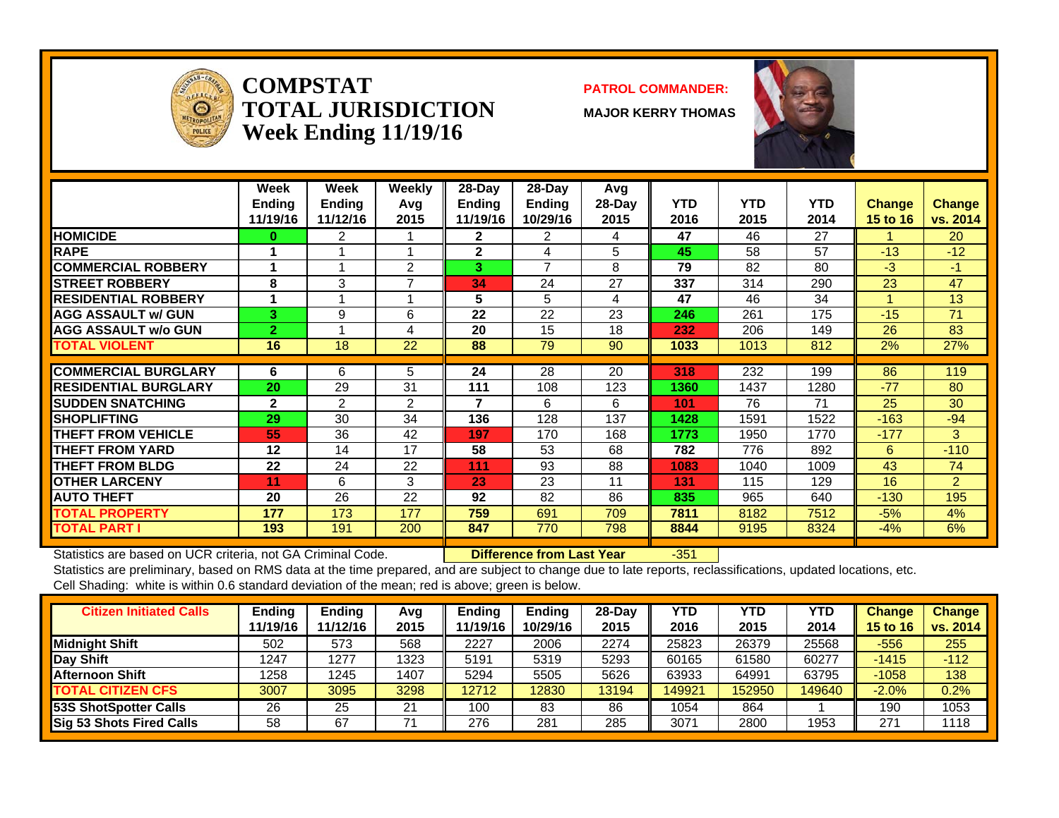# COMPSTAT TOTAL JURISDICTION Week Ending 11/19/16

**PATROL COMMANDER:**

**MAJOR KERRY THOMAS**

| | Week Ending 11/19/16 | Week Ending 11/12/16 | Weekly Avg 2015 | 28-Day Ending 11/19/16 | 28-Day Ending 10/29/16 | Avg 28-Day 2015 | YTD 2016 | YTD 2015 | YTD 2014 | Change 15 to 16 | Change vs. 2014 |
|---|---|---|---|---|---|---|---|---|---|---|---|
| HOMICIDE | 0 | 2 | 1 | 2 | 2 | 4 | 47 | 46 | 27 | 1 | 20 |
| RAPE | 1 | 1 | 1 | 2 | 4 | 5 | 45 | 58 | 57 | -13 | -12 |
| COMMERCIAL ROBBERY | 1 | 1 | 2 | 3 | 7 | 8 | 79 | 82 | 80 | -3 | -1 |
| STREET ROBBERY | 8 | 3 | 7 | 34 | 24 | 27 | 337 | 314 | 290 | 23 | 47 |
| RESIDENTIAL ROBBERY | 1 | 1 | 1 | 5 | 5 | 4 | 47 | 46 | 34 | 1 | 13 |
| AGG ASSAULT w/ GUN | 3 | 9 | 6 | 22 | 22 | 23 | 246 | 261 | 175 | -15 | 71 |
| AGG ASSAULT w/o GUN | 2 | 1 | 4 | 20 | 15 | 18 | 232 | 206 | 149 | 26 | 83 |
| TOTAL VIOLENT | 16 | 18 | 22 | 88 | 79 | 90 | 1033 | 1013 | 812 | 2% | 27% |
| COMMERCIAL BURGLARY | 6 | 6 | 5 | 24 | 28 | 20 | 318 | 232 | 199 | 86 | 119 |
| RESIDENTIAL BURGLARY | 20 | 29 | 31 | 111 | 108 | 123 | 1360 | 1437 | 1280 | -77 | 80 |
| SUDDEN SNATCHING | 2 | 2 | 2 | 7 | 6 | 6 | 101 | 76 | 71 | 25 | 30 |
| SHOPLIFTING | 29 | 30 | 34 | 136 | 128 | 137 | 1428 | 1591 | 1522 | -163 | -94 |
| THEFT FROM VEHICLE | 55 | 36 | 42 | 197 | 170 | 168 | 1773 | 1950 | 1770 | -177 | 3 |
| THEFT FROM YARD | 12 | 14 | 17 | 58 | 53 | 68 | 782 | 776 | 892 | 6 | -110 |
| THEFT FROM BLDG | 22 | 24 | 22 | 111 | 93 | 88 | 1083 | 1040 | 1009 | 43 | 74 |
| OTHER LARCENY | 11 | 6 | 3 | 23 | 23 | 11 | 131 | 115 | 129 | 16 | 2 |
| AUTO THEFT | 20 | 26 | 22 | 92 | 82 | 86 | 835 | 965 | 640 | -130 | 195 |
| TOTAL PROPERTY | 177 | 173 | 177 | 759 | 691 | 709 | 7811 | 8182 | 7512 | -5% | 4% |
| TOTAL PART I | 193 | 191 | 200 | 847 | 770 | 798 | 8844 | 9195 | 8324 | -4% | 6% |

Statistics are based on UCR criteria, not GA Criminal Code.

**Difference from Last Year** -351

Statistics are preliminary, based on RMS data at the time prepared, and are subject to change due to late reports, reclassifications, updated locations, etc.

Cell Shading: white is within 0.6 standard deviation of the mean; red is above; green is below.

| Citizen Initiated Calls | Ending 11/19/16 | Ending 11/12/16 | Avg 2015 | Ending 11/19/16 | Ending 10/29/16 | 28-Day 2015 | YTD 2016 | YTD 2015 | YTD 2014 | Change 15 to 16 | Change vs. 2014 |
|---|---|---|---|---|---|---|---|---|---|---|---|
| Midnight Shift | 502 | 573 | 568 | 2227 | 2006 | 2274 | 25823 | 26379 | 25568 | -556 | 255 |
| Day Shift | 1247 | 1277 | 1323 | 5191 | 5319 | 5293 | 60165 | 61580 | 60277 | -1415 | -112 |
| Afternoon Shift | 1258 | 1245 | 1407 | 5294 | 5505 | 5626 | 63933 | 64991 | 63795 | -1058 | 138 |
| TOTAL CITIZEN CFS | 3007 | 3095 | 3298 | 12712 | 12830 | 13194 | 149921 | 152950 | 149640 | -2.0% | 0.2% |
| 53S ShotSpotter Calls | 26 | 25 | 21 | 100 | 83 | 86 | 1054 | 864 | 1 | 190 | 1053 |
| Sig 53 Shots Fired Calls | 58 | 67 | 71 | 276 | 281 | 285 | 3071 | 2800 | 1953 | 271 | 1118 |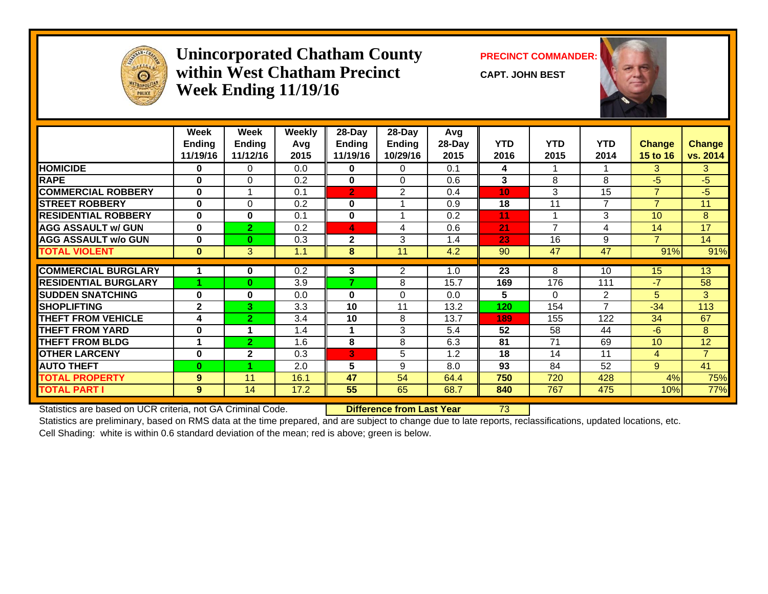# Unincorporated Chatham County within West Chatham Precinct Week Ending 11/19/16

**PRECINCT COMMANDER:**

**CAPT. JOHN BEST**

| | Week Ending 11/19/16 | Week Ending 11/12/16 | Weekly Avg 2015 | 28-Day Ending 11/19/16 | 28-Day Ending 10/29/16 | Avg 28-Day 2015 | YTD 2016 | YTD 2015 | YTD 2014 | Change 15 to 16 | Change vs. 2014 |
|---|---|---|---|---|---|---|---|---|---|---|---|
| HOMICIDE | 0 | 0 | 0.0 | 0 | 0 | 0.1 | 4 | 1 | 1 | 3 | 3 |
| RAPE | 0 | 0 | 0.2 | 0 | 0 | 0.6 | 3 | 8 | 8 | -5 | -5 |
| COMMERCIAL ROBBERY | 0 | 1 | 0.1 | 2 | 2 | 0.4 | 10 | 3 | 15 | 7 | -5 |
| STREET ROBBERY | 0 | 0 | 0.2 | 0 | 1 | 0.9 | 18 | 11 | 7 | 7 | 11 |
| RESIDENTIAL ROBBERY | 0 | 0 | 0.1 | 0 | 1 | 0.2 | 11 | 1 | 3 | 10 | 8 |
| AGG ASSAULT w/ GUN | 0 | 2 | 0.2 | 4 | 4 | 0.6 | 21 | 7 | 4 | 14 | 17 |
| AGG ASSAULT w/o GUN | 0 | 0 | 0.3 | 2 | 3 | 1.4 | 23 | 16 | 9 | 7 | 14 |
| TOTAL VIOLENT | 0 | 3 | 1.1 | 8 | 11 | 4.2 | 90 | 47 | 47 | 91% | 91% |
| COMMERCIAL BURGLARY | 1 | 0 | 0.2 | 3 | 2 | 1.0 | 23 | 8 | 10 | 15 | 13 |
| RESIDENTIAL BURGLARY | 1 | 0 | 3.9 | 7 | 8 | 15.7 | 169 | 176 | 111 | -7 | 58 |
| SUDDEN SNATCHING | 0 | 0 | 0.0 | 0 | 0 | 0.0 | 5 | 0 | 2 | 5 | 3 |
| SHOPLIFTING | 2 | 3 | 3.3 | 10 | 11 | 13.2 | 120 | 154 | 7 | -34 | 113 |
| THEFT FROM VEHICLE | 4 | 2 | 3.4 | 10 | 8 | 13.7 | 189 | 155 | 122 | 34 | 67 |
| THEFT FROM YARD | 0 | 1 | 1.4 | 1 | 3 | 5.4 | 52 | 58 | 44 | -6 | 8 |
| THEFT FROM BLDG | 1 | 2 | 1.6 | 8 | 8 | 6.3 | 81 | 71 | 69 | 10 | 12 |
| OTHER LARCENY | 0 | 2 | 0.3 | 3 | 5 | 1.2 | 18 | 14 | 11 | 4 | 7 |
| AUTO THEFT | 0 | 1 | 2.0 | 5 | 9 | 8.0 | 93 | 84 | 52 | 9 | 41 |
| TOTAL PROPERTY | 9 | 11 | 16.1 | 47 | 54 | 64.4 | 750 | 720 | 428 | 4% | 75% |
| TOTAL PART I | 9 | 14 | 17.2 | 55 | 65 | 68.7 | 840 | 767 | 475 | 10% | 77% |

Statistics are based on UCR criteria, not GA Criminal Code. **Difference from Last Year** 73

Statistics are preliminary, based on RMS data at the time prepared, and are subject to change due to late reports, reclassifications, updated locations, etc.

Cell Shading: white is within 0.6 standard deviation of the mean; red is above; green is below.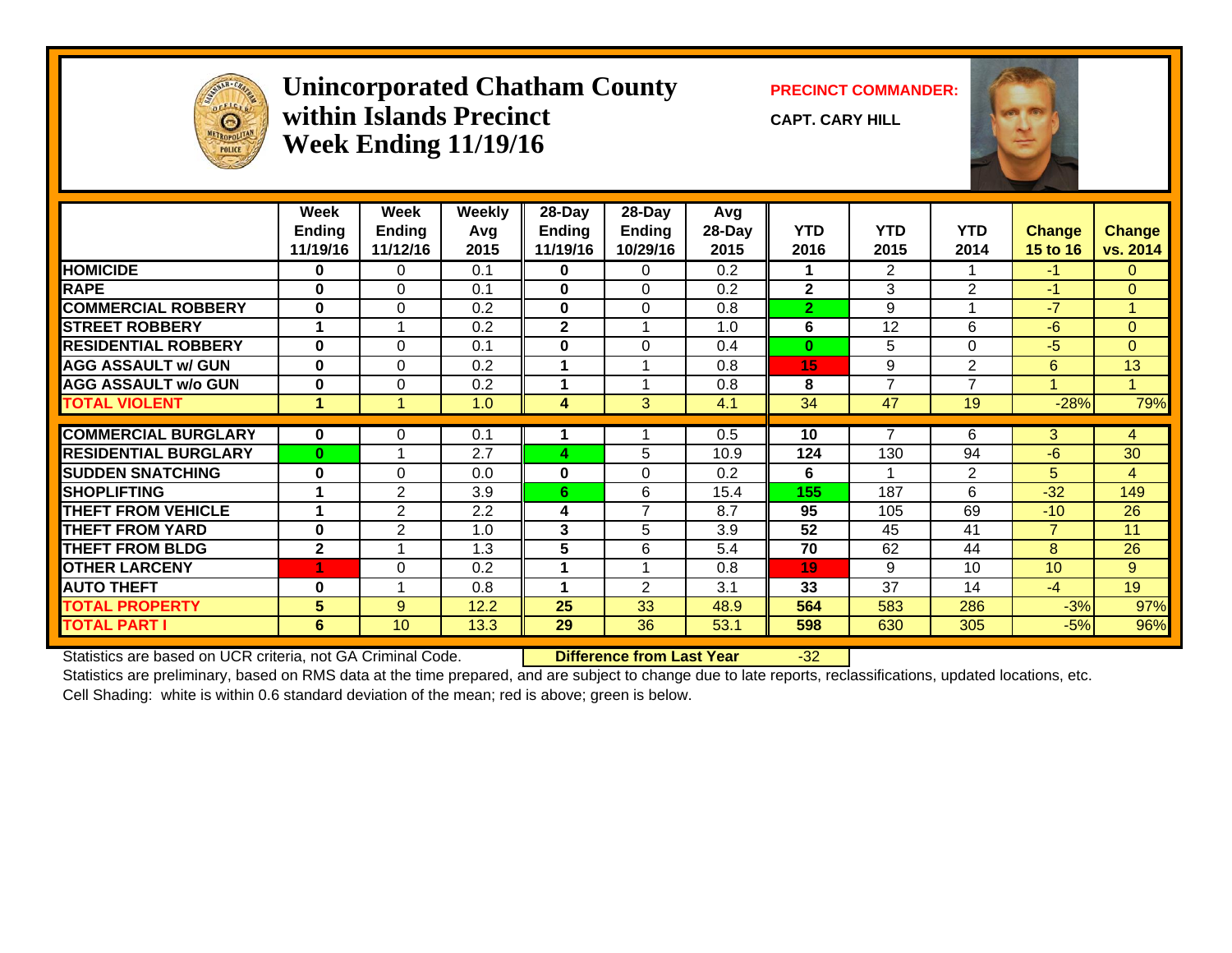# Unincorporated Chatham County within Islands Precinct Week Ending 11/19/16

**PRECINCT COMMANDER:**

**CAPT. CARY HILL**

| | Week Ending 11/19/16 | Week Ending 11/12/16 | Weekly Avg 2015 | 28-Day Ending 11/19/16 | 28-Day Ending 10/29/16 | Avg 28-Day 2015 | YTD 2016 | YTD 2015 | YTD 2014 | Change 15 to 16 | Change vs. 2014 |
|---|---|---|---|---|---|---|---|---|---|---|---|
| HOMICIDE | 0 | 0 | 0.1 | 0 | 0 | 0.2 | 1 | 2 | 1 | -1 | 0 |
| RAPE | 0 | 0 | 0.1 | 0 | 0 | 0.2 | 2 | 3 | 2 | -1 | 0 |
| COMMERCIAL ROBBERY | 0 | 0 | 0.2 | 0 | 0 | 0.8 | 2 | 9 | 1 | -7 | 1 |
| STREET ROBBERY | 1 | 1 | 0.2 | 2 | 1 | 1.0 | 6 | 12 | 6 | -6 | 0 |
| RESIDENTIAL ROBBERY | 0 | 0 | 0.1 | 0 | 0 | 0.4 | 0 | 5 | 0 | -5 | 0 |
| AGG ASSAULT w/ GUN | 0 | 0 | 0.2 | 1 | 1 | 0.8 | 15 | 9 | 2 | 6 | 13 |
| AGG ASSAULT w/o GUN | 0 | 0 | 0.2 | 1 | 1 | 0.8 | 8 | 7 | 7 | 1 | 1 |
| TOTAL VIOLENT | 1 | 1 | 1.0 | 4 | 3 | 4.1 | 34 | 47 | 19 | -28% | 79% |
| COMMERCIAL BURGLARY | 0 | 0 | 0.1 | 1 | 1 | 0.5 | 10 | 7 | 6 | 3 | 4 |
| RESIDENTIAL BURGLARY | 0 | 1 | 2.7 | 4 | 5 | 10.9 | 124 | 130 | 94 | -6 | 30 |
| SUDDEN SNATCHING | 0 | 0 | 0.0 | 0 | 0 | 0.2 | 6 | 1 | 2 | 5 | 4 |
| SHOPLIFTING | 1 | 2 | 3.9 | 6 | 6 | 15.4 | 155 | 187 | 6 | -32 | 149 |
| THEFT FROM VEHICLE | 1 | 2 | 2.2 | 4 | 7 | 8.7 | 95 | 105 | 69 | -10 | 26 |
| THEFT FROM YARD | 0 | 2 | 1.0 | 3 | 5 | 3.9 | 52 | 45 | 41 | 7 | 11 |
| THEFT FROM BLDG | 2 | 1 | 1.3 | 5 | 6 | 5.4 | 70 | 62 | 44 | 8 | 26 |
| OTHER LARCENY | 1 | 0 | 0.2 | 1 | 1 | 0.8 | 19 | 9 | 10 | 10 | 9 |
| AUTO THEFT | 0 | 1 | 0.8 | 1 | 2 | 3.1 | 33 | 37 | 14 | -4 | 19 |
| TOTAL PROPERTY | 5 | 9 | 12.2 | 25 | 33 | 48.9 | 564 | 583 | 286 | -3% | 97% |
| TOTAL PART I | 6 | 10 | 13.3 | 29 | 36 | 53.1 | 598 | 630 | 305 | -5% | 96% |

Statistics are based on UCR criteria, not GA Criminal Code. **Difference from Last Year** -32

Statistics are preliminary, based on RMS data at the time prepared, and are subject to change due to late reports, reclassifications, updated locations, etc.

Cell Shading: white is within 0.6 standard deviation of the mean; red is above; green is below.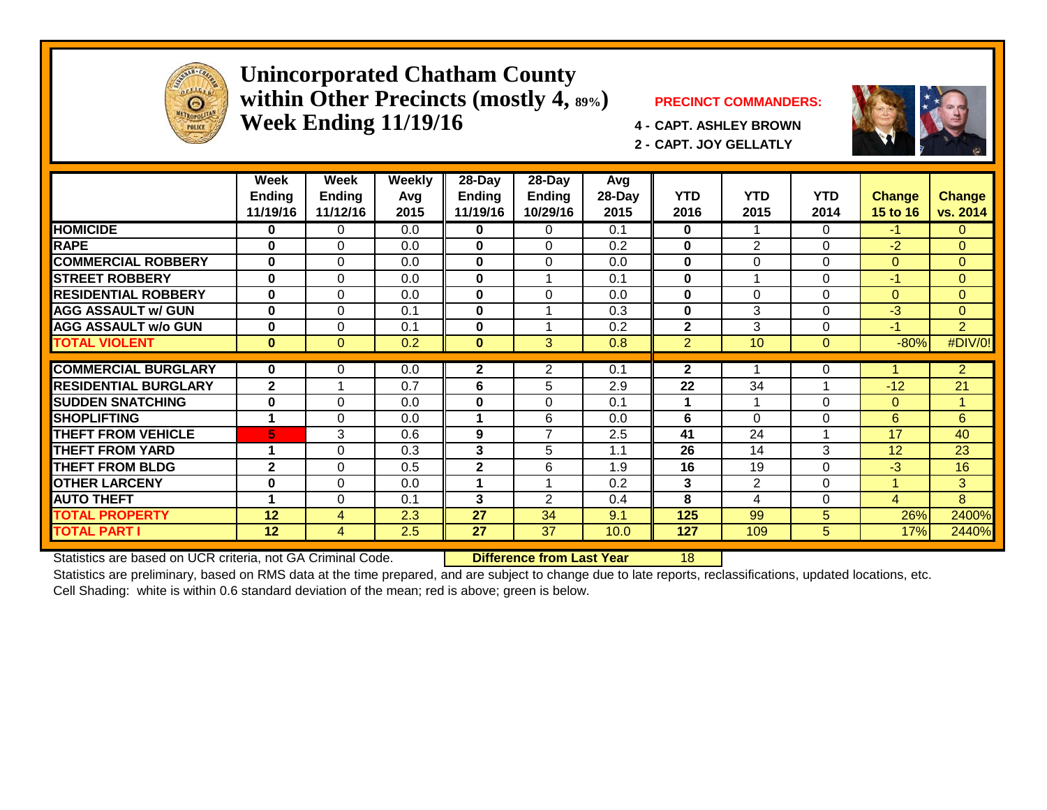# Unincorporated Chatham County within Other Precincts (mostly 4, 89%)
## Week Ending 11/19/16

**PRECINCT COMMANDERS:**

4 - CAPT. ASHLEY BROWN
2 - CAPT. JOY GELLATLY

| | Week Ending 11/19/16 | Week Ending 11/12/16 | Weekly Avg 2015 | 28-Day Ending 11/19/16 | 28-Day Ending 10/29/16 | Avg 28-Day 2015 | YTD 2016 | YTD 2015 | YTD 2014 | Change 15 to 16 | Change vs. 2014 |
|---|---|---|---|---|---|---|---|---|---|---|---|
| HOMICIDE | 0 | 0 | 0.0 | 0 | 0 | 0.1 | 0 | 1 | 0 | -1 | 0 |
| RAPE | 0 | 0 | 0.0 | 0 | 0 | 0.2 | 0 | 2 | 0 | -2 | 0 |
| COMMERCIAL ROBBERY | 0 | 0 | 0.0 | 0 | 0 | 0.0 | 0 | 0 | 0 | 0 | 0 |
| STREET ROBBERY | 0 | 0 | 0.0 | 0 | 1 | 0.1 | 0 | 1 | 0 | -1 | 0 |
| RESIDENTIAL ROBBERY | 0 | 0 | 0.0 | 0 | 0 | 0.0 | 0 | 0 | 0 | 0 | 0 |
| AGG ASSAULT w/ GUN | 0 | 0 | 0.1 | 0 | 1 | 0.3 | 0 | 3 | 0 | -3 | 0 |
| AGG ASSAULT w/o GUN | 0 | 0 | 0.1 | 0 | 1 | 0.2 | 2 | 3 | 0 | -1 | 2 |
| TOTAL VIOLENT | 0 | 0 | 0.2 | 0 | 3 | 0.8 | 2 | 10 | 0 | -80% | #DIV/0! |
| COMMERCIAL BURGLARY | 0 | 0 | 0.0 | 2 | 2 | 0.1 | 2 | 1 | 0 | 1 | 2 |
| RESIDENTIAL BURGLARY | 2 | 1 | 0.7 | 6 | 5 | 2.9 | 22 | 34 | 1 | -12 | 21 |
| SUDDEN SNATCHING | 0 | 0 | 0.0 | 0 | 0 | 0.1 | 1 | 1 | 0 | 0 | 1 |
| SHOPLIFTING | 1 | 0 | 0.0 | 1 | 6 | 0.0 | 6 | 0 | 0 | 6 | 6 |
| THEFT FROM VEHICLE | 5 | 3 | 0.6 | 9 | 7 | 2.5 | 41 | 24 | 1 | 17 | 40 |
| THEFT FROM YARD | 1 | 0 | 0.3 | 3 | 5 | 1.1 | 26 | 14 | 3 | 12 | 23 |
| THEFT FROM BLDG | 2 | 0 | 0.5 | 2 | 6 | 1.9 | 16 | 19 | 0 | -3 | 16 |
| OTHER LARCENY | 0 | 0 | 0.0 | 1 | 1 | 0.2 | 3 | 2 | 0 | 1 | 3 |
| AUTO THEFT | 1 | 0 | 0.1 | 3 | 2 | 0.4 | 8 | 4 | 0 | 4 | 8 |
| TOTAL PROPERTY | 12 | 4 | 2.3 | 27 | 34 | 9.1 | 125 | 99 | 5 | 26% | 2400% |
| TOTAL PART I | 12 | 4 | 2.5 | 27 | 37 | 10.0 | 127 | 109 | 5 | 17% | 2440% |

Statistics are based on UCR criteria, not GA Criminal Code. **Difference from Last Year** 18

Statistics are preliminary, based on RMS data at the time prepared, and are subject to change due to late reports, reclassifications, updated locations, etc.

Cell Shading: white is within 0.6 standard deviation of the mean; red is above; green is below.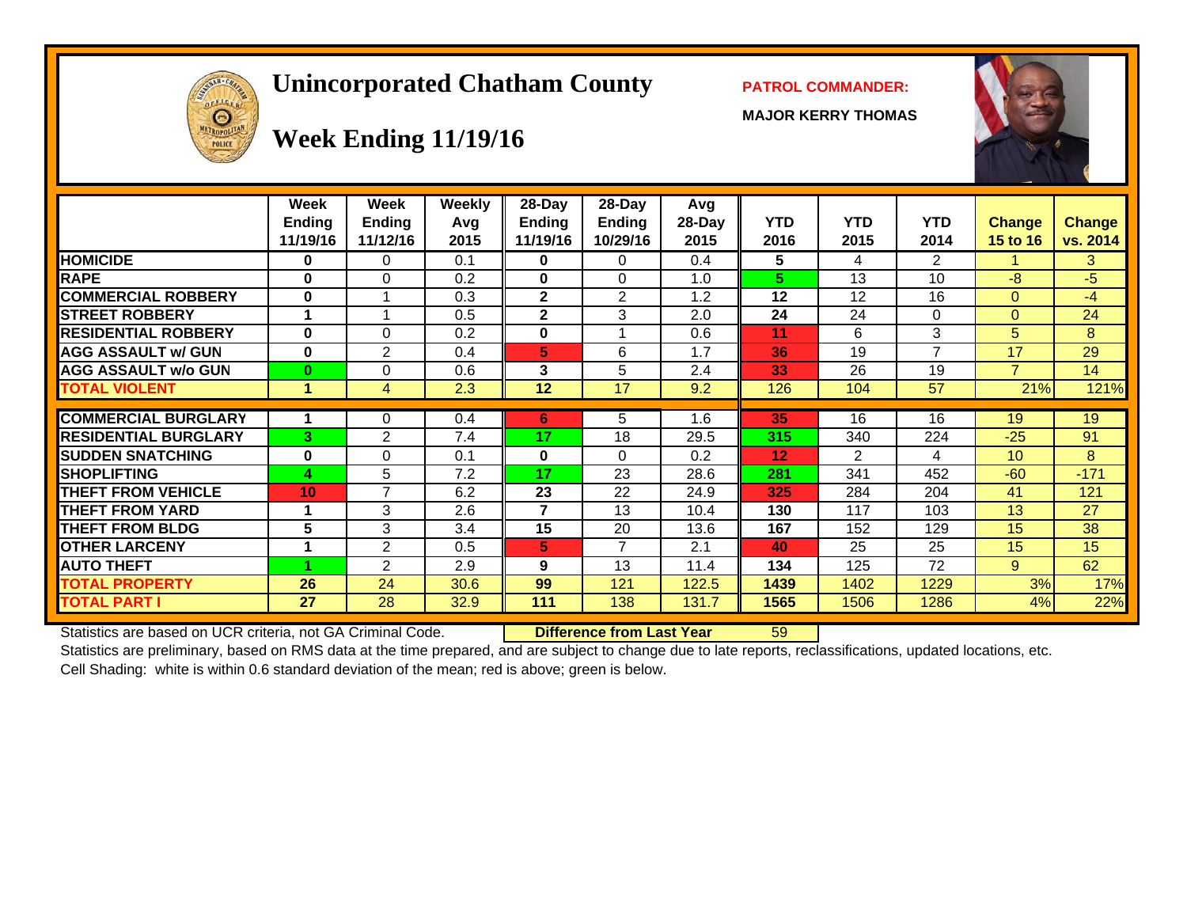# Unincorporated Chatham County

## Week Ending 11/19/16

**PATROL COMMANDER:**

**MAJOR KERRY THOMAS**

| | Week Ending 11/19/16 | Week Ending 11/12/16 | Weekly Avg 2015 | 28-Day Ending 11/19/16 | 28-Day Ending 10/29/16 | Avg 28-Day 2015 | YTD 2016 | YTD 2015 | YTD 2014 | Change 15 to 16 | Change vs. 2014 |
|---|---|---|---|---|---|---|---|---|---|---|---|
| HOMICIDE | 0 | 0 | 0.1 | 0 | 0 | 0.4 | 5 | 4 | 2 | 1 | 3 |
| RAPE | 0 | 0 | 0.2 | 0 | 0 | 1.0 | 5 | 13 | 10 | -8 | -5 |
| COMMERCIAL ROBBERY | 0 | 1 | 0.3 | 2 | 2 | 1.2 | 12 | 12 | 16 | 0 | -4 |
| STREET ROBBERY | 1 | 1 | 0.5 | 2 | 3 | 2.0 | 24 | 24 | 0 | 0 | 24 |
| RESIDENTIAL ROBBERY | 0 | 0 | 0.2 | 0 | 1 | 0.6 | 11 | 6 | 3 | 5 | 8 |
| AGG ASSAULT w/ GUN | 0 | 2 | 0.4 | 5 | 6 | 1.7 | 36 | 19 | 7 | 17 | 29 |
| AGG ASSAULT w/o GUN | 0 | 0 | 0.6 | 3 | 5 | 2.4 | 33 | 26 | 19 | 7 | 14 |
| TOTAL VIOLENT | 1 | 4 | 2.3 | 12 | 17 | 9.2 | 126 | 104 | 57 | 21% | 121% |
| COMMERCIAL BURGLARY | 1 | 0 | 0.4 | 6 | 5 | 1.6 | 35 | 16 | 16 | 19 | 19 |
| RESIDENTIAL BURGLARY | 3 | 2 | 7.4 | 17 | 18 | 29.5 | 315 | 340 | 224 | -25 | 91 |
| SUDDEN SNATCHING | 0 | 0 | 0.1 | 0 | 0 | 0.2 | 12 | 2 | 4 | 10 | 8 |
| SHOPLIFTING | 4 | 5 | 7.2 | 17 | 23 | 28.6 | 281 | 341 | 452 | -60 | -171 |
| THEFT FROM VEHICLE | 10 | 7 | 6.2 | 23 | 22 | 24.9 | 325 | 284 | 204 | 41 | 121 |
| THEFT FROM YARD | 1 | 3 | 2.6 | 7 | 13 | 10.4 | 130 | 117 | 103 | 13 | 27 |
| THEFT FROM BLDG | 5 | 3 | 3.4 | 15 | 20 | 13.6 | 167 | 152 | 129 | 15 | 38 |
| OTHER LARCENY | 1 | 2 | 0.5 | 5 | 7 | 2.1 | 40 | 25 | 25 | 15 | 15 |
| AUTO THEFT | 1 | 2 | 2.9 | 9 | 13 | 11.4 | 134 | 125 | 72 | 9 | 62 |
| TOTAL PROPERTY | 26 | 24 | 30.6 | 99 | 121 | 122.5 | 1439 | 1402 | 1229 | 3% | 17% |
| TOTAL PART I | 27 | 28 | 32.9 | 111 | 138 | 131.7 | 1565 | 1506 | 1286 | 4% | 22% |

Statistics are based on UCR criteria, not GA Criminal Code. **Difference from Last Year** 59

Statistics are preliminary, based on RMS data at the time prepared, and are subject to change due to late reports, reclassifications, updated locations, etc.

Cell Shading: white is within 0.6 standard deviation of the mean; red is above; green is below.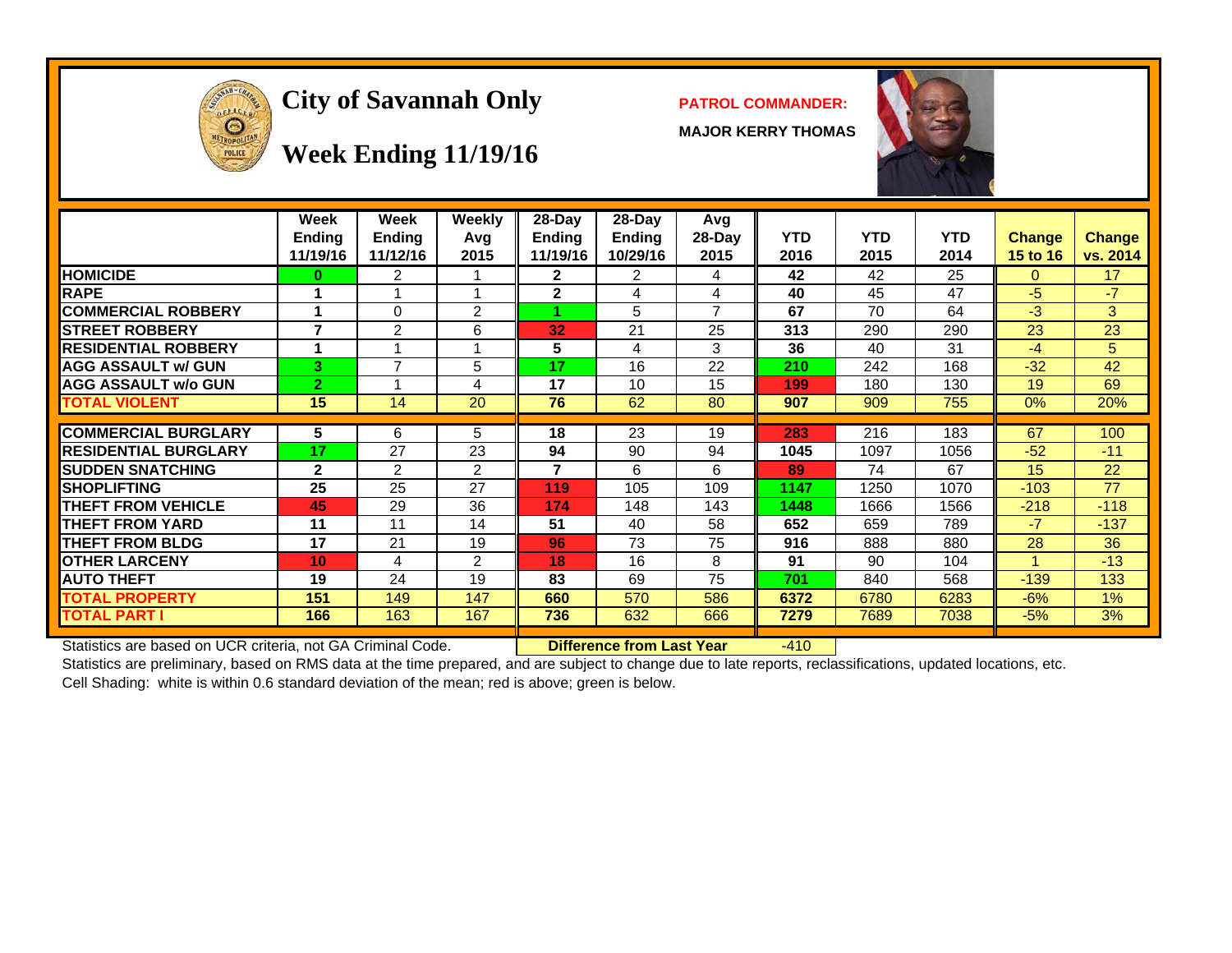# City of Savannah Only

## Week Ending 11/19/16

**PATROL COMMANDER:**

**MAJOR KERRY THOMAS**

| | Week Ending 11/19/16 | Week Ending 11/12/16 | Weekly Avg 2015 | 28-Day Ending 11/19/16 | 28-Day Ending 10/29/16 | Avg 28-Day 2015 | YTD 2016 | YTD 2015 | YTD 2014 | Change 15 to 16 | Change vs. 2014 |
|---|---|---|---|---|---|---|---|---|---|---|---|
| HOMICIDE | 0 | 2 | 1 | 2 | 2 | 4 | 42 | 42 | 25 | 0 | 17 |
| RAPE | 1 | 1 | 1 | 2 | 4 | 4 | 40 | 45 | 47 | -5 | -7 |
| COMMERCIAL ROBBERY | 1 | 0 | 2 | 1 | 5 | 7 | 67 | 70 | 64 | -3 | 3 |
| STREET ROBBERY | 7 | 2 | 6 | 32 | 21 | 25 | 313 | 290 | 290 | 23 | 23 |
| RESIDENTIAL ROBBERY | 1 | 1 | 1 | 5 | 4 | 3 | 36 | 40 | 31 | -4 | 5 |
| AGG ASSAULT w/ GUN | 3 | 7 | 5 | 17 | 16 | 22 | 210 | 242 | 168 | -32 | 42 |
| AGG ASSAULT w/o GUN | 2 | 1 | 4 | 17 | 10 | 15 | 199 | 180 | 130 | 19 | 69 |
| TOTAL VIOLENT | 15 | 14 | 20 | 76 | 62 | 80 | 907 | 909 | 755 | 0% | 20% |
| COMMERCIAL BURGLARY | 5 | 6 | 5 | 18 | 23 | 19 | 283 | 216 | 183 | 67 | 100 |
| RESIDENTIAL BURGLARY | 17 | 27 | 23 | 94 | 90 | 94 | 1045 | 1097 | 1056 | -52 | -11 |
| SUDDEN SNATCHING | 2 | 2 | 2 | 7 | 6 | 6 | 89 | 74 | 67 | 15 | 22 |
| SHOPLIFTING | 25 | 25 | 27 | 119 | 105 | 109 | 1147 | 1250 | 1070 | -103 | 77 |
| THEFT FROM VEHICLE | 45 | 29 | 36 | 174 | 148 | 143 | 1448 | 1666 | 1566 | -218 | -118 |
| THEFT FROM YARD | 11 | 11 | 14 | 51 | 40 | 58 | 652 | 659 | 789 | -7 | -137 |
| THEFT FROM BLDG | 17 | 21 | 19 | 96 | 73 | 75 | 916 | 888 | 880 | 28 | 36 |
| OTHER LARCENY | 10 | 4 | 2 | 18 | 16 | 8 | 91 | 90 | 104 | 1 | -13 |
| AUTO THEFT | 19 | 24 | 19 | 83 | 69 | 75 | 701 | 840 | 568 | -139 | 133 |
| TOTAL PROPERTY | 151 | 149 | 147 | 660 | 570 | 586 | 6372 | 6780 | 6283 | -6% | 1% |
| TOTAL PART I | 166 | 163 | 167 | 736 | 632 | 666 | 7279 | 7689 | 7038 | -5% | 3% |

Statistics are based on UCR criteria, not GA Criminal Code. **Difference from Last Year** -410

Statistics are preliminary, based on RMS data at the time prepared, and are subject to change due to late reports, reclassifications, updated locations, etc.

Cell Shading: white is within 0.6 standard deviation of the mean; red is above; green is below.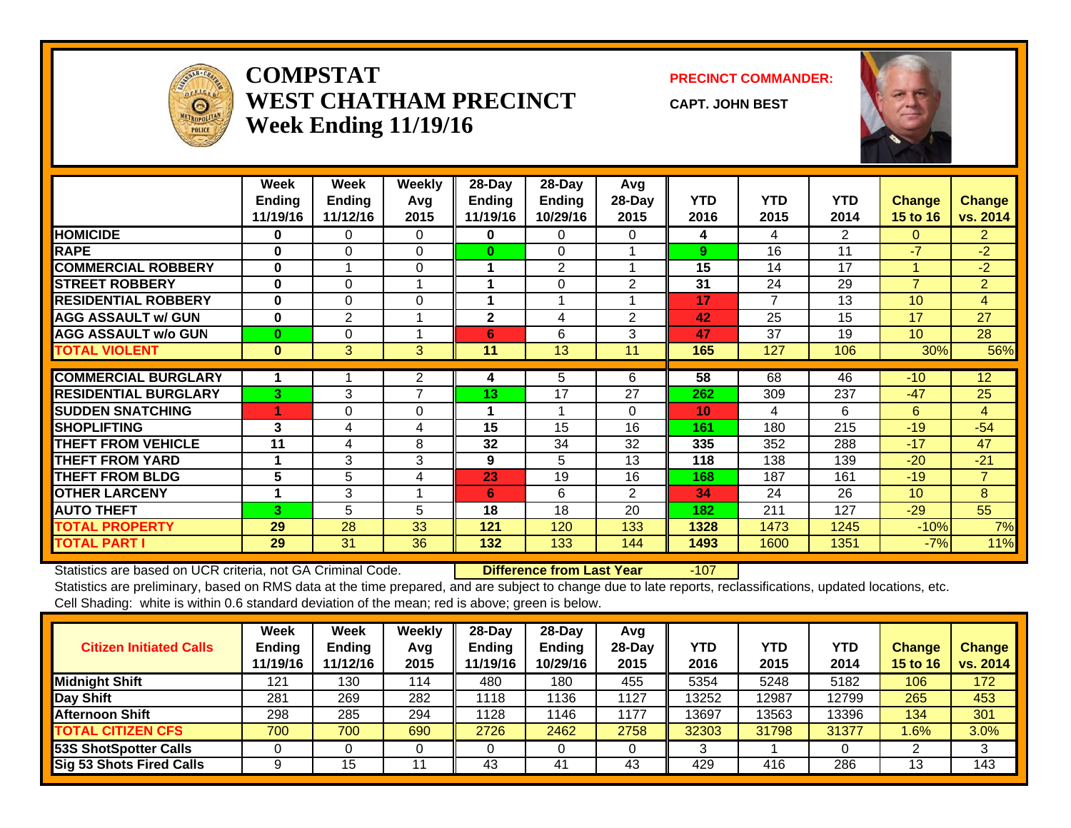# COMPSTAT
# WEST CHATHAM PRECINCT
# Week Ending 11/19/16

**PRECINCT COMMANDER:**

**CAPT. JOHN BEST**

| | Week Ending 11/19/16 | Week Ending 11/12/16 | Weekly Avg 2015 | 28-Day Ending 11/19/16 | 28-Day Ending 10/29/16 | Avg 28-Day 2015 | YTD 2016 | YTD 2015 | YTD 2014 | Change 15 to 16 | Change vs. 2014 |
|---|---|---|---|---|---|---|---|---|---|---|---|
| HOMICIDE | 0 | 0 | 0 | 0 | 0 | 0 | 4 | 4 | 2 | 0 | 2 |
| RAPE | 0 | 0 | 0 | 0 | 0 | 1 | 9 | 16 | 11 | -7 | -2 |
| COMMERCIAL ROBBERY | 0 | 1 | 0 | 1 | 2 | 1 | 15 | 14 | 17 | 1 | -2 |
| STREET ROBBERY | 0 | 0 | 1 | 1 | 0 | 2 | 31 | 24 | 29 | 7 | 2 |
| RESIDENTIAL ROBBERY | 0 | 0 | 0 | 1 | 1 | 1 | 17 | 7 | 13 | 10 | 4 |
| AGG ASSAULT w/ GUN | 0 | 2 | 1 | 2 | 4 | 2 | 42 | 25 | 15 | 17 | 27 |
| AGG ASSAULT w/o GUN | 0 | 0 | 1 | 6 | 6 | 3 | 47 | 37 | 19 | 10 | 28 |
| TOTAL VIOLENT | 0 | 3 | 3 | 11 | 13 | 11 | 165 | 127 | 106 | 30% | 56% |
| COMMERCIAL BURGLARY | 1 | 1 | 2 | 4 | 5 | 6 | 58 | 68 | 46 | -10 | 12 |
| RESIDENTIAL BURGLARY | 3 | 3 | 7 | 13 | 17 | 27 | 262 | 309 | 237 | -47 | 25 |
| SUDDEN SNATCHING | 1 | 0 | 0 | 1 | 1 | 0 | 10 | 4 | 6 | 6 | 4 |
| SHOPLIFTING | 3 | 4 | 4 | 15 | 15 | 16 | 161 | 180 | 215 | -19 | -54 |
| THEFT FROM VEHICLE | 11 | 4 | 8 | 32 | 34 | 32 | 335 | 352 | 288 | -17 | 47 |
| THEFT FROM YARD | 1 | 3 | 3 | 9 | 5 | 13 | 118 | 138 | 139 | -20 | -21 |
| THEFT FROM BLDG | 5 | 5 | 4 | 23 | 19 | 16 | 168 | 187 | 161 | -19 | 7 |
| OTHER LARCENY | 1 | 3 | 1 | 6 | 6 | 2 | 34 | 24 | 26 | 10 | 8 |
| AUTO THEFT | 3 | 5 | 5 | 18 | 18 | 20 | 182 | 211 | 127 | -29 | 55 |
| TOTAL PROPERTY | 29 | 28 | 33 | 121 | 120 | 133 | 1328 | 1473 | 1245 | -10% | 7% |
| TOTAL PART I | 29 | 31 | 36 | 132 | 133 | 144 | 1493 | 1600 | 1351 | -7% | 11% |

Statistics are based on UCR criteria, not GA Criminal Code. **Difference from Last Year** -107

Statistics are preliminary, based on RMS data at the time prepared, and are subject to change due to late reports, reclassifications, updated locations, etc.

Cell Shading: white is within 0.6 standard deviation of the mean; red is above; green is below.

| Citizen Initiated Calls | Week Ending 11/19/16 | Week Ending 11/12/16 | Weekly Avg 2015 | 28-Day Ending 11/19/16 | 28-Day Ending 10/29/16 | Avg 28-Day 2015 | YTD 2016 | YTD 2015 | YTD 2014 | Change 15 to 16 | Change vs. 2014 |
|---|---|---|---|---|---|---|---|---|---|---|---|
| Midnight Shift | 121 | 130 | 114 | 480 | 180 | 455 | 5354 | 5248 | 5182 | 106 | 172 |
| Day Shift | 281 | 269 | 282 | 1118 | 1136 | 1127 | 13252 | 12987 | 12799 | 265 | 453 |
| Afternoon Shift | 298 | 285 | 294 | 1128 | 1146 | 1177 | 13697 | 13563 | 13396 | 134 | 301 |
| TOTAL CITIZEN CFS | 700 | 700 | 690 | 2726 | 2462 | 2758 | 32303 | 31798 | 31377 | 1.6% | 3.0% |
| 53S ShotSpotter Calls | 0 | 0 | 0 | 0 | 0 | 0 | 3 | 1 | 0 | 2 | 3 |
| Sig 53 Shots Fired Calls | 9 | 15 | 11 | 43 | 41 | 43 | 429 | 416 | 286 | 13 | 143 |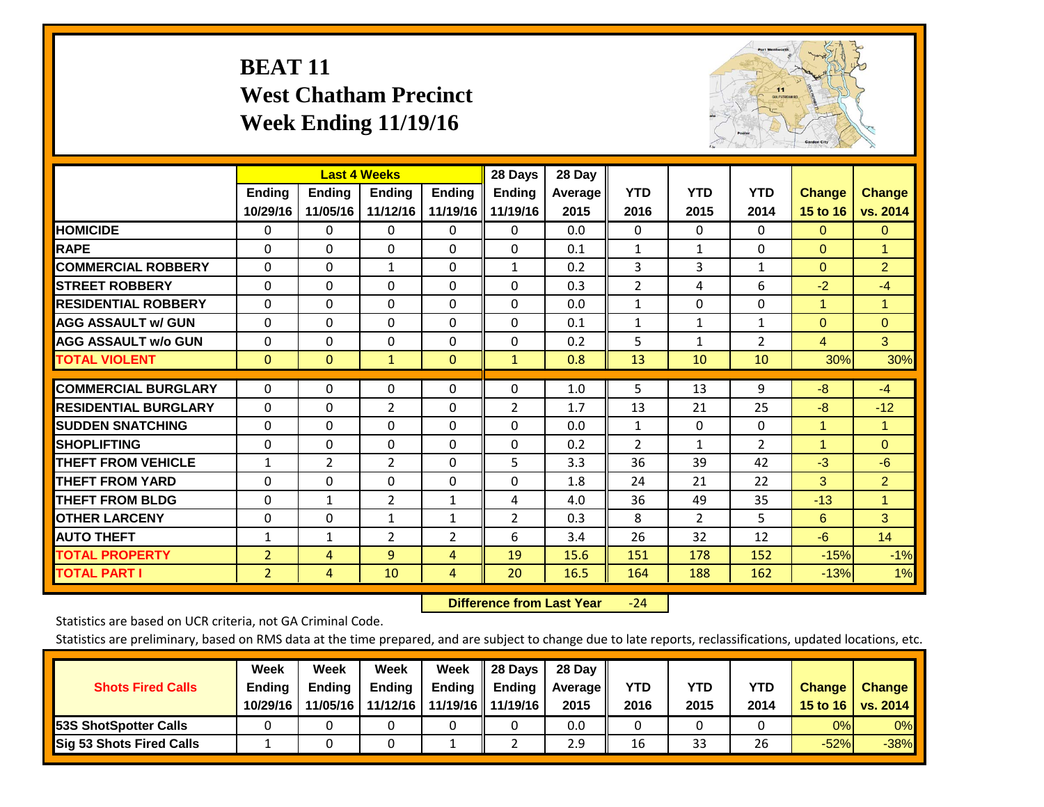# BEAT 11
## West Chatham Precinct
## Week Ending 11/19/16

| | Last 4 Weeks | | | | 28 Days | 28 Day | | | | | |
|---|---|---|---|---|---|---|---|---|---|---|---|
| | Ending 10/29/16 | Ending 11/05/16 | Ending 11/12/16 | Ending 11/19/16 | Ending 11/19/16 | Average 2015 | YTD 2016 | YTD 2015 | YTD 2014 | Change 15 to 16 | Change vs. 2014 |
| **HOMICIDE** | 0 | 0 | 0 | 0 | 0 | 0.0 | 0 | 0 | 0 | 0 | 0 |
| **RAPE** | 0 | 0 | 0 | 0 | 0 | 0.1 | 1 | 1 | 0 | 0 | 1 |
| **COMMERCIAL ROBBERY** | 0 | 0 | 1 | 0 | 1 | 0.2 | 3 | 3 | 1 | 0 | 2 |
| **STREET ROBBERY** | 0 | 0 | 0 | 0 | 0 | 0.3 | 2 | 4 | 6 | -2 | -4 |
| **RESIDENTIAL ROBBERY** | 0 | 0 | 0 | 0 | 0 | 0.0 | 1 | 0 | 0 | 1 | 1 |
| **AGG ASSAULT w/ GUN** | 0 | 0 | 0 | 0 | 0 | 0.1 | 1 | 1 | 1 | 0 | 0 |
| **AGG ASSAULT w/o GUN** | 0 | 0 | 0 | 0 | 0 | 0.2 | 5 | 1 | 2 | 4 | 3 |
| **TOTAL VIOLENT** | 0 | 0 | 1 | 0 | 1 | 0.8 | 13 | 10 | 10 | 30% | 30% |
| **COMMERCIAL BURGLARY** | 0 | 0 | 0 | 0 | 0 | 1.0 | 5 | 13 | 9 | -8 | -4 |
| **RESIDENTIAL BURGLARY** | 0 | 0 | 2 | 0 | 2 | 1.7 | 13 | 21 | 25 | -8 | -12 |
| **SUDDEN SNATCHING** | 0 | 0 | 0 | 0 | 0 | 0.0 | 1 | 0 | 0 | 1 | 1 |
| **SHOPLIFTING** | 0 | 0 | 0 | 0 | 0 | 0.2 | 2 | 1 | 2 | 1 | 0 |
| **THEFT FROM VEHICLE** | 1 | 2 | 2 | 0 | 5 | 3.3 | 36 | 39 | 42 | -3 | -6 |
| **THEFT FROM YARD** | 0 | 0 | 0 | 0 | 0 | 1.8 | 24 | 21 | 22 | 3 | 2 |
| **THEFT FROM BLDG** | 0 | 1 | 2 | 1 | 4 | 4.0 | 36 | 49 | 35 | -13 | 1 |
| **OTHER LARCENY** | 0 | 0 | 1 | 1 | 2 | 0.3 | 8 | 2 | 5 | 6 | 3 |
| **AUTO THEFT** | 1 | 1 | 2 | 2 | 6 | 3.4 | 26 | 32 | 12 | -6 | 14 |
| **TOTAL PROPERTY** | 2 | 4 | 9 | 4 | 19 | 15.6 | 151 | 178 | 152 | -15% | -1% |
| **TOTAL PART I** | 2 | 4 | 10 | 4 | 20 | 16.5 | 164 | 188 | 162 | -13% | 1% |

**Difference from Last Year** -24

Statistics are based on UCR criteria, not GA Criminal Code.

Statistics are preliminary, based on RMS data at the time prepared, and are subject to change due to late reports, reclassifications, updated locations, etc.

| Shots Fired Calls | Week Ending 10/29/16 | Week Ending 11/05/16 | Week Ending 11/12/16 | Week Ending 11/19/16 | 28 Days Ending 11/19/16 | 28 Day Average 2015 | YTD 2016 | YTD 2015 | YTD 2014 | Change 15 to 16 | Change vs. 2014 |
|---|---|---|---|---|---|---|---|---|---|---|---|
| **53S ShotSpotter Calls** | 0 | 0 | 0 | 0 | 0 | 0.0 | 0 | 0 | 0 | 0% | 0% |
| **Sig 53 Shots Fired Calls** | 1 | 0 | 0 | 1 | 2 | 2.9 | 16 | 33 | 26 | -52% | -38% |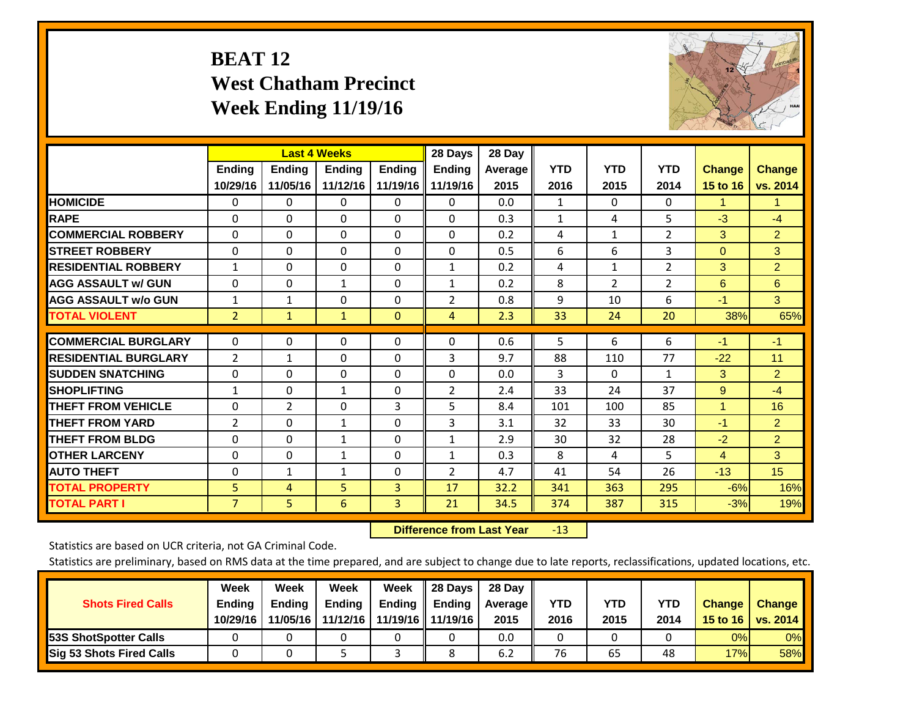# BEAT 12
## West Chatham Precinct
## Week Ending 11/19/16

| | Last 4 Weeks | | | | 28 Days | 28 Day | | | | | |
|---|---|---|---|---|---|---|---|---|---|---|---|
| | Ending 10/29/16 | Ending 11/05/16 | Ending 11/12/16 | Ending 11/19/16 | Ending 11/19/16 | Average 2015 | YTD 2016 | YTD 2015 | YTD 2014 | Change 15 to 16 | Change vs. 2014 |
| HOMICIDE | 0 | 0 | 0 | 0 | 0 | 0.0 | 1 | 0 | 0 | 1 | 1 |
| RAPE | 0 | 0 | 0 | 0 | 0 | 0.3 | 1 | 4 | 5 | -3 | -4 |
| COMMERCIAL ROBBERY | 0 | 0 | 0 | 0 | 0 | 0.2 | 4 | 1 | 2 | 3 | 2 |
| STREET ROBBERY | 0 | 0 | 0 | 0 | 0 | 0.5 | 6 | 6 | 3 | 0 | 3 |
| RESIDENTIAL ROBBERY | 1 | 0 | 0 | 0 | 1 | 0.2 | 4 | 1 | 2 | 3 | 2 |
| AGG ASSAULT w/ GUN | 0 | 0 | 1 | 0 | 1 | 0.2 | 8 | 2 | 2 | 6 | 6 |
| AGG ASSAULT w/o GUN | 1 | 1 | 0 | 0 | 2 | 0.8 | 9 | 10 | 6 | -1 | 3 |
| TOTAL VIOLENT | 2 | 1 | 1 | 0 | 4 | 2.3 | 33 | 24 | 20 | 38% | 65% |
| COMMERCIAL BURGLARY | 0 | 0 | 0 | 0 | 0 | 0.6 | 5 | 6 | 6 | -1 | -1 |
| RESIDENTIAL BURGLARY | 2 | 1 | 0 | 0 | 3 | 9.7 | 88 | 110 | 77 | -22 | 11 |
| SUDDEN SNATCHING | 0 | 0 | 0 | 0 | 0 | 0.0 | 3 | 0 | 1 | 3 | 2 |
| SHOPLIFTING | 1 | 0 | 1 | 0 | 2 | 2.4 | 33 | 24 | 37 | 9 | -4 |
| THEFT FROM VEHICLE | 0 | 2 | 0 | 3 | 5 | 8.4 | 101 | 100 | 85 | 1 | 16 |
| THEFT FROM YARD | 2 | 0 | 1 | 0 | 3 | 3.1 | 32 | 33 | 30 | -1 | 2 |
| THEFT FROM BLDG | 0 | 0 | 1 | 0 | 1 | 2.9 | 30 | 32 | 28 | -2 | 2 |
| OTHER LARCENY | 0 | 0 | 1 | 0 | 1 | 0.3 | 8 | 4 | 5 | 4 | 3 |
| AUTO THEFT | 0 | 1 | 1 | 0 | 2 | 4.7 | 41 | 54 | 26 | -13 | 15 |
| TOTAL PROPERTY | 5 | 4 | 5 | 3 | 17 | 32.2 | 341 | 363 | 295 | -6% | 16% |
| TOTAL PART I | 7 | 5 | 6 | 3 | 21 | 34.5 | 374 | 387 | 315 | -3% | 19% |

**Difference from Last Year** -13

Statistics are based on UCR criteria, not GA Criminal Code.

Statistics are preliminary, based on RMS data at the time prepared, and are subject to change due to late reports, reclassifications, updated locations, etc.

| Shots Fired Calls | Week Ending 10/29/16 | Week Ending 11/05/16 | Week Ending 11/12/16 | Week Ending 11/19/16 | 28 Days Ending 11/19/16 | 28 Day Average 2015 | YTD 2016 | YTD 2015 | YTD 2014 | Change 15 to 16 | Change vs. 2014 |
|---|---|---|---|---|---|---|---|---|---|---|---|
| 53S ShotSpotter Calls | 0 | 0 | 0 | 0 | 0 | 0.0 | 0 | 0 | 0 | 0% | 0% |
| Sig 53 Shots Fired Calls | 0 | 0 | 5 | 3 | 8 | 6.2 | 76 | 65 | 48 | 17% | 58% |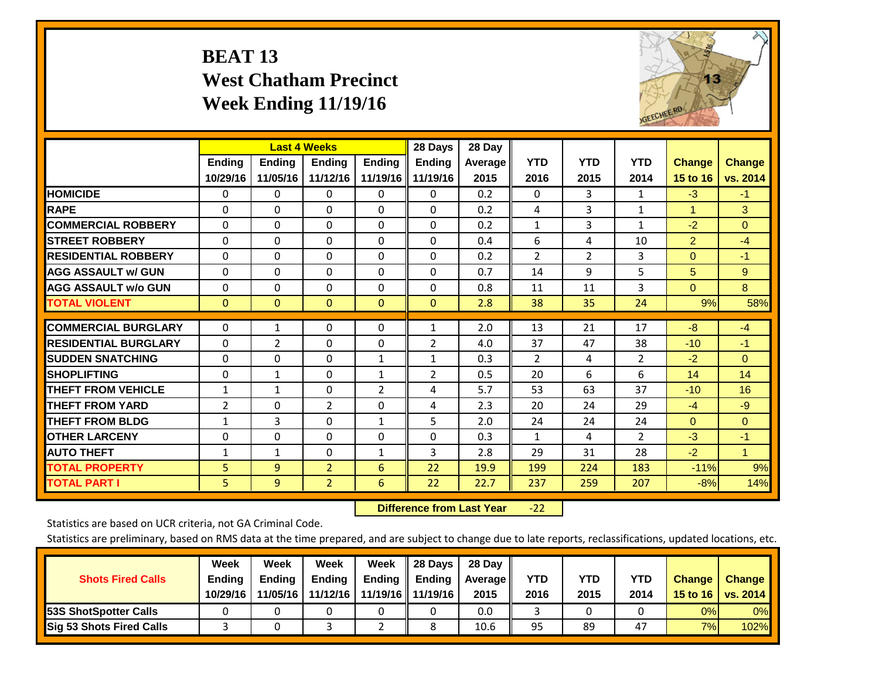# BEAT 13
## West Chatham Precinct
## Week Ending 11/19/16

| | Last 4 Weeks | | | | 28 Days | 28 Day | | | | | |
|---|---|---|---|---|---|---|---|---|---|---|---|
| | Ending 10/29/16 | Ending 11/05/16 | Ending 11/12/16 | Ending 11/19/16 | Ending 11/19/16 | Average 2015 | YTD 2016 | YTD 2015 | YTD 2014 | Change 15 to 16 | Change vs. 2014 |
| **HOMICIDE** | 0 | 0 | 0 | 0 | 0 | 0.2 | 0 | 3 | 1 | -3 | -1 |
| **RAPE** | 0 | 0 | 0 | 0 | 0 | 0.2 | 4 | 3 | 1 | 1 | 3 |
| **COMMERCIAL ROBBERY** | 0 | 0 | 0 | 0 | 0 | 0.2 | 1 | 3 | 1 | -2 | 0 |
| **STREET ROBBERY** | 0 | 0 | 0 | 0 | 0 | 0.4 | 6 | 4 | 10 | 2 | -4 |
| **RESIDENTIAL ROBBERY** | 0 | 0 | 0 | 0 | 0 | 0.2 | 2 | 2 | 3 | 0 | -1 |
| **AGG ASSAULT w/ GUN** | 0 | 0 | 0 | 0 | 0 | 0.7 | 14 | 9 | 5 | 5 | 9 |
| **AGG ASSAULT w/o GUN** | 0 | 0 | 0 | 0 | 0 | 0.8 | 11 | 11 | 3 | 0 | 8 |
| **TOTAL VIOLENT** | 0 | 0 | 0 | 0 | 0 | 2.8 | 38 | 35 | 24 | 9% | 58% |
| **COMMERCIAL BURGLARY** | 0 | 1 | 0 | 0 | 1 | 2.0 | 13 | 21 | 17 | -8 | -4 |
| **RESIDENTIAL BURGLARY** | 0 | 2 | 0 | 0 | 2 | 4.0 | 37 | 47 | 38 | -10 | -1 |
| **SUDDEN SNATCHING** | 0 | 0 | 0 | 1 | 1 | 0.3 | 2 | 4 | 2 | -2 | 0 |
| **SHOPLIFTING** | 0 | 1 | 0 | 1 | 2 | 0.5 | 20 | 6 | 6 | 14 | 14 |
| **THEFT FROM VEHICLE** | 1 | 1 | 0 | 2 | 4 | 5.7 | 53 | 63 | 37 | -10 | 16 |
| **THEFT FROM YARD** | 2 | 0 | 2 | 0 | 4 | 2.3 | 20 | 24 | 29 | -4 | -9 |
| **THEFT FROM BLDG** | 1 | 3 | 0 | 1 | 5 | 2.0 | 24 | 24 | 24 | 0 | 0 |
| **OTHER LARCENY** | 0 | 0 | 0 | 0 | 0 | 0.3 | 1 | 4 | 2 | -3 | -1 |
| **AUTO THEFT** | 1 | 1 | 0 | 1 | 3 | 2.8 | 29 | 31 | 28 | -2 | 1 |
| **TOTAL PROPERTY** | 5 | 9 | 2 | 6 | 22 | 19.9 | 199 | 224 | 183 | -11% | 9% |
| **TOTAL PART I** | 5 | 9 | 2 | 6 | 22 | 22.7 | 237 | 259 | 207 | -8% | 14% |

**Difference from Last Year** -22

Statistics are based on UCR criteria, not GA Criminal Code.

Statistics are preliminary, based on RMS data at the time prepared, and are subject to change due to late reports, reclassifications, updated locations, etc.

| Shots Fired Calls | Week Ending 10/29/16 | Week Ending 11/05/16 | Week Ending 11/12/16 | Week Ending 11/19/16 | 28 Days Ending 11/19/16 | 28 Day Average 2015 | YTD 2016 | YTD 2015 | YTD 2014 | Change 15 to 16 | Change vs. 2014 |
|---|---|---|---|---|---|---|---|---|---|---|---|
| **53S ShotSpotter Calls** | 0 | 0 | 0 | 0 | 0 | 0.0 | 3 | 0 | 0 | 0% | 0% |
| **Sig 53 Shots Fired Calls** | 3 | 0 | 3 | 2 | 8 | 10.6 | 95 | 89 | 47 | 7% | 102% |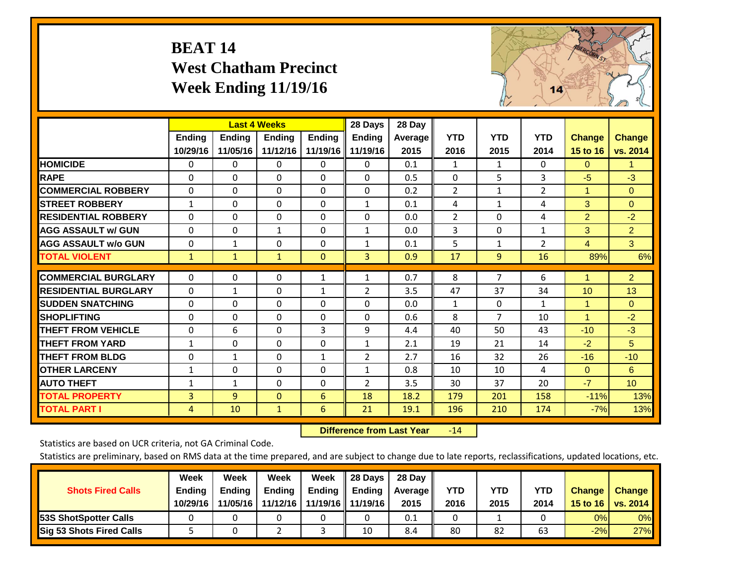# BEAT 14
## West Chatham Precinct
## Week Ending 11/19/16

| | Last 4 Weeks | | | | 28 Days | 28 Day | | | | | |
|---|---|---|---|---|---|---|---|---|---|---|---|
| | Ending 10/29/16 | Ending 11/05/16 | Ending 11/12/16 | Ending 11/19/16 | Ending 11/19/16 | Average 2015 | YTD 2016 | YTD 2015 | YTD 2014 | Change 15 to 16 | Change vs. 2014 |
| HOMICIDE | 0 | 0 | 0 | 0 | 0 | 0.1 | 1 | 1 | 0 | 0 | 1 |
| RAPE | 0 | 0 | 0 | 0 | 0 | 0.5 | 0 | 5 | 3 | -5 | -3 |
| COMMERCIAL ROBBERY | 0 | 0 | 0 | 0 | 0 | 0.2 | 2 | 1 | 2 | 1 | 0 |
| STREET ROBBERY | 1 | 0 | 0 | 0 | 1 | 0.1 | 4 | 1 | 4 | 3 | 0 |
| RESIDENTIAL ROBBERY | 0 | 0 | 0 | 0 | 0 | 0.0 | 2 | 0 | 4 | 2 | -2 |
| AGG ASSAULT w/ GUN | 0 | 0 | 1 | 0 | 1 | 0.0 | 3 | 0 | 1 | 3 | 2 |
| AGG ASSAULT w/o GUN | 0 | 1 | 0 | 0 | 1 | 0.1 | 5 | 1 | 2 | 4 | 3 |
| TOTAL VIOLENT | 1 | 1 | 1 | 0 | 3 | 0.9 | 17 | 9 | 16 | 89% | 6% |
| COMMERCIAL BURGLARY | 0 | 0 | 0 | 1 | 1 | 0.7 | 8 | 7 | 6 | 1 | 2 |
| RESIDENTIAL BURGLARY | 0 | 1 | 0 | 1 | 2 | 3.5 | 47 | 37 | 34 | 10 | 13 |
| SUDDEN SNATCHING | 0 | 0 | 0 | 0 | 0 | 0.0 | 1 | 0 | 1 | 1 | 0 |
| SHOPLIFTING | 0 | 0 | 0 | 0 | 0 | 0.6 | 8 | 7 | 10 | 1 | -2 |
| THEFT FROM VEHICLE | 0 | 6 | 0 | 3 | 9 | 4.4 | 40 | 50 | 43 | -10 | -3 |
| THEFT FROM YARD | 1 | 0 | 0 | 0 | 1 | 2.1 | 19 | 21 | 14 | -2 | 5 |
| THEFT FROM BLDG | 0 | 1 | 0 | 1 | 2 | 2.7 | 16 | 32 | 26 | -16 | -10 |
| OTHER LARCENY | 1 | 0 | 0 | 0 | 1 | 0.8 | 10 | 10 | 4 | 0 | 6 |
| AUTO THEFT | 1 | 1 | 0 | 0 | 2 | 3.5 | 30 | 37 | 20 | -7 | 10 |
| TOTAL PROPERTY | 3 | 9 | 0 | 6 | 18 | 18.2 | 179 | 201 | 158 | -11% | 13% |
| TOTAL PART I | 4 | 10 | 1 | 6 | 21 | 19.1 | 196 | 210 | 174 | -7% | 13% |

**Difference from Last Year** -14

Statistics are based on UCR criteria, not GA Criminal Code.

Statistics are preliminary, based on RMS data at the time prepared, and are subject to change due to late reports, reclassifications, updated locations, etc.

| Shots Fired Calls | Week Ending 10/29/16 | Week Ending 11/05/16 | Week Ending 11/12/16 | Week Ending 11/19/16 | 28 Days Ending 11/19/16 | 28 Day Average 2015 | YTD 2016 | YTD 2015 | YTD 2014 | Change 15 to 16 | Change vs. 2014 |
|---|---|---|---|---|---|---|---|---|---|---|---|
| 53S ShotSpotter Calls | 0 | 0 | 0 | 0 | 0 | 0.1 | 0 | 1 | 0 | 0% | 0% |
| Sig 53 Shots Fired Calls | 5 | 0 | 2 | 3 | 10 | 8.4 | 80 | 82 | 63 | -2% | 27% |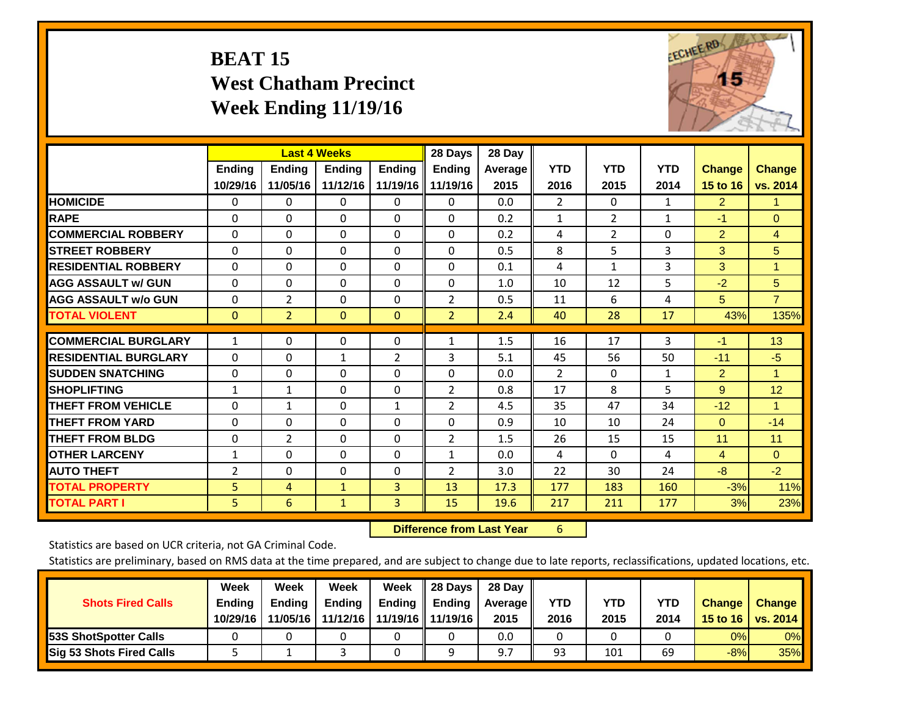# BEAT 15
# West Chatham Precinct
# Week Ending 11/19/16

| | Last 4 Weeks | | | | 28 Days | 28 Day | | | | | |
|---|---|---|---|---|---|---|---|---|---|---|---|
| | Ending 10/29/16 | Ending 11/05/16 | Ending 11/12/16 | Ending 11/19/16 | Ending 11/19/16 | Average 2015 | YTD 2016 | YTD 2015 | YTD 2014 | Change 15 to 16 | Change vs. 2014 |
| HOMICIDE | 0 | 0 | 0 | 0 | 0 | 0.0 | 2 | 0 | 1 | 2 | 1 |
| RAPE | 0 | 0 | 0 | 0 | 0 | 0.2 | 1 | 2 | 1 | -1 | 0 |
| COMMERCIAL ROBBERY | 0 | 0 | 0 | 0 | 0 | 0.2 | 4 | 2 | 0 | 2 | 4 |
| STREET ROBBERY | 0 | 0 | 0 | 0 | 0 | 0.5 | 8 | 5 | 3 | 3 | 5 |
| RESIDENTIAL ROBBERY | 0 | 0 | 0 | 0 | 0 | 0.1 | 4 | 1 | 3 | 3 | 1 |
| AGG ASSAULT w/ GUN | 0 | 0 | 0 | 0 | 0 | 1.0 | 10 | 12 | 5 | -2 | 5 |
| AGG ASSAULT w/o GUN | 0 | 2 | 0 | 0 | 2 | 0.5 | 11 | 6 | 4 | 5 | 7 |
| TOTAL VIOLENT | 0 | 2 | 0 | 0 | 2 | 2.4 | 40 | 28 | 17 | 43% | 135% |
| COMMERCIAL BURGLARY | 1 | 0 | 0 | 0 | 1 | 1.5 | 16 | 17 | 3 | -1 | 13 |
| RESIDENTIAL BURGLARY | 0 | 0 | 1 | 2 | 3 | 5.1 | 45 | 56 | 50 | -11 | -5 |
| SUDDEN SNATCHING | 0 | 0 | 0 | 0 | 0 | 0.0 | 2 | 0 | 1 | 2 | 1 |
| SHOPLIFTING | 1 | 1 | 0 | 0 | 2 | 0.8 | 17 | 8 | 5 | 9 | 12 |
| THEFT FROM VEHICLE | 0 | 1 | 0 | 1 | 2 | 4.5 | 35 | 47 | 34 | -12 | 1 |
| THEFT FROM YARD | 0 | 0 | 0 | 0 | 0 | 0.9 | 10 | 10 | 24 | 0 | -14 |
| THEFT FROM BLDG | 0 | 2 | 0 | 0 | 2 | 1.5 | 26 | 15 | 15 | 11 | 11 |
| OTHER LARCENY | 1 | 0 | 0 | 0 | 1 | 0.0 | 4 | 0 | 4 | 4 | 0 |
| AUTO THEFT | 2 | 0 | 0 | 0 | 2 | 3.0 | 22 | 30 | 24 | -8 | -2 |
| TOTAL PROPERTY | 5 | 4 | 1 | 3 | 13 | 17.3 | 177 | 183 | 160 | -3% | 11% |
| TOTAL PART I | 5 | 6 | 1 | 3 | 15 | 19.6 | 217 | 211 | 177 | 3% | 23% |

**Difference from Last Year** 6

Statistics are based on UCR criteria, not GA Criminal Code.

Statistics are preliminary, based on RMS data at the time prepared, and are subject to change due to late reports, reclassifications, updated locations, etc.

| Shots Fired Calls | Week Ending 10/29/16 | Week Ending 11/05/16 | Week Ending 11/12/16 | Week Ending 11/19/16 | 28 Days Ending 11/19/16 | 28 Day Average 2015 | YTD 2016 | YTD 2015 | YTD 2014 | Change 15 to 16 | Change vs. 2014 |
|---|---|---|---|---|---|---|---|---|---|---|---|
| 53S ShotSpotter Calls | 0 | 0 | 0 | 0 | 0 | 0.0 | 0 | 0 | 0 | 0% | 0% |
| Sig 53 Shots Fired Calls | 5 | 1 | 3 | 0 | 9 | 9.7 | 93 | 101 | 69 | -8% | 35% |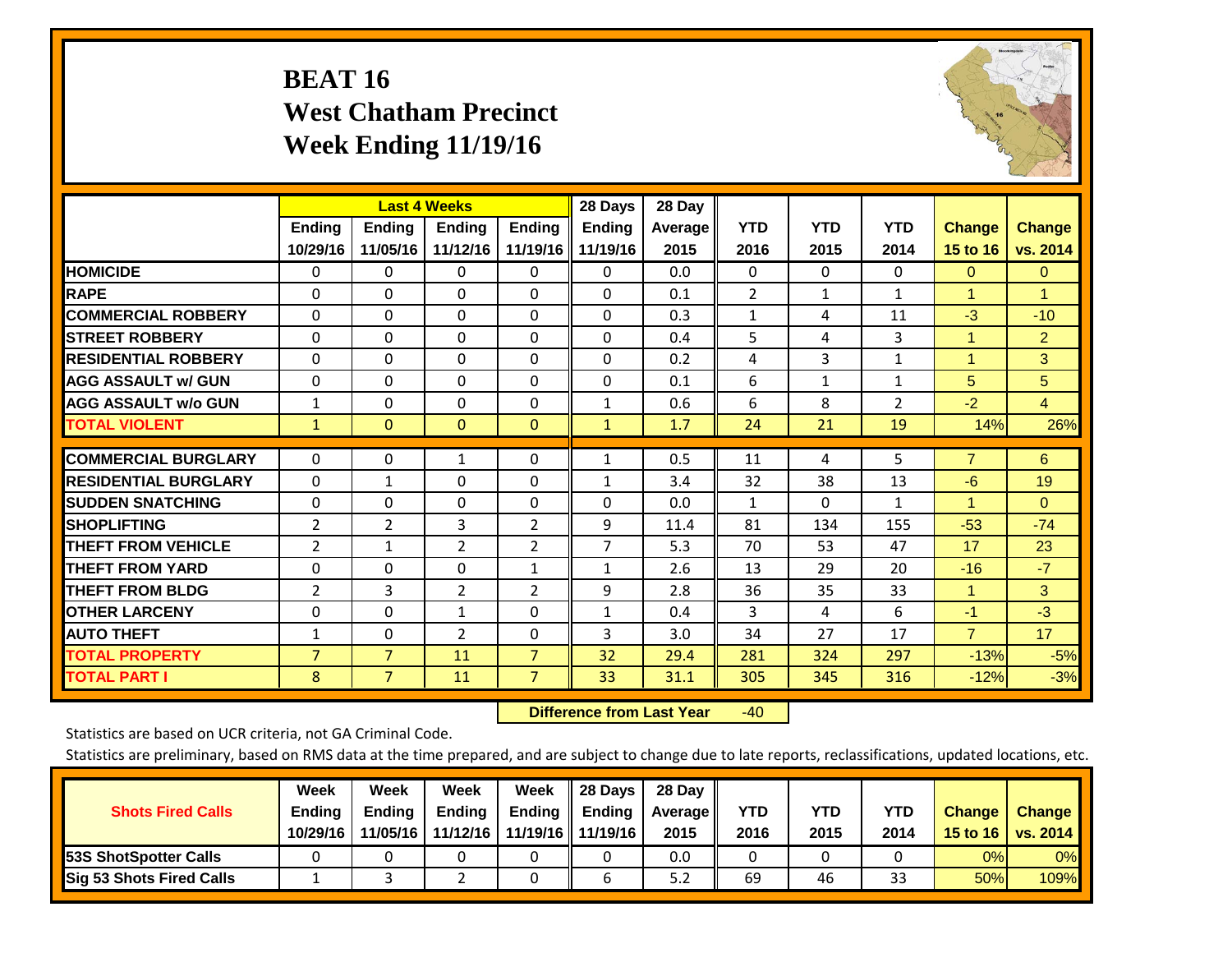# BEAT 16
## West Chatham Precinct
## Week Ending 11/19/16

| | Last 4 Weeks | | | | 28 Days | 28 Day | | | | | |
|---|---|---|---|---|---|---|---|---|---|---|---|
| | Ending 10/29/16 | Ending 11/05/16 | Ending 11/12/16 | Ending 11/19/16 | Ending 11/19/16 | Average 2015 | YTD 2016 | YTD 2015 | YTD 2014 | Change 15 to 16 | Change vs. 2014 |
| HOMICIDE | 0 | 0 | 0 | 0 | 0 | 0.0 | 0 | 0 | 0 | 0 | 0 |
| RAPE | 0 | 0 | 0 | 0 | 0 | 0.1 | 2 | 1 | 1 | 1 | 1 |
| COMMERCIAL ROBBERY | 0 | 0 | 0 | 0 | 0 | 0.3 | 1 | 4 | 11 | -3 | -10 |
| STREET ROBBERY | 0 | 0 | 0 | 0 | 0 | 0.4 | 5 | 4 | 3 | 1 | 2 |
| RESIDENTIAL ROBBERY | 0 | 0 | 0 | 0 | 0 | 0.2 | 4 | 3 | 1 | 1 | 3 |
| AGG ASSAULT w/ GUN | 0 | 0 | 0 | 0 | 0 | 0.1 | 6 | 1 | 1 | 5 | 5 |
| AGG ASSAULT w/o GUN | 1 | 0 | 0 | 0 | 1 | 0.6 | 6 | 8 | 2 | -2 | 4 |
| TOTAL VIOLENT | 1 | 0 | 0 | 0 | 1 | 1.7 | 24 | 21 | 19 | 14% | 26% |
| COMMERCIAL BURGLARY | 0 | 0 | 1 | 0 | 1 | 0.5 | 11 | 4 | 5 | 7 | 6 |
| RESIDENTIAL BURGLARY | 0 | 1 | 0 | 0 | 1 | 3.4 | 32 | 38 | 13 | -6 | 19 |
| SUDDEN SNATCHING | 0 | 0 | 0 | 0 | 0 | 0.0 | 1 | 0 | 1 | 1 | 0 |
| SHOPLIFTING | 2 | 2 | 3 | 2 | 9 | 11.4 | 81 | 134 | 155 | -53 | -74 |
| THEFT FROM VEHICLE | 2 | 1 | 2 | 2 | 7 | 5.3 | 70 | 53 | 47 | 17 | 23 |
| THEFT FROM YARD | 0 | 0 | 0 | 1 | 1 | 2.6 | 13 | 29 | 20 | -16 | -7 |
| THEFT FROM BLDG | 2 | 3 | 2 | 2 | 9 | 2.8 | 36 | 35 | 33 | 1 | 3 |
| OTHER LARCENY | 0 | 0 | 1 | 0 | 1 | 0.4 | 3 | 4 | 6 | -1 | -3 |
| AUTO THEFT | 1 | 0 | 2 | 0 | 3 | 3.0 | 34 | 27 | 17 | 7 | 17 |
| TOTAL PROPERTY | 7 | 7 | 11 | 7 | 32 | 29.4 | 281 | 324 | 297 | -13% | -5% |
| TOTAL PART I | 8 | 7 | 11 | 7 | 33 | 31.1 | 305 | 345 | 316 | -12% | -3% |

**Difference from Last Year** -40

Statistics are based on UCR criteria, not GA Criminal Code.

Statistics are preliminary, based on RMS data at the time prepared, and are subject to change due to late reports, reclassifications, updated locations, etc.

| Shots Fired Calls | Week Ending 10/29/16 | Week Ending 11/05/16 | Week Ending 11/12/16 | Week Ending 11/19/16 | 28 Days Ending 11/19/16 | 28 Day Average 2015 | YTD 2016 | YTD 2015 | YTD 2014 | Change 15 to 16 | Change vs. 2014 |
|---|---|---|---|---|---|---|---|---|---|---|---|
| 53S ShotSpotter Calls | 0 | 0 | 0 | 0 | 0 | 0.0 | 0 | 0 | 0 | 0% | 0% |
| Sig 53 Shots Fired Calls | 1 | 3 | 2 | 0 | 6 | 5.2 | 69 | 46 | 33 | 50% | 109% |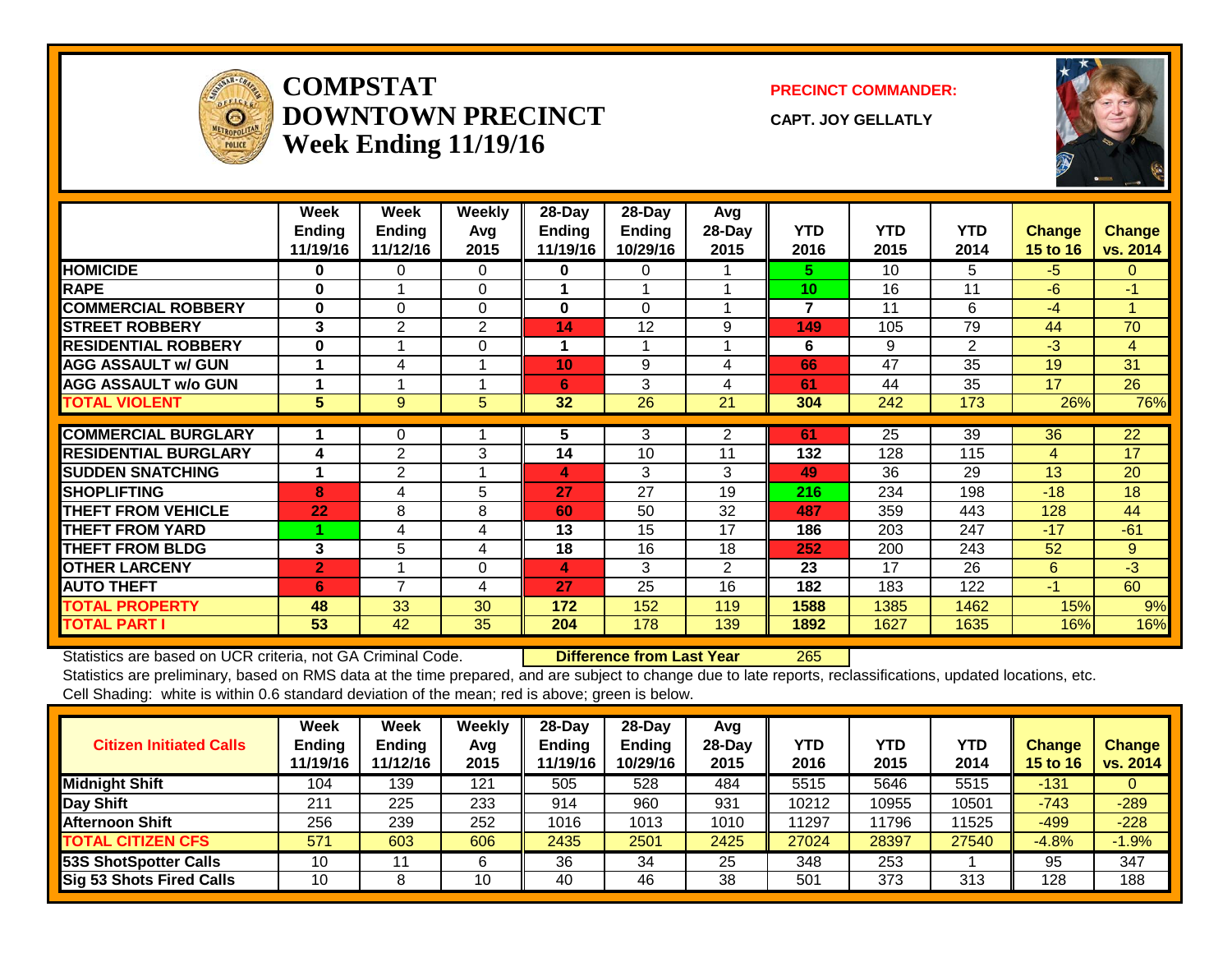# COMPSTAT
# DOWNTOWN PRECINCT
## Week Ending 11/19/16

**PRECINCT COMMANDER:**

**CAPT. JOY GELLATLY**

| | Week Ending 11/19/16 | Week Ending 11/12/16 | Weekly Avg 2015 | 28-Day Ending 11/19/16 | 28-Day Ending 10/29/16 | Avg 28-Day 2015 | YTD 2016 | YTD 2015 | YTD 2014 | Change 15 to 16 | Change vs. 2014 |
|---|---|---|---|---|---|---|---|---|---|---|---|
| HOMICIDE | 0 | 0 | 0 | 0 | 0 | 1 | 5 | 10 | 5 | -5 | 0 |
| RAPE | 0 | 1 | 0 | 1 | 1 | 1 | 10 | 16 | 11 | -6 | -1 |
| COMMERCIAL ROBBERY | 0 | 0 | 0 | 0 | 0 | 1 | 7 | 11 | 6 | -4 | 1 |
| STREET ROBBERY | 3 | 2 | 2 | 14 | 12 | 9 | 149 | 105 | 79 | 44 | 70 |
| RESIDENTIAL ROBBERY | 0 | 1 | 0 | 1 | 1 | 1 | 6 | 9 | 2 | -3 | 4 |
| AGG ASSAULT w/ GUN | 1 | 4 | 1 | 10 | 9 | 4 | 66 | 47 | 35 | 19 | 31 |
| AGG ASSAULT w/o GUN | 1 | 1 | 1 | 6 | 3 | 4 | 61 | 44 | 35 | 17 | 26 |
| TOTAL VIOLENT | 5 | 9 | 5 | 32 | 26 | 21 | 304 | 242 | 173 | 26% | 76% |
| COMMERCIAL BURGLARY | 1 | 0 | 1 | 5 | 3 | 2 | 61 | 25 | 39 | 36 | 22 |
| RESIDENTIAL BURGLARY | 4 | 2 | 3 | 14 | 10 | 11 | 132 | 128 | 115 | 4 | 17 |
| SUDDEN SNATCHING | 1 | 2 | 1 | 4 | 3 | 3 | 49 | 36 | 29 | 13 | 20 |
| SHOPLIFTING | 8 | 4 | 5 | 27 | 27 | 19 | 216 | 234 | 198 | -18 | 18 |
| THEFT FROM VEHICLE | 22 | 8 | 8 | 60 | 50 | 32 | 487 | 359 | 443 | 128 | 44 |
| THEFT FROM YARD | 1 | 4 | 4 | 13 | 15 | 17 | 186 | 203 | 247 | -17 | -61 |
| THEFT FROM BLDG | 3 | 5 | 4 | 18 | 16 | 18 | 252 | 200 | 243 | 52 | 9 |
| OTHER LARCENY | 2 | 1 | 0 | 4 | 3 | 2 | 23 | 17 | 26 | 6 | -3 |
| AUTO THEFT | 6 | 7 | 4 | 27 | 25 | 16 | 182 | 183 | 122 | -1 | 60 |
| TOTAL PROPERTY | 48 | 33 | 30 | 172 | 152 | 119 | 1588 | 1385 | 1462 | 15% | 9% |
| TOTAL PART I | 53 | 42 | 35 | 204 | 178 | 139 | 1892 | 1627 | 1635 | 16% | 16% |

Statistics are based on UCR criteria, not GA Criminal Code. **Difference from Last Year** 265

Statistics are preliminary, based on RMS data at the time prepared, and are subject to change due to late reports, reclassifications, updated locations, etc.

Cell Shading: white is within 0.6 standard deviation of the mean; red is above; green is below.

| Citizen Initiated Calls | Week Ending 11/19/16 | Week Ending 11/12/16 | Weekly Avg 2015 | 28-Day Ending 11/19/16 | 28-Day Ending 10/29/16 | Avg 28-Day 2015 | YTD 2016 | YTD 2015 | YTD 2014 | Change 15 to 16 | Change vs. 2014 |
|---|---|---|---|---|---|---|---|---|---|---|---|
| Midnight Shift | 104 | 139 | 121 | 505 | 528 | 484 | 5515 | 5646 | 5515 | -131 | 0 |
| Day Shift | 211 | 225 | 233 | 914 | 960 | 931 | 10212 | 10955 | 10501 | -743 | -289 |
| Afternoon Shift | 256 | 239 | 252 | 1016 | 1013 | 1010 | 11297 | 11796 | 11525 | -499 | -228 |
| TOTAL CITIZEN CFS | 571 | 603 | 606 | 2435 | 2501 | 2425 | 27024 | 28397 | 27540 | -4.8% | -1.9% |
| 53S ShotSpotter Calls | 10 | 11 | 6 | 36 | 34 | 25 | 348 | 253 | 1 | 95 | 347 |
| Sig 53 Shots Fired Calls | 10 | 8 | 10 | 40 | 46 | 38 | 501 | 373 | 313 | 128 | 188 |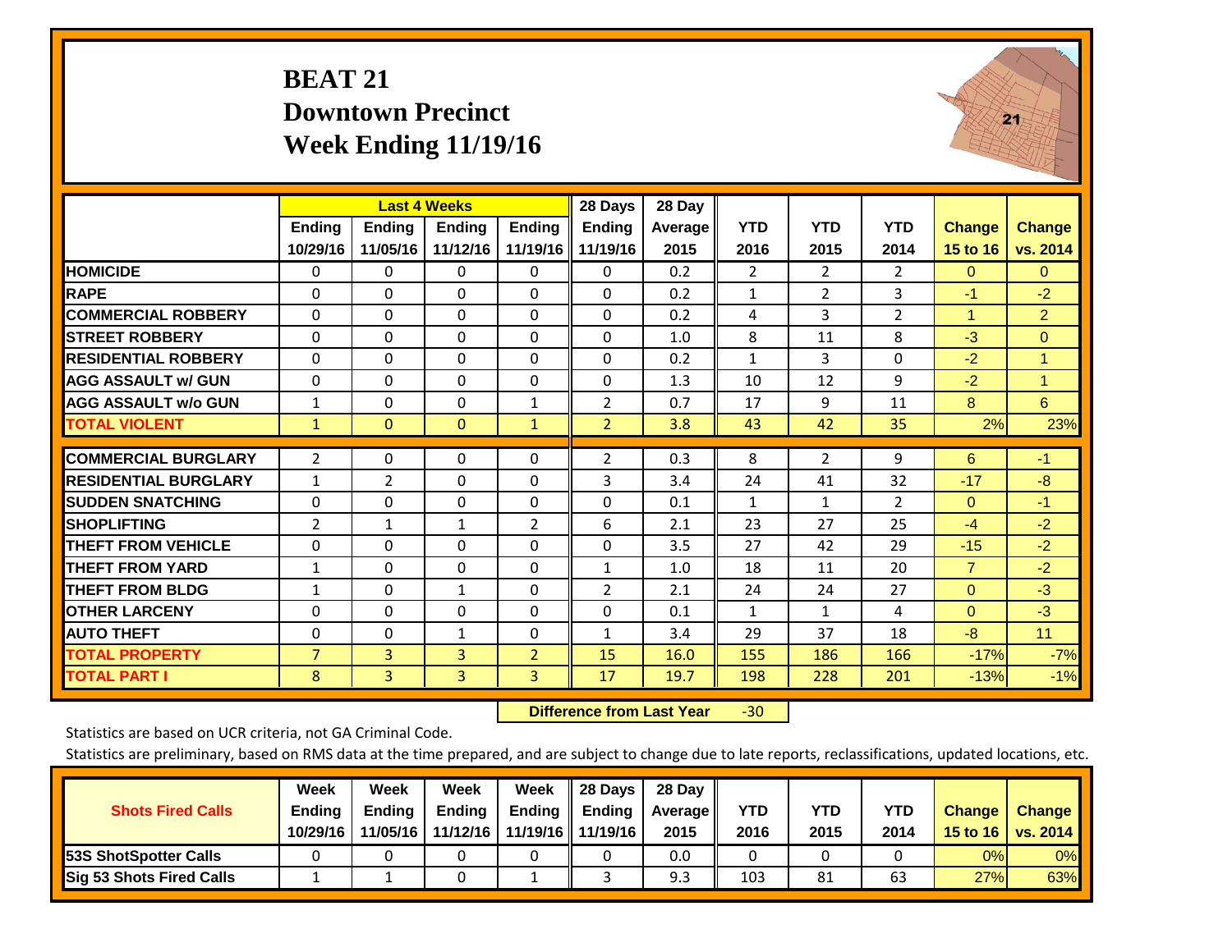# BEAT 21
## Downtown Precinct
## Week Ending 11/19/16

| | Last 4 Weeks | | | | 28 Days | 28 Day | | | | | |
|---|---|---|---|---|---|---|---|---|---|---|---|
| | Ending 10/29/16 | Ending 11/05/16 | Ending 11/12/16 | Ending 11/19/16 | Ending 11/19/16 | Average 2015 | YTD 2016 | YTD 2015 | YTD 2014 | Change 15 to 16 | Change vs. 2014 |
| HOMICIDE | 0 | 0 | 0 | 0 | 0 | 0.2 | 2 | 2 | 2 | 0 | 0 |
| RAPE | 0 | 0 | 0 | 0 | 0 | 0.2 | 1 | 2 | 3 | -1 | -2 |
| COMMERCIAL ROBBERY | 0 | 0 | 0 | 0 | 0 | 0.2 | 4 | 3 | 2 | 1 | 2 |
| STREET ROBBERY | 0 | 0 | 0 | 0 | 0 | 1.0 | 8 | 11 | 8 | -3 | 0 |
| RESIDENTIAL ROBBERY | 0 | 0 | 0 | 0 | 0 | 0.2 | 1 | 3 | 0 | -2 | 1 |
| AGG ASSAULT w/ GUN | 0 | 0 | 0 | 0 | 0 | 1.3 | 10 | 12 | 9 | -2 | 1 |
| AGG ASSAULT w/o GUN | 1 | 0 | 0 | 1 | 2 | 0.7 | 17 | 9 | 11 | 8 | 6 |
| **TOTAL VIOLENT** | 1 | 0 | 0 | 1 | 2 | 3.8 | 43 | 42 | 35 | 2% | 23% |
| COMMERCIAL BURGLARY | 2 | 0 | 0 | 0 | 2 | 0.3 | 8 | 2 | 9 | 6 | -1 |
| RESIDENTIAL BURGLARY | 1 | 2 | 0 | 0 | 3 | 3.4 | 24 | 41 | 32 | -17 | -8 |
| SUDDEN SNATCHING | 0 | 0 | 0 | 0 | 0 | 0.1 | 1 | 1 | 2 | 0 | -1 |
| SHOPLIFTING | 2 | 1 | 1 | 2 | 6 | 2.1 | 23 | 27 | 25 | -4 | -2 |
| THEFT FROM VEHICLE | 0 | 0 | 0 | 0 | 0 | 3.5 | 27 | 42 | 29 | -15 | -2 |
| THEFT FROM YARD | 1 | 0 | 0 | 0 | 1 | 1.0 | 18 | 11 | 20 | 7 | -2 |
| THEFT FROM BLDG | 1 | 0 | 1 | 0 | 2 | 2.1 | 24 | 24 | 27 | 0 | -3 |
| OTHER LARCENY | 0 | 0 | 0 | 0 | 0 | 0.1 | 1 | 1 | 4 | 0 | -3 |
| AUTO THEFT | 0 | 0 | 1 | 0 | 1 | 3.4 | 29 | 37 | 18 | -8 | 11 |
| **TOTAL PROPERTY** | 7 | 3 | 3 | 2 | 15 | 16.0 | 155 | 186 | 166 | -17% | -7% |
| **TOTAL PART I** | 8 | 3 | 3 | 3 | 17 | 19.7 | 198 | 228 | 201 | -13% | -1% |

**Difference from Last Year** -30

Statistics are based on UCR criteria, not GA Criminal Code.

Statistics are preliminary, based on RMS data at the time prepared, and are subject to change due to late reports, reclassifications, updated locations, etc.

| Shots Fired Calls | Week Ending 10/29/16 | Week Ending 11/05/16 | Week Ending 11/12/16 | Week Ending 11/19/16 | 28 Days Ending 11/19/16 | 28 Day Average 2015 | YTD 2016 | YTD 2015 | YTD 2014 | Change 15 to 16 | Change vs. 2014 |
|---|---|---|---|---|---|---|---|---|---|---|---|
| 53S ShotSpotter Calls | 0 | 0 | 0 | 0 | 0 | 0.0 | 0 | 0 | 0 | 0% | 0% |
| Sig 53 Shots Fired Calls | 1 | 1 | 0 | 1 | 3 | 9.3 | 103 | 81 | 63 | 27% | 63% |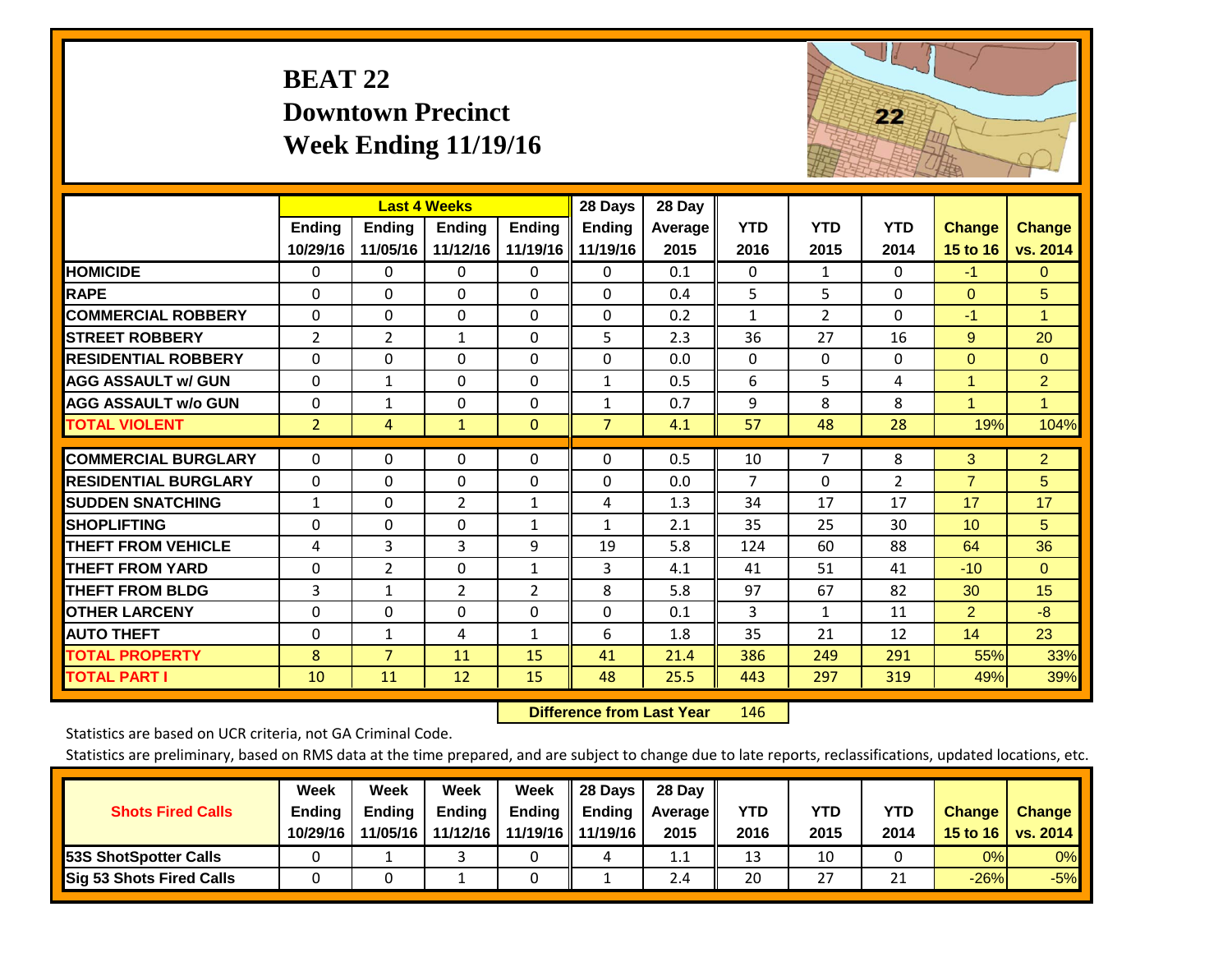# BEAT 22
## Downtown Precinct
## Week Ending 11/19/16

| | Last 4 Weeks | | | | 28 Days | 28 Day | | | | | |
|---|---|---|---|---|---|---|---|---|---|---|---|
| | Ending 10/29/16 | Ending 11/05/16 | Ending 11/12/16 | Ending 11/19/16 | Ending 11/19/16 | Average 2015 | YTD 2016 | YTD 2015 | YTD 2014 | Change 15 to 16 | Change vs. 2014 |
| HOMICIDE | 0 | 0 | 0 | 0 | 0 | 0.1 | 0 | 1 | 0 | -1 | 0 |
| RAPE | 0 | 0 | 0 | 0 | 0 | 0.4 | 5 | 5 | 0 | 0 | 5 |
| COMMERCIAL ROBBERY | 0 | 0 | 0 | 0 | 0 | 0.2 | 1 | 2 | 0 | -1 | 1 |
| STREET ROBBERY | 2 | 2 | 1 | 0 | 5 | 2.3 | 36 | 27 | 16 | 9 | 20 |
| RESIDENTIAL ROBBERY | 0 | 0 | 0 | 0 | 0 | 0.0 | 0 | 0 | 0 | 0 | 0 |
| AGG ASSAULT w/ GUN | 0 | 1 | 0 | 0 | 1 | 0.5 | 6 | 5 | 4 | 1 | 2 |
| AGG ASSAULT w/o GUN | 0 | 1 | 0 | 0 | 1 | 0.7 | 9 | 8 | 8 | 1 | 1 |
| TOTAL VIOLENT | 2 | 4 | 1 | 0 | 7 | 4.1 | 57 | 48 | 28 | 19% | 104% |
| COMMERCIAL BURGLARY | 0 | 0 | 0 | 0 | 0 | 0.5 | 10 | 7 | 8 | 3 | 2 |
| RESIDENTIAL BURGLARY | 0 | 0 | 0 | 0 | 0 | 0.0 | 7 | 0 | 2 | 7 | 5 |
| SUDDEN SNATCHING | 1 | 0 | 2 | 1 | 4 | 1.3 | 34 | 17 | 17 | 17 | 17 |
| SHOPLIFTING | 0 | 0 | 0 | 1 | 1 | 2.1 | 35 | 25 | 30 | 10 | 5 |
| THEFT FROM VEHICLE | 4 | 3 | 3 | 9 | 19 | 5.8 | 124 | 60 | 88 | 64 | 36 |
| THEFT FROM YARD | 0 | 2 | 0 | 1 | 3 | 4.1 | 41 | 51 | 41 | -10 | 0 |
| THEFT FROM BLDG | 3 | 1 | 2 | 2 | 8 | 5.8 | 97 | 67 | 82 | 30 | 15 |
| OTHER LARCENY | 0 | 0 | 0 | 0 | 0 | 0.1 | 3 | 1 | 11 | 2 | -8 |
| AUTO THEFT | 0 | 1 | 4 | 1 | 6 | 1.8 | 35 | 21 | 12 | 14 | 23 |
| TOTAL PROPERTY | 8 | 7 | 11 | 15 | 41 | 21.4 | 386 | 249 | 291 | 55% | 33% |
| TOTAL PART I | 10 | 11 | 12 | 15 | 48 | 25.5 | 443 | 297 | 319 | 49% | 39% |

**Difference from Last Year** 146

Statistics are based on UCR criteria, not GA Criminal Code.

Statistics are preliminary, based on RMS data at the time prepared, and are subject to change due to late reports, reclassifications, updated locations, etc.

| Shots Fired Calls | Week Ending 10/29/16 | Week Ending 11/05/16 | Week Ending 11/12/16 | Week Ending 11/19/16 | 28 Days Ending 11/19/16 | 28 Day Average 2015 | YTD 2016 | YTD 2015 | YTD 2014 | Change 15 to 16 | Change vs. 2014 |
|---|---|---|---|---|---|---|---|---|---|---|---|
| 53S ShotSpotter Calls | 0 | 1 | 3 | 0 | 4 | 1.1 | 13 | 10 | 0 | 0% | 0% |
| Sig 53 Shots Fired Calls | 0 | 0 | 1 | 0 | 1 | 2.4 | 20 | 27 | 21 | -26% | -5% |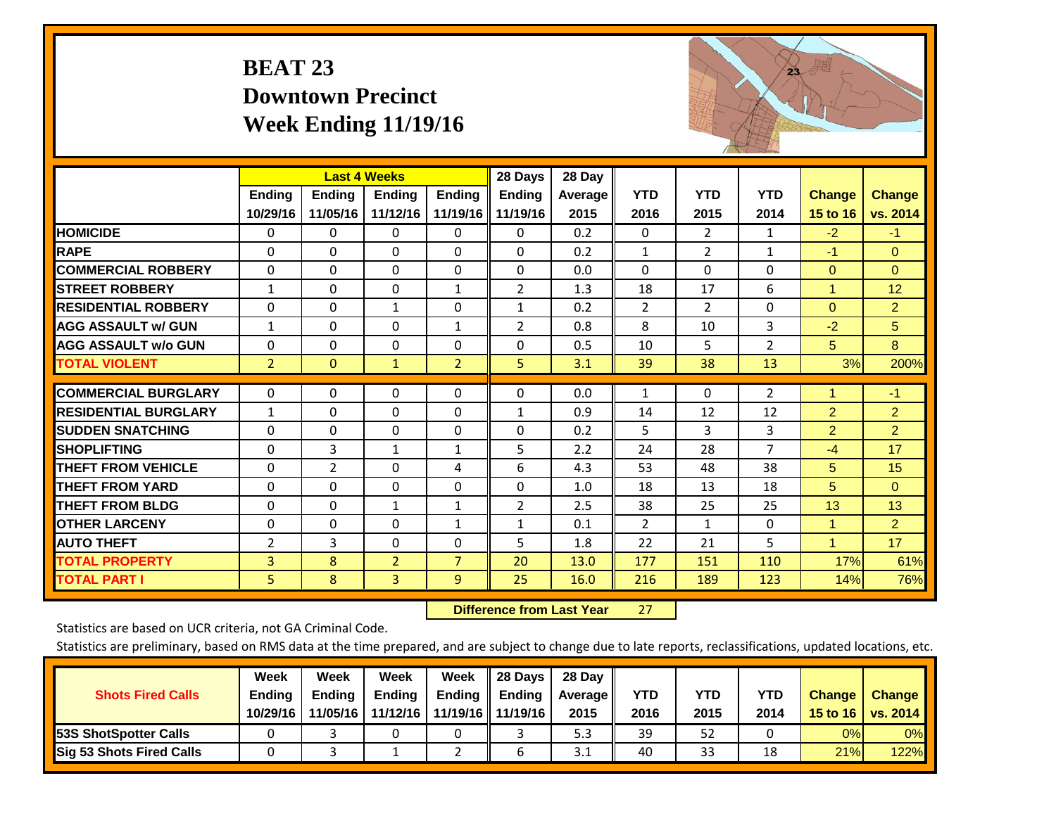# BEAT 23
## Downtown Precinct
## Week Ending 11/19/16

| | Last 4 Weeks | | | | 28 Days | 28 Day | | | | | |
|---|---|---|---|---|---|---|---|---|---|---|---|
| | Ending 10/29/16 | Ending 11/05/16 | Ending 11/12/16 | Ending 11/19/16 | Ending 11/19/16 | Average 2015 | YTD 2016 | YTD 2015 | YTD 2014 | Change 15 to 16 | Change vs. 2014 |
| HOMICIDE | 0 | 0 | 0 | 0 | 0 | 0.2 | 0 | 2 | 1 | -2 | -1 |
| RAPE | 0 | 0 | 0 | 0 | 0 | 0.2 | 1 | 2 | 1 | -1 | 0 |
| COMMERCIAL ROBBERY | 0 | 0 | 0 | 0 | 0 | 0.0 | 0 | 0 | 0 | 0 | 0 |
| STREET ROBBERY | 1 | 0 | 0 | 1 | 2 | 1.3 | 18 | 17 | 6 | 1 | 12 |
| RESIDENTIAL ROBBERY | 0 | 0 | 1 | 0 | 1 | 0.2 | 2 | 2 | 0 | 0 | 2 |
| AGG ASSAULT w/ GUN | 1 | 0 | 0 | 1 | 2 | 0.8 | 8 | 10 | 3 | -2 | 5 |
| AGG ASSAULT w/o GUN | 0 | 0 | 0 | 0 | 0 | 0.5 | 10 | 5 | 2 | 5 | 8 |
| TOTAL VIOLENT | 2 | 0 | 1 | 2 | 5 | 3.1 | 39 | 38 | 13 | 3% | 200% |
| COMMERCIAL BURGLARY | 0 | 0 | 0 | 0 | 0 | 0.0 | 1 | 0 | 2 | 1 | -1 |
| RESIDENTIAL BURGLARY | 1 | 0 | 0 | 0 | 1 | 0.9 | 14 | 12 | 12 | 2 | 2 |
| SUDDEN SNATCHING | 0 | 0 | 0 | 0 | 0 | 0.2 | 5 | 3 | 3 | 2 | 2 |
| SHOPLIFTING | 0 | 3 | 1 | 1 | 5 | 2.2 | 24 | 28 | 7 | -4 | 17 |
| THEFT FROM VEHICLE | 0 | 2 | 0 | 4 | 6 | 4.3 | 53 | 48 | 38 | 5 | 15 |
| THEFT FROM YARD | 0 | 0 | 0 | 0 | 0 | 1.0 | 18 | 13 | 18 | 5 | 0 |
| THEFT FROM BLDG | 0 | 0 | 1 | 1 | 2 | 2.5 | 38 | 25 | 25 | 13 | 13 |
| OTHER LARCENY | 0 | 0 | 0 | 1 | 1 | 0.1 | 2 | 1 | 0 | 1 | 2 |
| AUTO THEFT | 2 | 3 | 0 | 0 | 5 | 1.8 | 22 | 21 | 5 | 1 | 17 |
| TOTAL PROPERTY | 3 | 8 | 2 | 7 | 20 | 13.0 | 177 | 151 | 110 | 17% | 61% |
| TOTAL PART I | 5 | 8 | 3 | 9 | 25 | 16.0 | 216 | 189 | 123 | 14% | 76% |

**Difference from Last Year** 27

Statistics are based on UCR criteria, not GA Criminal Code.

Statistics are preliminary, based on RMS data at the time prepared, and are subject to change due to late reports, reclassifications, updated locations, etc.

| Shots Fired Calls | Week Ending 10/29/16 | Week Ending 11/05/16 | Week Ending 11/12/16 | Week Ending 11/19/16 | 28 Days Ending 11/19/16 | 28 Day Average 2015 | YTD 2016 | YTD 2015 | YTD 2014 | Change 15 to 16 | Change vs. 2014 |
|---|---|---|---|---|---|---|---|---|---|---|---|
| 53S ShotSpotter Calls | 0 | 3 | 0 | 0 | 3 | 5.3 | 39 | 52 | 0 | 0% | 0% |
| Sig 53 Shots Fired Calls | 0 | 3 | 1 | 2 | 6 | 3.1 | 40 | 33 | 18 | 21% | 122% |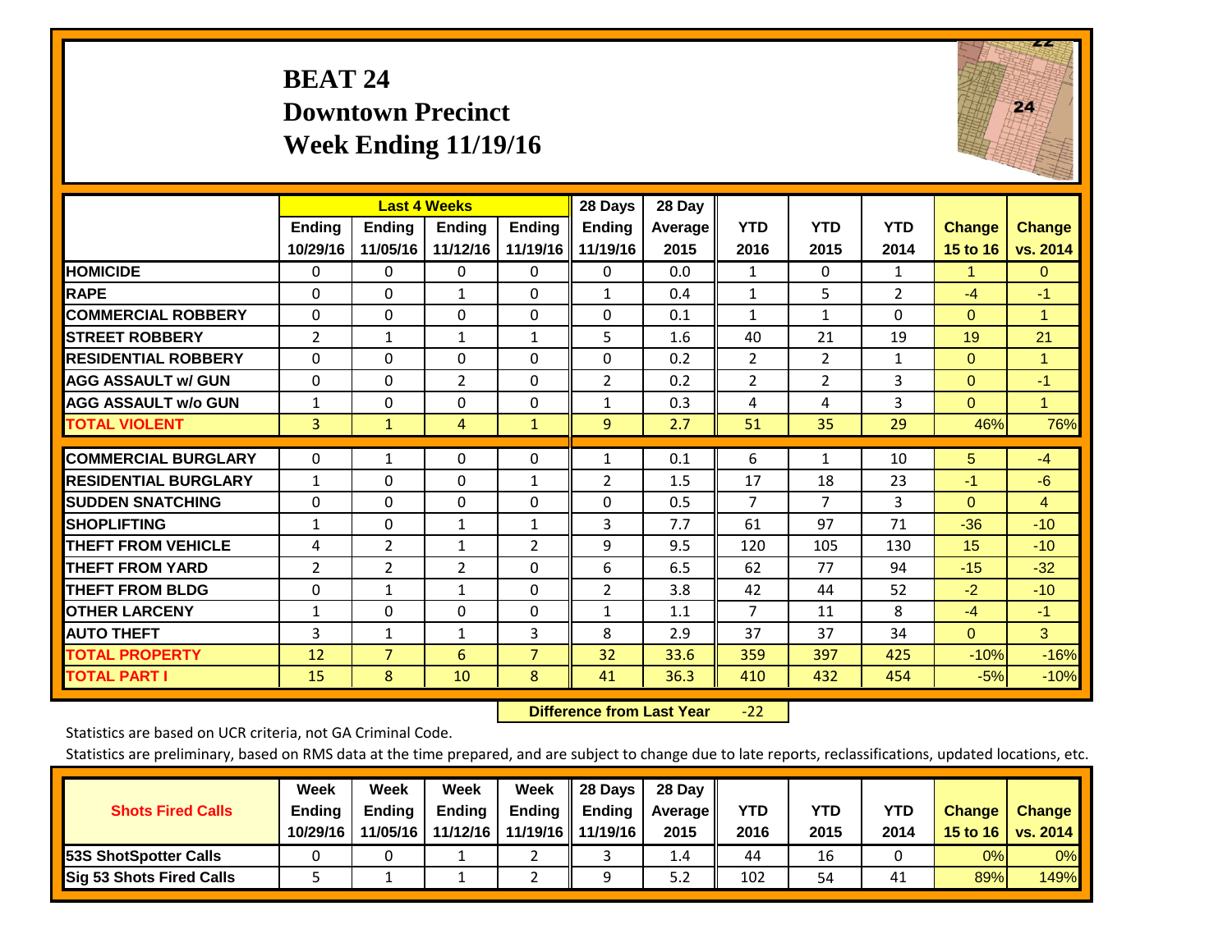# BEAT 24
## Downtown Precinct
## Week Ending 11/19/16

| | Last 4 Weeks | | | | 28 Days | 28 Day | | | | | |
|---|---|---|---|---|---|---|---|---|---|---|---|
| | Ending 10/29/16 | Ending 11/05/16 | Ending 11/12/16 | Ending 11/19/16 | Ending 11/19/16 | Average 2015 | YTD 2016 | YTD 2015 | YTD 2014 | Change 15 to 16 | Change vs. 2014 |
| HOMICIDE | 0 | 0 | 0 | 0 | 0 | 0.0 | 1 | 0 | 1 | 1 | 0 |
| RAPE | 0 | 0 | 1 | 0 | 1 | 0.4 | 1 | 5 | 2 | -4 | -1 |
| COMMERCIAL ROBBERY | 0 | 0 | 0 | 0 | 0 | 0.1 | 1 | 1 | 0 | 0 | 1 |
| STREET ROBBERY | 2 | 1 | 1 | 1 | 5 | 1.6 | 40 | 21 | 19 | 19 | 21 |
| RESIDENTIAL ROBBERY | 0 | 0 | 0 | 0 | 0 | 0.2 | 2 | 2 | 1 | 0 | 1 |
| AGG ASSAULT w/ GUN | 0 | 0 | 2 | 0 | 2 | 0.2 | 2 | 2 | 3 | 0 | -1 |
| AGG ASSAULT w/o GUN | 1 | 0 | 0 | 0 | 1 | 0.3 | 4 | 4 | 3 | 0 | 1 |
| TOTAL VIOLENT | 3 | 1 | 4 | 1 | 9 | 2.7 | 51 | 35 | 29 | 46% | 76% |
| COMMERCIAL BURGLARY | 0 | 1 | 0 | 0 | 1 | 0.1 | 6 | 1 | 10 | 5 | -4 |
| RESIDENTIAL BURGLARY | 1 | 0 | 0 | 1 | 2 | 1.5 | 17 | 18 | 23 | -1 | -6 |
| SUDDEN SNATCHING | 0 | 0 | 0 | 0 | 0 | 0.5 | 7 | 7 | 3 | 0 | 4 |
| SHOPLIFTING | 1 | 0 | 1 | 1 | 3 | 7.7 | 61 | 97 | 71 | -36 | -10 |
| THEFT FROM VEHICLE | 4 | 2 | 1 | 2 | 9 | 9.5 | 120 | 105 | 130 | 15 | -10 |
| THEFT FROM YARD | 2 | 2 | 2 | 0 | 6 | 6.5 | 62 | 77 | 94 | -15 | -32 |
| THEFT FROM BLDG | 0 | 1 | 1 | 0 | 2 | 3.8 | 42 | 44 | 52 | -2 | -10 |
| OTHER LARCENY | 1 | 0 | 0 | 0 | 1 | 1.1 | 7 | 11 | 8 | -4 | -1 |
| AUTO THEFT | 3 | 1 | 1 | 3 | 8 | 2.9 | 37 | 37 | 34 | 0 | 3 |
| TOTAL PROPERTY | 12 | 7 | 6 | 7 | 32 | 33.6 | 359 | 397 | 425 | -10% | -16% |
| TOTAL PART I | 15 | 8 | 10 | 8 | 41 | 36.3 | 410 | 432 | 454 | -5% | -10% |

**Difference from Last Year** -22

Statistics are based on UCR criteria, not GA Criminal Code.

Statistics are preliminary, based on RMS data at the time prepared, and are subject to change due to late reports, reclassifications, updated locations, etc.

| Shots Fired Calls | Week Ending 10/29/16 | Week Ending 11/05/16 | Week Ending 11/12/16 | Week Ending 11/19/16 | 28 Days Ending 11/19/16 | 28 Day Average 2015 | YTD 2016 | YTD 2015 | YTD 2014 | Change 15 to 16 | Change vs. 2014 |
|---|---|---|---|---|---|---|---|---|---|---|---|
| 53S ShotSpotter Calls | 0 | 0 | 1 | 2 | 3 | 1.4 | 44 | 16 | 0 | 0% | 0% |
| Sig 53 Shots Fired Calls | 5 | 1 | 1 | 2 | 9 | 5.2 | 102 | 54 | 41 | 89% | 149% |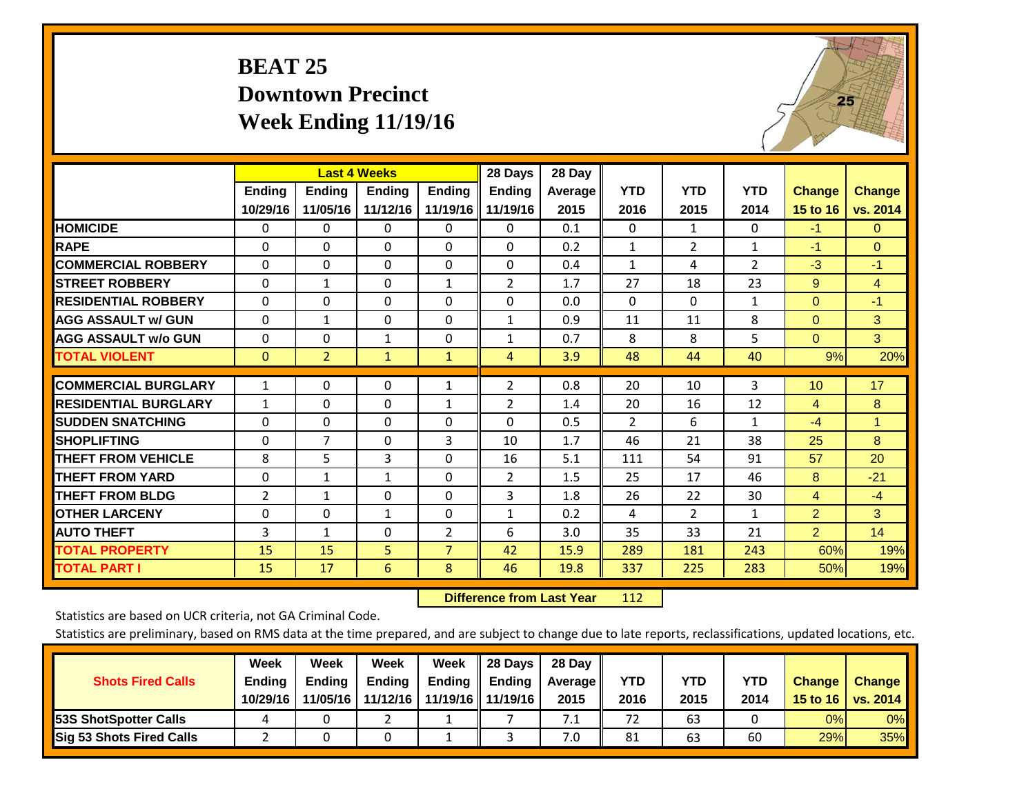# BEAT 25
## Downtown Precinct
## Week Ending 11/19/16

| | Last 4 Weeks | | | | 28 Days | 28 Day | | | | | |
|---|---|---|---|---|---|---|---|---|---|---|---|
| | Ending 10/29/16 | Ending 11/05/16 | Ending 11/12/16 | Ending 11/19/16 | Ending 11/19/16 | Average 2015 | YTD 2016 | YTD 2015 | YTD 2014 | Change 15 to 16 | Change vs. 2014 |
| HOMICIDE | 0 | 0 | 0 | 0 | 0 | 0.1 | 0 | 1 | 0 | -1 | 0 |
| RAPE | 0 | 0 | 0 | 0 | 0 | 0.2 | 1 | 2 | 1 | -1 | 0 |
| COMMERCIAL ROBBERY | 0 | 0 | 0 | 0 | 0 | 0.4 | 1 | 4 | 2 | -3 | -1 |
| STREET ROBBERY | 0 | 1 | 0 | 1 | 2 | 1.7 | 27 | 18 | 23 | 9 | 4 |
| RESIDENTIAL ROBBERY | 0 | 0 | 0 | 0 | 0 | 0.0 | 0 | 0 | 1 | 0 | -1 |
| AGG ASSAULT w/ GUN | 0 | 1 | 0 | 0 | 1 | 0.9 | 11 | 11 | 8 | 0 | 3 |
| AGG ASSAULT w/o GUN | 0 | 0 | 1 | 0 | 1 | 0.7 | 8 | 8 | 5 | 0 | 3 |
| TOTAL VIOLENT | 0 | 2 | 1 | 1 | 4 | 3.9 | 48 | 44 | 40 | 9% | 20% |
| COMMERCIAL BURGLARY | 1 | 0 | 0 | 1 | 2 | 0.8 | 20 | 10 | 3 | 10 | 17 |
| RESIDENTIAL BURGLARY | 1 | 0 | 0 | 1 | 2 | 1.4 | 20 | 16 | 12 | 4 | 8 |
| SUDDEN SNATCHING | 0 | 0 | 0 | 0 | 0 | 0.5 | 2 | 6 | 1 | -4 | 1 |
| SHOPLIFTING | 0 | 7 | 0 | 3 | 10 | 1.7 | 46 | 21 | 38 | 25 | 8 |
| THEFT FROM VEHICLE | 8 | 5 | 3 | 0 | 16 | 5.1 | 111 | 54 | 91 | 57 | 20 |
| THEFT FROM YARD | 0 | 1 | 1 | 0 | 2 | 1.5 | 25 | 17 | 46 | 8 | -21 |
| THEFT FROM BLDG | 2 | 1 | 0 | 0 | 3 | 1.8 | 26 | 22 | 30 | 4 | -4 |
| OTHER LARCENY | 0 | 0 | 1 | 0 | 1 | 0.2 | 4 | 2 | 1 | 2 | 3 |
| AUTO THEFT | 3 | 1 | 0 | 2 | 6 | 3.0 | 35 | 33 | 21 | 2 | 14 |
| TOTAL PROPERTY | 15 | 15 | 5 | 7 | 42 | 15.9 | 289 | 181 | 243 | 60% | 19% |
| TOTAL PART I | 15 | 17 | 6 | 8 | 46 | 19.8 | 337 | 225 | 283 | 50% | 19% |

**Difference from Last Year** 112

Statistics are based on UCR criteria, not GA Criminal Code.

Statistics are preliminary, based on RMS data at the time prepared, and are subject to change due to late reports, reclassifications, updated locations, etc.

| Shots Fired Calls | Week Ending 10/29/16 | Week Ending 11/05/16 | Week Ending 11/12/16 | Week Ending 11/19/16 | 28 Days Ending 11/19/16 | 28 Day Average 2015 | YTD 2016 | YTD 2015 | YTD 2014 | Change 15 to 16 | Change vs. 2014 |
|---|---|---|---|---|---|---|---|---|---|---|---|
| 53S ShotSpotter Calls | 4 | 0 | 2 | 1 | 7 | 7.1 | 72 | 63 | 0 | 0% | 0% |
| Sig 53 Shots Fired Calls | 2 | 0 | 0 | 1 | 3 | 7.0 | 81 | 63 | 60 | 29% | 35% |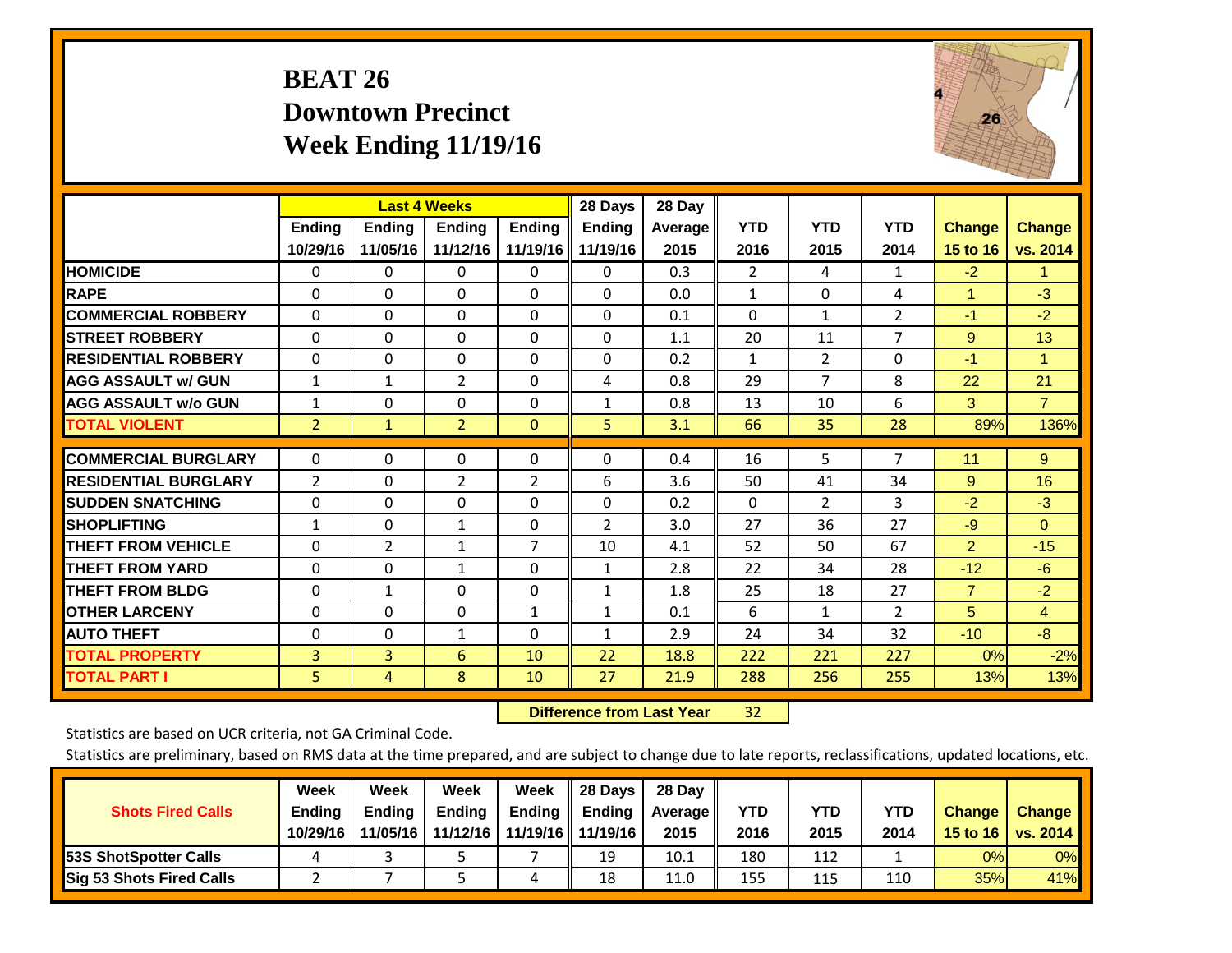# BEAT 26
## Downtown Precinct
## Week Ending 11/19/16

| | Last 4 Weeks | | | | 28 Days | 28 Day | | | | | |
|---|---|---|---|---|---|---|---|---|---|---|---|
| | Ending 10/29/16 | Ending 11/05/16 | Ending 11/12/16 | Ending 11/19/16 | Ending 11/19/16 | Average 2015 | YTD 2016 | YTD 2015 | YTD 2014 | Change 15 to 16 | Change vs. 2014 |
| HOMICIDE | 0 | 0 | 0 | 0 | 0 | 0.3 | 2 | 4 | 1 | -2 | 1 |
| RAPE | 0 | 0 | 0 | 0 | 0 | 0.0 | 1 | 0 | 4 | 1 | -3 |
| COMMERCIAL ROBBERY | 0 | 0 | 0 | 0 | 0 | 0.1 | 0 | 1 | 2 | -1 | -2 |
| STREET ROBBERY | 0 | 0 | 0 | 0 | 0 | 1.1 | 20 | 11 | 7 | 9 | 13 |
| RESIDENTIAL ROBBERY | 0 | 0 | 0 | 0 | 0 | 0.2 | 1 | 2 | 0 | -1 | 1 |
| AGG ASSAULT w/ GUN | 1 | 1 | 2 | 0 | 4 | 0.8 | 29 | 7 | 8 | 22 | 21 |
| AGG ASSAULT w/o GUN | 1 | 0 | 0 | 0 | 1 | 0.8 | 13 | 10 | 6 | 3 | 7 |
| TOTAL VIOLENT | 2 | 1 | 2 | 0 | 5 | 3.1 | 66 | 35 | 28 | 89% | 136% |
| COMMERCIAL BURGLARY | 0 | 0 | 0 | 0 | 0 | 0.4 | 16 | 5 | 7 | 11 | 9 |
| RESIDENTIAL BURGLARY | 2 | 0 | 2 | 2 | 6 | 3.6 | 50 | 41 | 34 | 9 | 16 |
| SUDDEN SNATCHING | 0 | 0 | 0 | 0 | 0 | 0.2 | 0 | 2 | 3 | -2 | -3 |
| SHOPLIFTING | 1 | 0 | 1 | 0 | 2 | 3.0 | 27 | 36 | 27 | -9 | 0 |
| THEFT FROM VEHICLE | 0 | 2 | 1 | 7 | 10 | 4.1 | 52 | 50 | 67 | 2 | -15 |
| THEFT FROM YARD | 0 | 0 | 1 | 0 | 1 | 2.8 | 22 | 34 | 28 | -12 | -6 |
| THEFT FROM BLDG | 0 | 1 | 0 | 0 | 1 | 1.8 | 25 | 18 | 27 | 7 | -2 |
| OTHER LARCENY | 0 | 0 | 0 | 1 | 1 | 0.1 | 6 | 1 | 2 | 5 | 4 |
| AUTO THEFT | 0 | 0 | 1 | 0 | 1 | 2.9 | 24 | 34 | 32 | -10 | -8 |
| TOTAL PROPERTY | 3 | 3 | 6 | 10 | 22 | 18.8 | 222 | 221 | 227 | 0% | -2% |
| TOTAL PART I | 5 | 4 | 8 | 10 | 27 | 21.9 | 288 | 256 | 255 | 13% | 13% |

**Difference from Last Year** 32

Statistics are based on UCR criteria, not GA Criminal Code.

Statistics are preliminary, based on RMS data at the time prepared, and are subject to change due to late reports, reclassifications, updated locations, etc.

| Shots Fired Calls | Week Ending 10/29/16 | Week Ending 11/05/16 | Week Ending 11/12/16 | Week Ending 11/19/16 | 28 Days Ending 11/19/16 | 28 Day Average 2015 | YTD 2016 | YTD 2015 | YTD 2014 | Change 15 to 16 | Change vs. 2014 |
|---|---|---|---|---|---|---|---|---|---|---|---|
| 53S ShotSpotter Calls | 4 | 3 | 5 | 7 | 19 | 10.1 | 180 | 112 | 1 | 0% | 0% |
| Sig 53 Shots Fired Calls | 2 | 7 | 5 | 4 | 18 | 11.0 | 155 | 115 | 110 | 35% | 41% |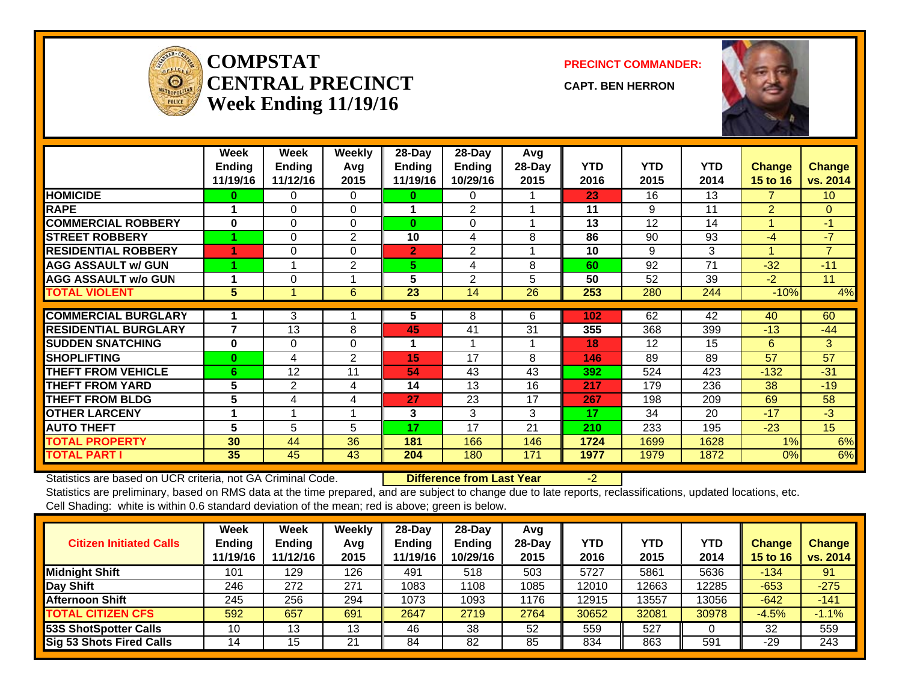# COMPSTAT CENTRAL PRECINCT
## Week Ending 11/19/16

**PRECINCT COMMANDER:**

**CAPT. BEN HERRON**

| | Week Ending 11/19/16 | Week Ending 11/12/16 | Weekly Avg 2015 | 28-Day Ending 11/19/16 | 28-Day Ending 10/29/16 | Avg 28-Day 2015 | YTD 2016 | YTD 2015 | YTD 2014 | Change 15 to 16 | Change vs. 2014 |
|---|---|---|---|---|---|---|---|---|---|---|---|
| HOMICIDE | 0 | 0 | 0 | 0 | 0 | 1 | 23 | 16 | 13 | 7 | 10 |
| RAPE | 1 | 0 | 0 | 1 | 2 | 1 | 11 | 9 | 11 | 2 | 0 |
| COMMERCIAL ROBBERY | 0 | 0 | 0 | 0 | 0 | 1 | 13 | 12 | 14 | 1 | -1 |
| STREET ROBBERY | 1 | 0 | 2 | 10 | 4 | 8 | 86 | 90 | 93 | -4 | -7 |
| RESIDENTIAL ROBBERY | 1 | 0 | 0 | 2 | 2 | 1 | 10 | 9 | 3 | 1 | 7 |
| AGG ASSAULT w/ GUN | 1 | 1 | 2 | 5 | 4 | 8 | 60 | 92 | 71 | -32 | -11 |
| AGG ASSAULT w/o GUN | 1 | 0 | 1 | 5 | 2 | 5 | 50 | 52 | 39 | -2 | 11 |
| TOTAL VIOLENT | 5 | 1 | 6 | 23 | 14 | 26 | 253 | 280 | 244 | -10% | 4% |
| COMMERCIAL BURGLARY | 1 | 3 | 1 | 5 | 8 | 6 | 102 | 62 | 42 | 40 | 60 |
| RESIDENTIAL BURGLARY | 7 | 13 | 8 | 45 | 41 | 31 | 355 | 368 | 399 | -13 | -44 |
| SUDDEN SNATCHING | 0 | 0 | 0 | 1 | 1 | 1 | 18 | 12 | 15 | 6 | 3 |
| SHOPLIFTING | 0 | 4 | 2 | 15 | 17 | 8 | 146 | 89 | 89 | 57 | 57 |
| THEFT FROM VEHICLE | 6 | 12 | 11 | 54 | 43 | 43 | 392 | 524 | 423 | -132 | -31 |
| THEFT FROM YARD | 5 | 2 | 4 | 14 | 13 | 16 | 217 | 179 | 236 | 38 | -19 |
| THEFT FROM BLDG | 5 | 4 | 4 | 27 | 23 | 17 | 267 | 198 | 209 | 69 | 58 |
| OTHER LARCENY | 1 | 1 | 1 | 3 | 3 | 3 | 17 | 34 | 20 | -17 | -3 |
| AUTO THEFT | 5 | 5 | 5 | 17 | 17 | 21 | 210 | 233 | 195 | -23 | 15 |
| TOTAL PROPERTY | 30 | 44 | 36 | 181 | 166 | 146 | 1724 | 1699 | 1628 | 1% | 6% |
| TOTAL PART I | 35 | 45 | 43 | 204 | 180 | 171 | 1977 | 1979 | 1872 | 0% | 6% |

Statistics are based on UCR criteria, not GA Criminal Code. **Difference from Last Year** -2

Statistics are preliminary, based on RMS data at the time prepared, and are subject to change due to late reports, reclassifications, updated locations, etc.

Cell Shading: white is within 0.6 standard deviation of the mean; red is above; green is below.

| Citizen Initiated Calls | Week Ending 11/19/16 | Week Ending 11/12/16 | Weekly Avg 2015 | 28-Day Ending 11/19/16 | 28-Day Ending 10/29/16 | Avg 28-Day 2015 | YTD 2016 | YTD 2015 | YTD 2014 | Change 15 to 16 | Change vs. 2014 |
|---|---|---|---|---|---|---|---|---|---|---|---|
| Midnight Shift | 101 | 129 | 126 | 491 | 518 | 503 | 5727 | 5861 | 5636 | -134 | 91 |
| Day Shift | 246 | 272 | 271 | 1083 | 1108 | 1085 | 12010 | 12663 | 12285 | -653 | -275 |
| Afternoon Shift | 245 | 256 | 294 | 1073 | 1093 | 1176 | 12915 | 13557 | 13056 | -642 | -141 |
| TOTAL CITIZEN CFS | 592 | 657 | 691 | 2647 | 2719 | 2764 | 30652 | 32081 | 30978 | -4.5% | -1.1% |
| 53S ShotSpotter Calls | 10 | 13 | 13 | 46 | 38 | 52 | 559 | 527 | 0 | 32 | 559 |
| Sig 53 Shots Fired Calls | 14 | 15 | 21 | 84 | 82 | 85 | 834 | 863 | 591 | -29 | 243 |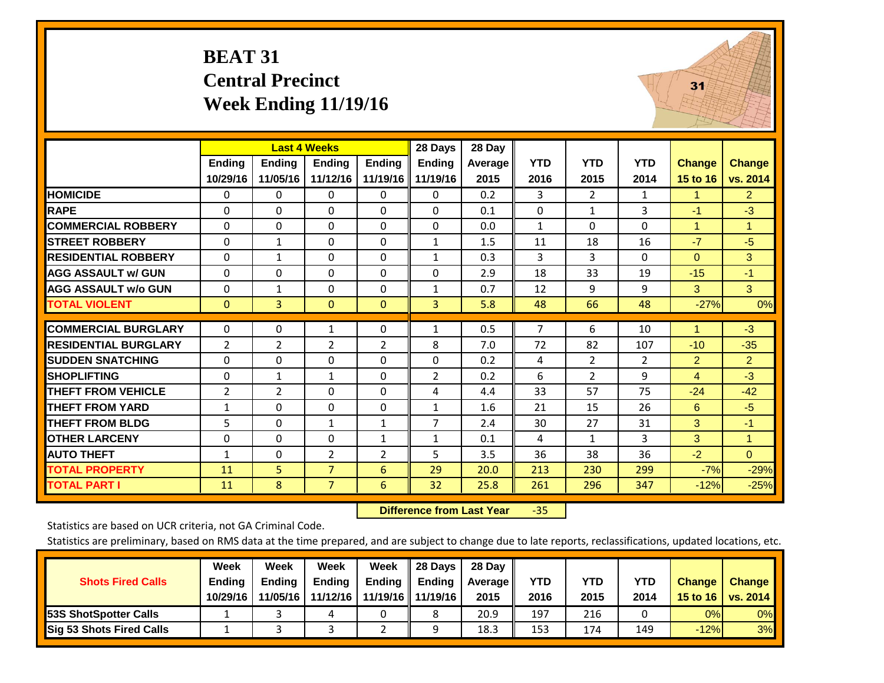# BEAT 31
## Central Precinct
## Week Ending 11/19/16

| | Last 4 Weeks | | | | 28 Days | 28 Day | | | | | |
|---|---|---|---|---|---|---|---|---|---|---|---|
| | Ending 10/29/16 | Ending 11/05/16 | Ending 11/12/16 | Ending 11/19/16 | Ending 11/19/16 | Average 2015 | YTD 2016 | YTD 2015 | YTD 2014 | Change 15 to 16 | Change vs. 2014 |
| **HOMICIDE** | 0 | 0 | 0 | 0 | 0 | 0.2 | 3 | 2 | 1 | 1 | 2 |
| **RAPE** | 0 | 0 | 0 | 0 | 0 | 0.1 | 0 | 1 | 3 | -1 | -3 |
| **COMMERCIAL ROBBERY** | 0 | 0 | 0 | 0 | 0 | 0.0 | 1 | 0 | 0 | 1 | 1 |
| **STREET ROBBERY** | 0 | 1 | 0 | 0 | 1 | 1.5 | 11 | 18 | 16 | -7 | -5 |
| **RESIDENTIAL ROBBERY** | 0 | 1 | 0 | 0 | 1 | 0.3 | 3 | 3 | 0 | 0 | 3 |
| **AGG ASSAULT w/ GUN** | 0 | 0 | 0 | 0 | 0 | 2.9 | 18 | 33 | 19 | -15 | -1 |
| **AGG ASSAULT w/o GUN** | 0 | 1 | 0 | 0 | 1 | 0.7 | 12 | 9 | 9 | 3 | 3 |
| **TOTAL VIOLENT** | 0 | 3 | 0 | 0 | 3 | 5.8 | 48 | 66 | 48 | -27% | 0% |
| **COMMERCIAL BURGLARY** | 0 | 0 | 1 | 0 | 1 | 0.5 | 7 | 6 | 10 | 1 | -3 |
| **RESIDENTIAL BURGLARY** | 2 | 2 | 2 | 2 | 8 | 7.0 | 72 | 82 | 107 | -10 | -35 |
| **SUDDEN SNATCHING** | 0 | 0 | 0 | 0 | 0 | 0.2 | 4 | 2 | 2 | 2 | 2 |
| **SHOPLIFTING** | 0 | 1 | 1 | 0 | 2 | 0.2 | 6 | 2 | 9 | 4 | -3 |
| **THEFT FROM VEHICLE** | 2 | 2 | 0 | 0 | 4 | 4.4 | 33 | 57 | 75 | -24 | -42 |
| **THEFT FROM YARD** | 1 | 0 | 0 | 0 | 1 | 1.6 | 21 | 15 | 26 | 6 | -5 |
| **THEFT FROM BLDG** | 5 | 0 | 1 | 1 | 7 | 2.4 | 30 | 27 | 31 | 3 | -1 |
| **OTHER LARCENY** | 0 | 0 | 0 | 1 | 1 | 0.1 | 4 | 1 | 3 | 3 | 1 |
| **AUTO THEFT** | 1 | 0 | 2 | 2 | 5 | 3.5 | 36 | 38 | 36 | -2 | 0 |
| **TOTAL PROPERTY** | 11 | 5 | 7 | 6 | 29 | 20.0 | 213 | 230 | 299 | -7% | -29% |
| **TOTAL PART I** | 11 | 8 | 7 | 6 | 32 | 25.8 | 261 | 296 | 347 | -12% | -25% |

**Difference from Last Year** -35

Statistics are based on UCR criteria, not GA Criminal Code.

Statistics are preliminary, based on RMS data at the time prepared, and are subject to change due to late reports, reclassifications, updated locations, etc.

| Shots Fired Calls | Week Ending 10/29/16 | Week Ending 11/05/16 | Week Ending 11/12/16 | Week Ending 11/19/16 | 28 Days Ending 11/19/16 | 28 Day Average 2015 | YTD 2016 | YTD 2015 | YTD 2014 | Change 15 to 16 | Change vs. 2014 |
|---|---|---|---|---|---|---|---|---|---|---|---|
| **53S ShotSpotter Calls** | 1 | 3 | 4 | 0 | 8 | 20.9 | 197 | 216 | 0 | 0% | 0% |
| **Sig 53 Shots Fired Calls** | 1 | 3 | 3 | 2 | 9 | 18.3 | 153 | 174 | 149 | -12% | 3% |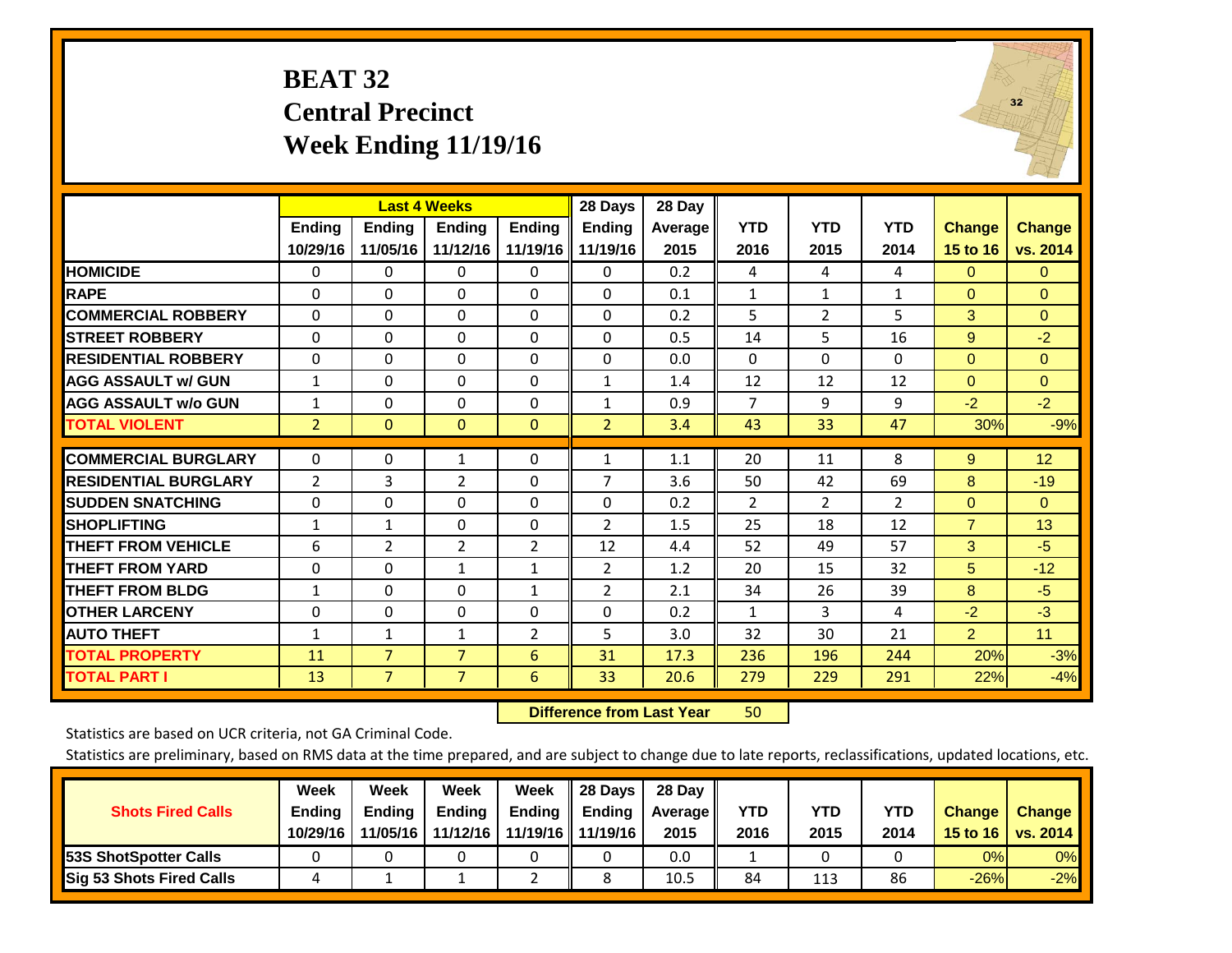# BEAT 32
## Central Precinct
## Week Ending 11/19/16

| | Last 4 Weeks | | | | 28 Days | 28 Day | | | | | |
|---|---|---|---|---|---|---|---|---|---|---|---|
| | Ending 10/29/16 | Ending 11/05/16 | Ending 11/12/16 | Ending 11/19/16 | Ending 11/19/16 | Average 2015 | YTD 2016 | YTD 2015 | YTD 2014 | Change 15 to 16 | Change vs. 2014 |
| HOMICIDE | 0 | 0 | 0 | 0 | 0 | 0.2 | 4 | 4 | 4 | 0 | 0 |
| RAPE | 0 | 0 | 0 | 0 | 0 | 0.1 | 1 | 1 | 1 | 0 | 0 |
| COMMERCIAL ROBBERY | 0 | 0 | 0 | 0 | 0 | 0.2 | 5 | 2 | 5 | 3 | 0 |
| STREET ROBBERY | 0 | 0 | 0 | 0 | 0 | 0.5 | 14 | 5 | 16 | 9 | -2 |
| RESIDENTIAL ROBBERY | 0 | 0 | 0 | 0 | 0 | 0.0 | 0 | 0 | 0 | 0 | 0 |
| AGG ASSAULT w/ GUN | 1 | 0 | 0 | 0 | 1 | 1.4 | 12 | 12 | 12 | 0 | 0 |
| AGG ASSAULT w/o GUN | 1 | 0 | 0 | 0 | 1 | 0.9 | 7 | 9 | 9 | -2 | -2 |
| TOTAL VIOLENT | 2 | 0 | 0 | 0 | 2 | 3.4 | 43 | 33 | 47 | 30% | -9% |
| COMMERCIAL BURGLARY | 0 | 0 | 1 | 0 | 1 | 1.1 | 20 | 11 | 8 | 9 | 12 |
| RESIDENTIAL BURGLARY | 2 | 3 | 2 | 0 | 7 | 3.6 | 50 | 42 | 69 | 8 | -19 |
| SUDDEN SNATCHING | 0 | 0 | 0 | 0 | 0 | 0.2 | 2 | 2 | 2 | 0 | 0 |
| SHOPLIFTING | 1 | 1 | 0 | 0 | 2 | 1.5 | 25 | 18 | 12 | 7 | 13 |
| THEFT FROM VEHICLE | 6 | 2 | 2 | 2 | 12 | 4.4 | 52 | 49 | 57 | 3 | -5 |
| THEFT FROM YARD | 0 | 0 | 1 | 1 | 2 | 1.2 | 20 | 15 | 32 | 5 | -12 |
| THEFT FROM BLDG | 1 | 0 | 0 | 1 | 2 | 2.1 | 34 | 26 | 39 | 8 | -5 |
| OTHER LARCENY | 0 | 0 | 0 | 0 | 0 | 0.2 | 1 | 3 | 4 | -2 | -3 |
| AUTO THEFT | 1 | 1 | 1 | 2 | 5 | 3.0 | 32 | 30 | 21 | 2 | 11 |
| TOTAL PROPERTY | 11 | 7 | 7 | 6 | 31 | 17.3 | 236 | 196 | 244 | 20% | -3% |
| TOTAL PART I | 13 | 7 | 7 | 6 | 33 | 20.6 | 279 | 229 | 291 | 22% | -4% |

**Difference from Last Year** 50

Statistics are based on UCR criteria, not GA Criminal Code.

Statistics are preliminary, based on RMS data at the time prepared, and are subject to change due to late reports, reclassifications, updated locations, etc.

| Shots Fired Calls | Week Ending 10/29/16 | Week Ending 11/05/16 | Week Ending 11/12/16 | Week Ending 11/19/16 | 28 Days Ending 11/19/16 | 28 Day Average 2015 | YTD 2016 | YTD 2015 | YTD 2014 | Change 15 to 16 | Change vs. 2014 |
|---|---|---|---|---|---|---|---|---|---|---|---|
| 53S ShotSpotter Calls | 0 | 0 | 0 | 0 | 0 | 0.0 | 1 | 0 | 0 | 0% | 0% |
| Sig 53 Shots Fired Calls | 4 | 1 | 1 | 2 | 8 | 10.5 | 84 | 113 | 86 | -26% | -2% |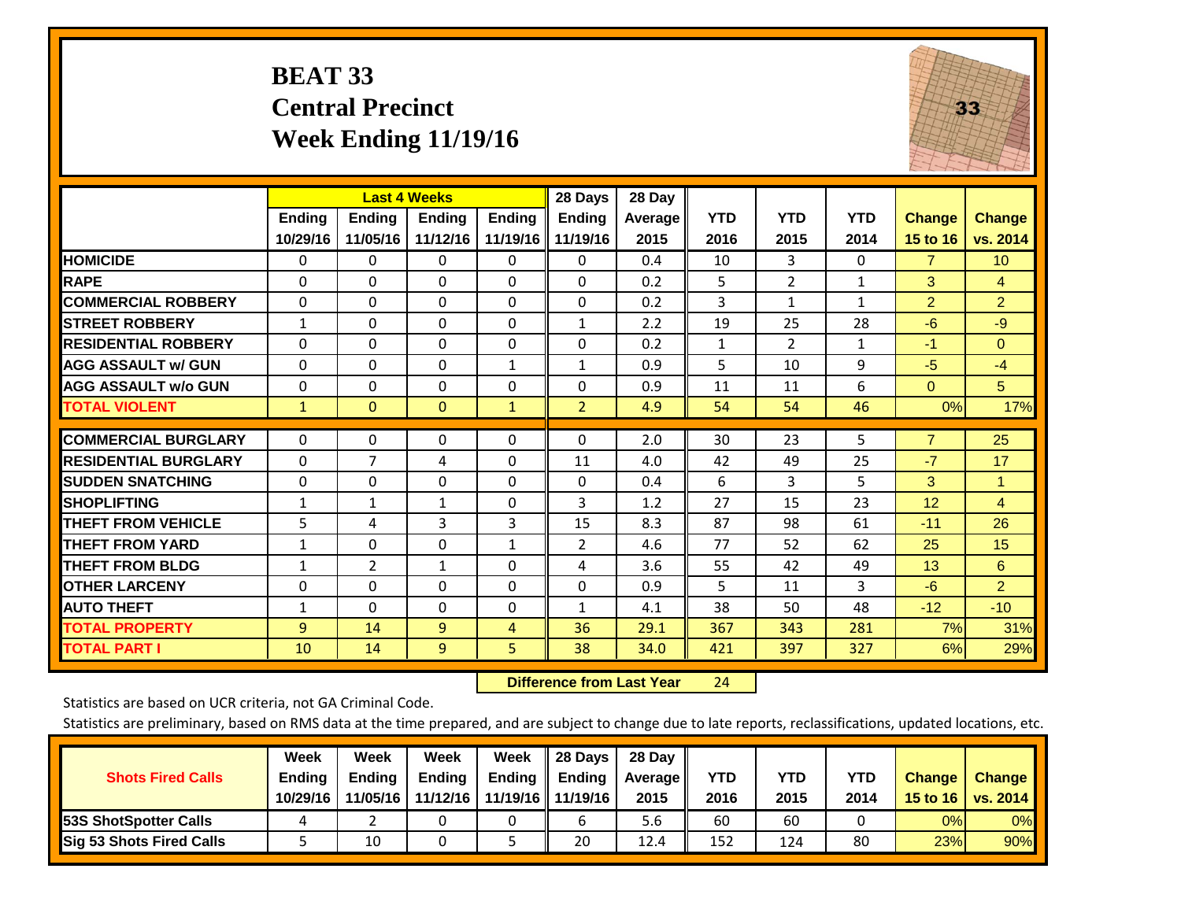# BEAT 33
## Central Precinct
## Week Ending 11/19/16

| | Last 4 Weeks | | | | 28 Days | 28 Day | | | | | |
|---|---|---|---|---|---|---|---|---|---|---|---|
| | Ending 10/29/16 | Ending 11/05/16 | Ending 11/12/16 | Ending 11/19/16 | Ending 11/19/16 | Average 2015 | YTD 2016 | YTD 2015 | YTD 2014 | Change 15 to 16 | Change vs. 2014 |
| HOMICIDE | 0 | 0 | 0 | 0 | 0 | 0.4 | 10 | 3 | 0 | 7 | 10 |
| RAPE | 0 | 0 | 0 | 0 | 0 | 0.2 | 5 | 2 | 1 | 3 | 4 |
| COMMERCIAL ROBBERY | 0 | 0 | 0 | 0 | 0 | 0.2 | 3 | 1 | 1 | 2 | 2 |
| STREET ROBBERY | 1 | 0 | 0 | 0 | 1 | 2.2 | 19 | 25 | 28 | -6 | -9 |
| RESIDENTIAL ROBBERY | 0 | 0 | 0 | 0 | 0 | 0.2 | 1 | 2 | 1 | -1 | 0 |
| AGG ASSAULT w/ GUN | 0 | 0 | 0 | 1 | 1 | 0.9 | 5 | 10 | 9 | -5 | -4 |
| AGG ASSAULT w/o GUN | 0 | 0 | 0 | 0 | 0 | 0.9 | 11 | 11 | 6 | 0 | 5 |
| TOTAL VIOLENT | 1 | 0 | 0 | 1 | 2 | 4.9 | 54 | 54 | 46 | 0% | 17% |
| COMMERCIAL BURGLARY | 0 | 0 | 0 | 0 | 0 | 2.0 | 30 | 23 | 5 | 7 | 25 |
| RESIDENTIAL BURGLARY | 0 | 7 | 4 | 0 | 11 | 4.0 | 42 | 49 | 25 | -7 | 17 |
| SUDDEN SNATCHING | 0 | 0 | 0 | 0 | 0 | 0.4 | 6 | 3 | 5 | 3 | 1 |
| SHOPLIFTING | 1 | 1 | 1 | 0 | 3 | 1.2 | 27 | 15 | 23 | 12 | 4 |
| THEFT FROM VEHICLE | 5 | 4 | 3 | 3 | 15 | 8.3 | 87 | 98 | 61 | -11 | 26 |
| THEFT FROM YARD | 1 | 0 | 0 | 1 | 2 | 4.6 | 77 | 52 | 62 | 25 | 15 |
| THEFT FROM BLDG | 1 | 2 | 1 | 0 | 4 | 3.6 | 55 | 42 | 49 | 13 | 6 |
| OTHER LARCENY | 0 | 0 | 0 | 0 | 0 | 0.9 | 5 | 11 | 3 | -6 | 2 |
| AUTO THEFT | 1 | 0 | 0 | 0 | 1 | 4.1 | 38 | 50 | 48 | -12 | -10 |
| TOTAL PROPERTY | 9 | 14 | 9 | 4 | 36 | 29.1 | 367 | 343 | 281 | 7% | 31% |
| TOTAL PART I | 10 | 14 | 9 | 5 | 38 | 34.0 | 421 | 397 | 327 | 6% | 29% |

**Difference from Last Year** 24

Statistics are based on UCR criteria, not GA Criminal Code.

Statistics are preliminary, based on RMS data at the time prepared, and are subject to change due to late reports, reclassifications, updated locations, etc.

| Shots Fired Calls | Week Ending 10/29/16 | Week Ending 11/05/16 | Week Ending 11/12/16 | Week Ending 11/19/16 | 28 Days Ending 11/19/16 | 28 Day Average 2015 | YTD 2016 | YTD 2015 | YTD 2014 | Change 15 to 16 | Change vs. 2014 |
|---|---|---|---|---|---|---|---|---|---|---|---|
| 53S ShotSpotter Calls | 4 | 2 | 0 | 0 | 6 | 5.6 | 60 | 60 | 0 | 0% | 0% |
| Sig 53 Shots Fired Calls | 5 | 10 | 0 | 5 | 20 | 12.4 | 152 | 124 | 80 | 23% | 90% |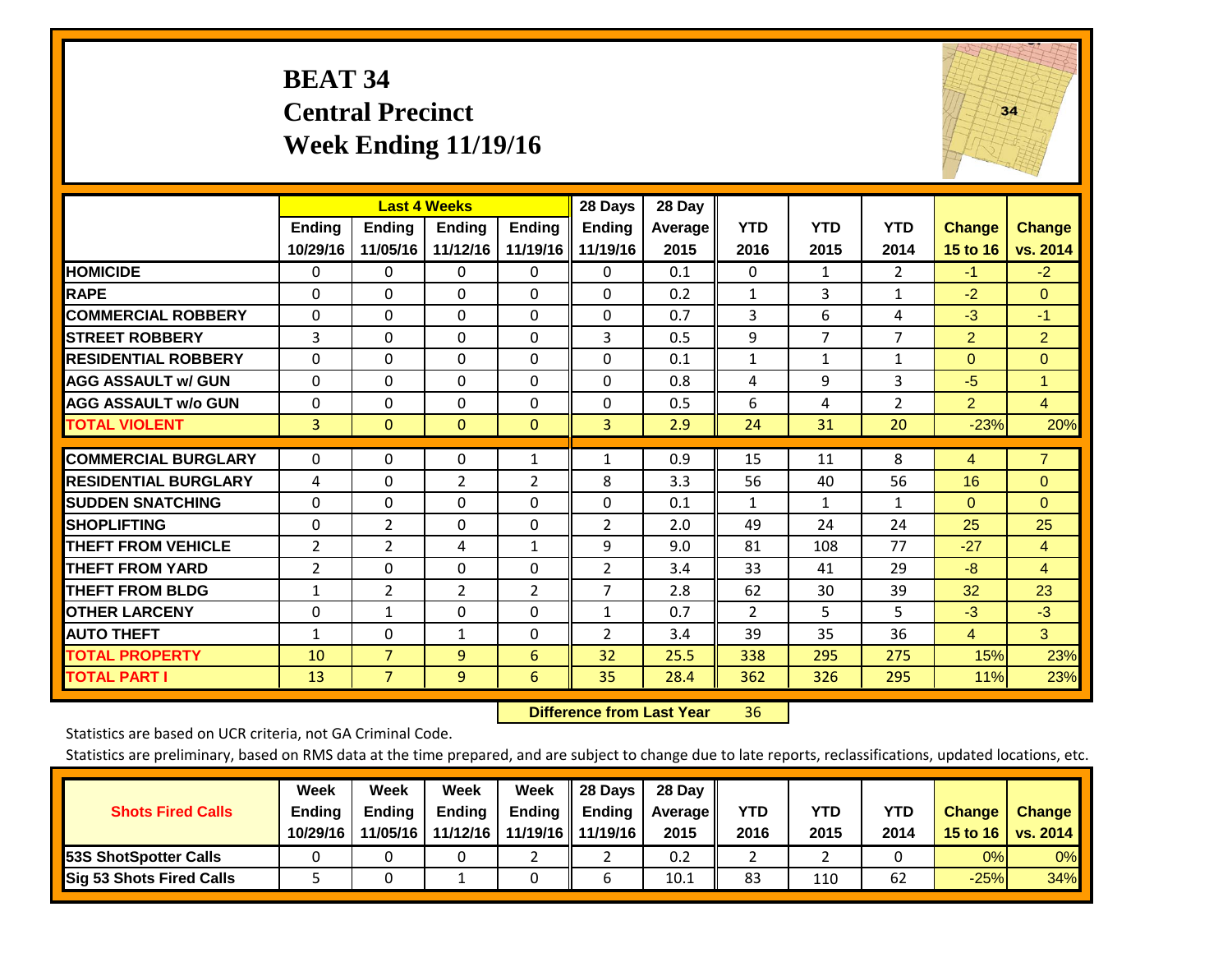# BEAT 34
## Central Precinct
## Week Ending 11/19/16

| | Last 4 Weeks | | | | 28 Days | 28 Day | | | | | |
|---|---|---|---|---|---|---|---|---|---|---|---|
| | Ending 10/29/16 | Ending 11/05/16 | Ending 11/12/16 | Ending 11/19/16 | Ending 11/19/16 | Average 2015 | YTD 2016 | YTD 2015 | YTD 2014 | Change 15 to 16 | Change vs. 2014 |
| HOMICIDE | 0 | 0 | 0 | 0 | 0 | 0.1 | 0 | 1 | 2 | -1 | -2 |
| RAPE | 0 | 0 | 0 | 0 | 0 | 0.2 | 1 | 3 | 1 | -2 | 0 |
| COMMERCIAL ROBBERY | 0 | 0 | 0 | 0 | 0 | 0.7 | 3 | 6 | 4 | -3 | -1 |
| STREET ROBBERY | 3 | 0 | 0 | 0 | 3 | 0.5 | 9 | 7 | 7 | 2 | 2 |
| RESIDENTIAL ROBBERY | 0 | 0 | 0 | 0 | 0 | 0.1 | 1 | 1 | 1 | 0 | 0 |
| AGG ASSAULT w/ GUN | 0 | 0 | 0 | 0 | 0 | 0.8 | 4 | 9 | 3 | -5 | 1 |
| AGG ASSAULT w/o GUN | 0 | 0 | 0 | 0 | 0 | 0.5 | 6 | 4 | 2 | 2 | 4 |
| TOTAL VIOLENT | 3 | 0 | 0 | 0 | 3 | 2.9 | 24 | 31 | 20 | -23% | 20% |
| COMMERCIAL BURGLARY | 0 | 0 | 0 | 1 | 1 | 0.9 | 15 | 11 | 8 | 4 | 7 |
| RESIDENTIAL BURGLARY | 4 | 0 | 2 | 2 | 8 | 3.3 | 56 | 40 | 56 | 16 | 0 |
| SUDDEN SNATCHING | 0 | 0 | 0 | 0 | 0 | 0.1 | 1 | 1 | 1 | 0 | 0 |
| SHOPLIFTING | 0 | 2 | 0 | 0 | 2 | 2.0 | 49 | 24 | 24 | 25 | 25 |
| THEFT FROM VEHICLE | 2 | 2 | 4 | 1 | 9 | 9.0 | 81 | 108 | 77 | -27 | 4 |
| THEFT FROM YARD | 2 | 0 | 0 | 0 | 2 | 3.4 | 33 | 41 | 29 | -8 | 4 |
| THEFT FROM BLDG | 1 | 2 | 2 | 2 | 7 | 2.8 | 62 | 30 | 39 | 32 | 23 |
| OTHER LARCENY | 0 | 1 | 0 | 0 | 1 | 0.7 | 2 | 5 | 5 | -3 | -3 |
| AUTO THEFT | 1 | 0 | 1 | 0 | 2 | 3.4 | 39 | 35 | 36 | 4 | 3 |
| TOTAL PROPERTY | 10 | 7 | 9 | 6 | 32 | 25.5 | 338 | 295 | 275 | 15% | 23% |
| TOTAL PART I | 13 | 7 | 9 | 6 | 35 | 28.4 | 362 | 326 | 295 | 11% | 23% |

**Difference from Last Year** 36

Statistics are based on UCR criteria, not GA Criminal Code.

Statistics are preliminary, based on RMS data at the time prepared, and are subject to change due to late reports, reclassifications, updated locations, etc.

| Shots Fired Calls | Week Ending 10/29/16 | Week Ending 11/05/16 | Week Ending 11/12/16 | Week Ending 11/19/16 | 28 Days Ending 11/19/16 | 28 Day Average 2015 | YTD 2016 | YTD 2015 | YTD 2014 | Change 15 to 16 | Change vs. 2014 |
|---|---|---|---|---|---|---|---|---|---|---|---|
| 53S ShotSpotter Calls | 0 | 0 | 0 | 2 | 2 | 0.2 | 2 | 2 | 0 | 0% | 0% |
| Sig 53 Shots Fired Calls | 5 | 0 | 1 | 0 | 6 | 10.1 | 83 | 110 | 62 | -25% | 34% |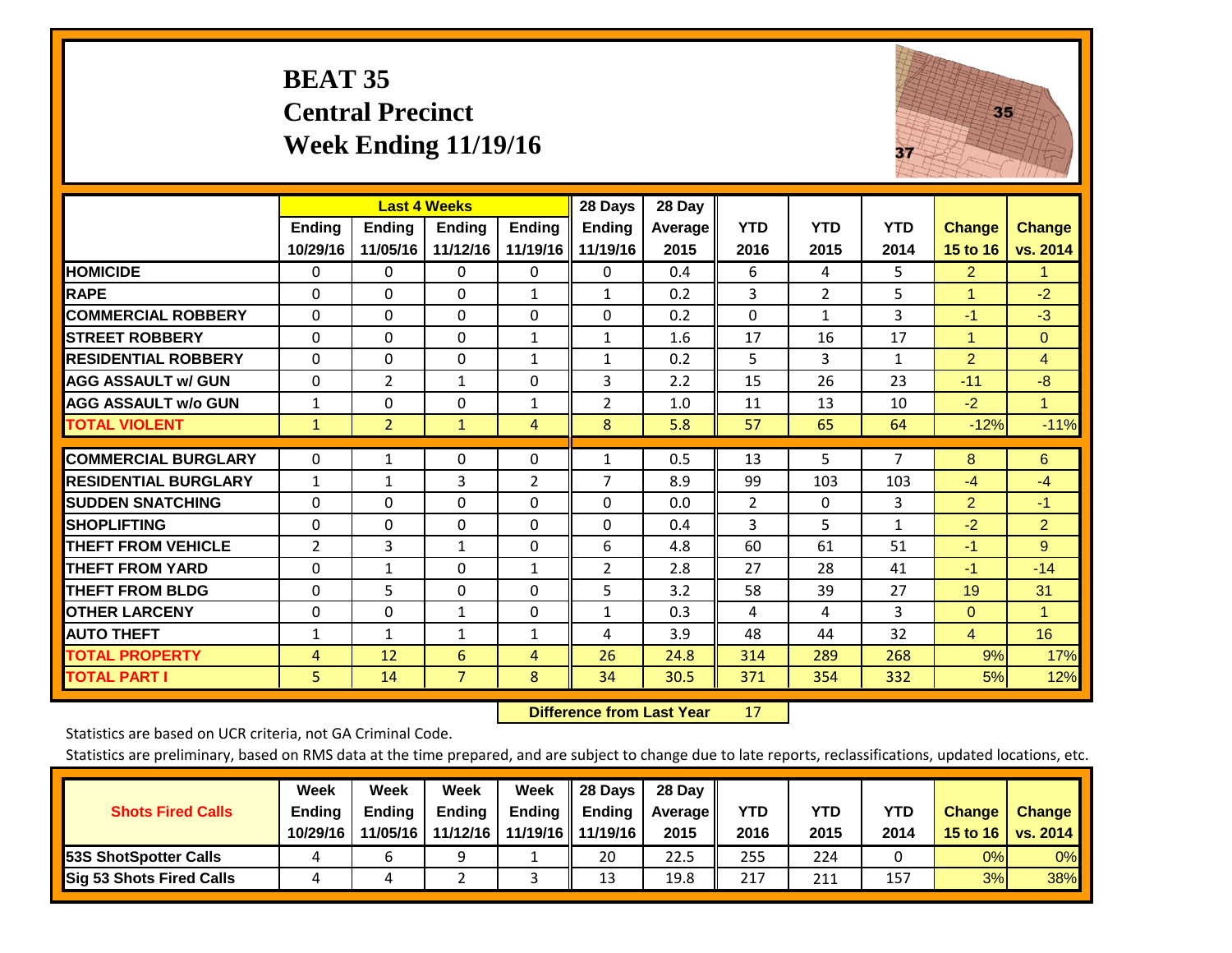# BEAT 35
## Central Precinct
## Week Ending 11/19/16

| | Last 4 Weeks | | | | 28 Days | 28 Day | | | | | |
|---|---|---|---|---|---|---|---|---|---|---|---|
| | Ending 10/29/16 | Ending 11/05/16 | Ending 11/12/16 | Ending 11/19/16 | Ending 11/19/16 | Average 2015 | YTD 2016 | YTD 2015 | YTD 2014 | Change 15 to 16 | Change vs. 2014 |
| **HOMICIDE** | 0 | 0 | 0 | 0 | 0 | 0.4 | 6 | 4 | 5 | 2 | 1 |
| **RAPE** | 0 | 0 | 0 | 1 | 1 | 0.2 | 3 | 2 | 5 | 1 | -2 |
| **COMMERCIAL ROBBERY** | 0 | 0 | 0 | 0 | 0 | 0.2 | 0 | 1 | 3 | -1 | -3 |
| **STREET ROBBERY** | 0 | 0 | 0 | 1 | 1 | 1.6 | 17 | 16 | 17 | 1 | 0 |
| **RESIDENTIAL ROBBERY** | 0 | 0 | 0 | 1 | 1 | 0.2 | 5 | 3 | 1 | 2 | 4 |
| **AGG ASSAULT w/ GUN** | 0 | 2 | 1 | 0 | 3 | 2.2 | 15 | 26 | 23 | -11 | -8 |
| **AGG ASSAULT w/o GUN** | 1 | 0 | 0 | 1 | 2 | 1.0 | 11 | 13 | 10 | -2 | 1 |
| **TOTAL VIOLENT** | 1 | 2 | 1 | 4 | 8 | 5.8 | 57 | 65 | 64 | -12% | -11% |
| **COMMERCIAL BURGLARY** | 0 | 1 | 0 | 0 | 1 | 0.5 | 13 | 5 | 7 | 8 | 6 |
| **RESIDENTIAL BURGLARY** | 1 | 1 | 3 | 2 | 7 | 8.9 | 99 | 103 | 103 | -4 | -4 |
| **SUDDEN SNATCHING** | 0 | 0 | 0 | 0 | 0 | 0.0 | 2 | 0 | 3 | 2 | -1 |
| **SHOPLIFTING** | 0 | 0 | 0 | 0 | 0 | 0.4 | 3 | 5 | 1 | -2 | 2 |
| **THEFT FROM VEHICLE** | 2 | 3 | 1 | 0 | 6 | 4.8 | 60 | 61 | 51 | -1 | 9 |
| **THEFT FROM YARD** | 0 | 1 | 0 | 1 | 2 | 2.8 | 27 | 28 | 41 | -1 | -14 |
| **THEFT FROM BLDG** | 0 | 5 | 0 | 0 | 5 | 3.2 | 58 | 39 | 27 | 19 | 31 |
| **OTHER LARCENY** | 0 | 0 | 1 | 0 | 1 | 0.3 | 4 | 4 | 3 | 0 | 1 |
| **AUTO THEFT** | 1 | 1 | 1 | 1 | 4 | 3.9 | 48 | 44 | 32 | 4 | 16 |
| **TOTAL PROPERTY** | 4 | 12 | 6 | 4 | 26 | 24.8 | 314 | 289 | 268 | 9% | 17% |
| **TOTAL PART I** | 5 | 14 | 7 | 8 | 34 | 30.5 | 371 | 354 | 332 | 5% | 12% |

**Difference from Last Year** 17

Statistics are based on UCR criteria, not GA Criminal Code.

Statistics are preliminary, based on RMS data at the time prepared, and are subject to change due to late reports, reclassifications, updated locations, etc.

| Shots Fired Calls | Week Ending 10/29/16 | Week Ending 11/05/16 | Week Ending 11/12/16 | Week Ending 11/19/16 | 28 Days Ending 11/19/16 | 28 Day Average 2015 | YTD 2016 | YTD 2015 | YTD 2014 | Change 15 to 16 | Change vs. 2014 |
|---|---|---|---|---|---|---|---|---|---|---|---|
| **53S ShotSpotter Calls** | 4 | 6 | 9 | 1 | 20 | 22.5 | 255 | 224 | 0 | 0% | 0% |
| **Sig 53 Shots Fired Calls** | 4 | 4 | 2 | 3 | 13 | 19.8 | 217 | 211 | 157 | 3% | 38% |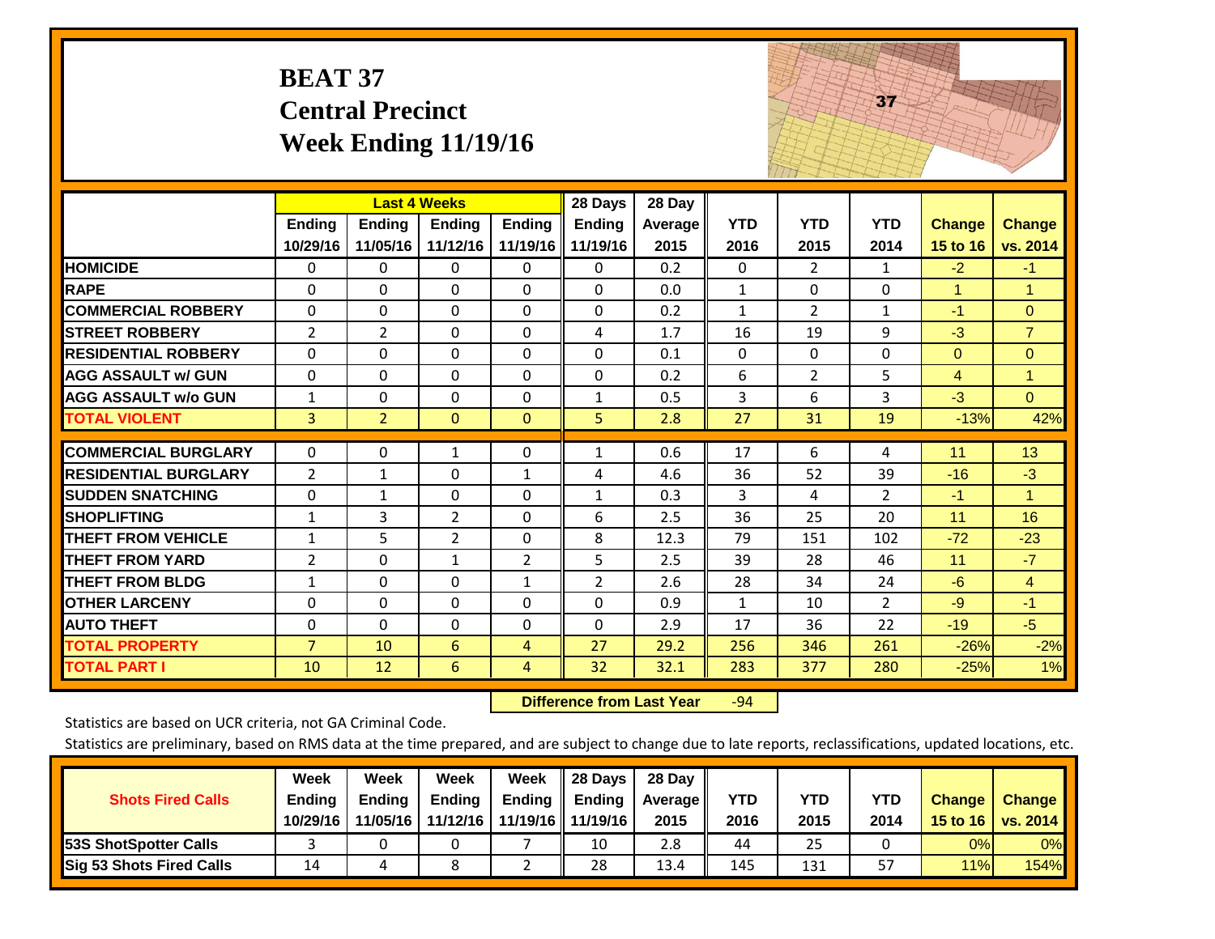# BEAT 37
## Central Precinct
## Week Ending 11/19/16

| | Last 4 Weeks | | | | 28 Days | 28 Day | | | | | |
|---|---|---|---|---|---|---|---|---|---|---|---|
| | Ending 10/29/16 | Ending 11/05/16 | Ending 11/12/16 | Ending 11/19/16 | Ending 11/19/16 | Average 2015 | YTD 2016 | YTD 2015 | YTD 2014 | Change 15 to 16 | Change vs. 2014 |
| **HOMICIDE** | 0 | 0 | 0 | 0 | 0 | 0.2 | 0 | 2 | 1 | -2 | -1 |
| **RAPE** | 0 | 0 | 0 | 0 | 0 | 0.0 | 1 | 0 | 0 | 1 | 1 |
| **COMMERCIAL ROBBERY** | 0 | 0 | 0 | 0 | 0 | 0.2 | 1 | 2 | 1 | -1 | 0 |
| **STREET ROBBERY** | 2 | 2 | 0 | 0 | 4 | 1.7 | 16 | 19 | 9 | -3 | 7 |
| **RESIDENTIAL ROBBERY** | 0 | 0 | 0 | 0 | 0 | 0.1 | 0 | 0 | 0 | 0 | 0 |
| **AGG ASSAULT w/ GUN** | 0 | 0 | 0 | 0 | 0 | 0.2 | 6 | 2 | 5 | 4 | 1 |
| **AGG ASSAULT w/o GUN** | 1 | 0 | 0 | 0 | 1 | 0.5 | 3 | 6 | 3 | -3 | 0 |
| **TOTAL VIOLENT** | 3 | 2 | 0 | 0 | 5 | 2.8 | 27 | 31 | 19 | -13% | 42% |
| **COMMERCIAL BURGLARY** | 0 | 0 | 1 | 0 | 1 | 0.6 | 17 | 6 | 4 | 11 | 13 |
| **RESIDENTIAL BURGLARY** | 2 | 1 | 0 | 1 | 4 | 4.6 | 36 | 52 | 39 | -16 | -3 |
| **SUDDEN SNATCHING** | 0 | 1 | 0 | 0 | 1 | 0.3 | 3 | 4 | 2 | -1 | 1 |
| **SHOPLIFTING** | 1 | 3 | 2 | 0 | 6 | 2.5 | 36 | 25 | 20 | 11 | 16 |
| **THEFT FROM VEHICLE** | 1 | 5 | 2 | 0 | 8 | 12.3 | 79 | 151 | 102 | -72 | -23 |
| **THEFT FROM YARD** | 2 | 0 | 1 | 2 | 5 | 2.5 | 39 | 28 | 46 | 11 | -7 |
| **THEFT FROM BLDG** | 1 | 0 | 0 | 1 | 2 | 2.6 | 28 | 34 | 24 | -6 | 4 |
| **OTHER LARCENY** | 0 | 0 | 0 | 0 | 0 | 0.9 | 1 | 10 | 2 | -9 | -1 |
| **AUTO THEFT** | 0 | 0 | 0 | 0 | 0 | 2.9 | 17 | 36 | 22 | -19 | -5 |
| **TOTAL PROPERTY** | 7 | 10 | 6 | 4 | 27 | 29.2 | 256 | 346 | 261 | -26% | -2% |
| **TOTAL PART I** | 10 | 12 | 6 | 4 | 32 | 32.1 | 283 | 377 | 280 | -25% | 1% |

**Difference from Last Year** -94

Statistics are based on UCR criteria, not GA Criminal Code.

Statistics are preliminary, based on RMS data at the time prepared, and are subject to change due to late reports, reclassifications, updated locations, etc.

| Shots Fired Calls | Week Ending 10/29/16 | Week Ending 11/05/16 | Week Ending 11/12/16 | Week Ending 11/19/16 | 28 Days Ending 11/19/16 | 28 Day Average 2015 | YTD 2016 | YTD 2015 | YTD 2014 | Change 15 to 16 | Change vs. 2014 |
|---|---|---|---|---|---|---|---|---|---|---|---|
| **53S ShotSpotter Calls** | 3 | 0 | 0 | 7 | 10 | 2.8 | 44 | 25 | 0 | 0% | 0% |
| **Sig 53 Shots Fired Calls** | 14 | 4 | 8 | 2 | 28 | 13.4 | 145 | 131 | 57 | 11% | 154% |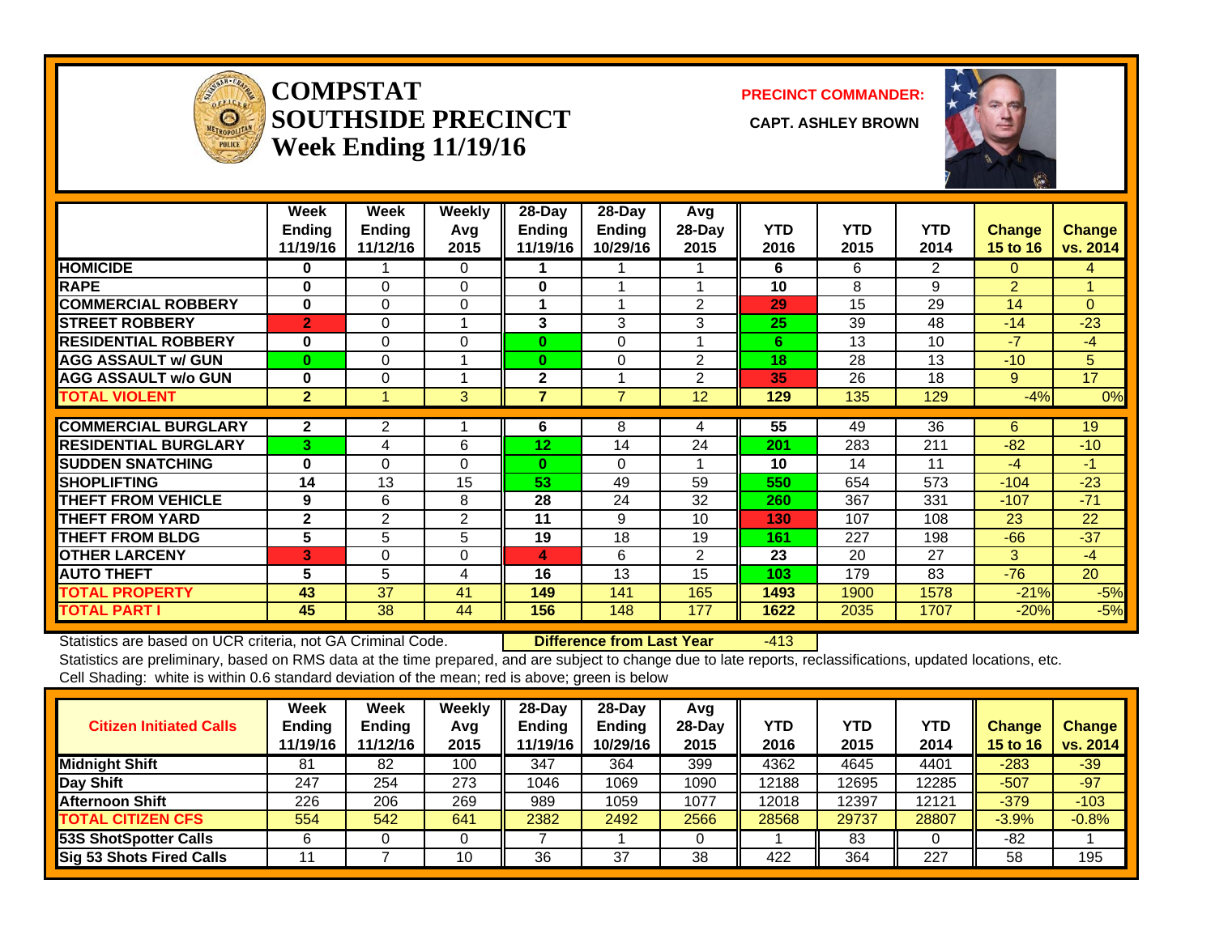# COMPSTAT SOUTHSIDE PRECINCT
## Week Ending 11/19/16

**PRECINCT COMMANDER:**

**CAPT. ASHLEY BROWN**

| | Week Ending 11/19/16 | Week Ending 11/12/16 | Weekly Avg 2015 | 28-Day Ending 11/19/16 | 28-Day Ending 10/29/16 | Avg 28-Day 2015 | YTD 2016 | YTD 2015 | YTD 2014 | Change 15 to 16 | Change vs. 2014 |
|---|---|---|---|---|---|---|---|---|---|---|---|
| HOMICIDE | 0 | 1 | 0 | 1 | 1 | 1 | 6 | 6 | 2 | 0 | 4 |
| RAPE | 0 | 0 | 0 | 0 | 1 | 1 | 10 | 8 | 9 | 2 | 1 |
| COMMERCIAL ROBBERY | 0 | 0 | 0 | 1 | 1 | 2 | 29 | 15 | 29 | 14 | 0 |
| STREET ROBBERY | 2 | 0 | 1 | 3 | 3 | 3 | 25 | 39 | 48 | -14 | -23 |
| RESIDENTIAL ROBBERY | 0 | 0 | 0 | 0 | 0 | 1 | 6 | 13 | 10 | -7 | -4 |
| AGG ASSAULT w/ GUN | 0 | 0 | 1 | 0 | 0 | 2 | 18 | 28 | 13 | -10 | 5 |
| AGG ASSAULT w/o GUN | 0 | 0 | 1 | 2 | 1 | 2 | 35 | 26 | 18 | 9 | 17 |
| TOTAL VIOLENT | 2 | 1 | 3 | 7 | 7 | 12 | 129 | 135 | 129 | -4% | 0% |
| COMMERCIAL BURGLARY | 2 | 2 | 1 | 6 | 8 | 4 | 55 | 49 | 36 | 6 | 19 |
| RESIDENTIAL BURGLARY | 3 | 4 | 6 | 12 | 14 | 24 | 201 | 283 | 211 | -82 | -10 |
| SUDDEN SNATCHING | 0 | 0 | 0 | 0 | 0 | 1 | 10 | 14 | 11 | -4 | -1 |
| SHOPLIFTING | 14 | 13 | 15 | 53 | 49 | 59 | 550 | 654 | 573 | -104 | -23 |
| THEFT FROM VEHICLE | 9 | 6 | 8 | 28 | 24 | 32 | 260 | 367 | 331 | -107 | -71 |
| THEFT FROM YARD | 2 | 2 | 2 | 11 | 9 | 10 | 130 | 107 | 108 | 23 | 22 |
| THEFT FROM BLDG | 5 | 5 | 5 | 19 | 18 | 19 | 161 | 227 | 198 | -66 | -37 |
| OTHER LARCENY | 3 | 0 | 0 | 4 | 6 | 2 | 23 | 20 | 27 | 3 | -4 |
| AUTO THEFT | 5 | 5 | 4 | 16 | 13 | 15 | 103 | 179 | 83 | -76 | 20 |
| TOTAL PROPERTY | 43 | 37 | 41 | 149 | 141 | 165 | 1493 | 1900 | 1578 | -21% | -5% |
| TOTAL PART I | 45 | 38 | 44 | 156 | 148 | 177 | 1622 | 2035 | 1707 | -20% | -5% |

Statistics are based on UCR criteria, not GA Criminal Code. **Difference from Last Year** -413

Statistics are preliminary, based on RMS data at the time prepared, and are subject to change due to late reports, reclassifications, updated locations, etc.

Cell Shading: white is within 0.6 standard deviation of the mean; red is above; green is below

| Citizen Initiated Calls | Week Ending 11/19/16 | Week Ending 11/12/16 | Weekly Avg 2015 | 28-Day Ending 11/19/16 | 28-Day Ending 10/29/16 | Avg 28-Day 2015 | YTD 2016 | YTD 2015 | YTD 2014 | Change 15 to 16 | Change vs. 2014 |
|---|---|---|---|---|---|---|---|---|---|---|---|
| Midnight Shift | 81 | 82 | 100 | 347 | 364 | 399 | 4362 | 4645 | 4401 | -283 | -39 |
| Day Shift | 247 | 254 | 273 | 1046 | 1069 | 1090 | 12188 | 12695 | 12285 | -507 | -97 |
| Afternoon Shift | 226 | 206 | 269 | 989 | 1059 | 1077 | 12018 | 12397 | 12121 | -379 | -103 |
| TOTAL CITIZEN CFS | 554 | 542 | 641 | 2382 | 2492 | 2566 | 28568 | 29737 | 28807 | -3.9% | -0.8% |
| 53S ShotSpotter Calls | 6 | 0 | 0 | 7 | 1 | 0 | 1 | 83 | 0 | -82 | 1 |
| Sig 53 Shots Fired Calls | 11 | 7 | 10 | 36 | 37 | 38 | 422 | 364 | 227 | 58 | 195 |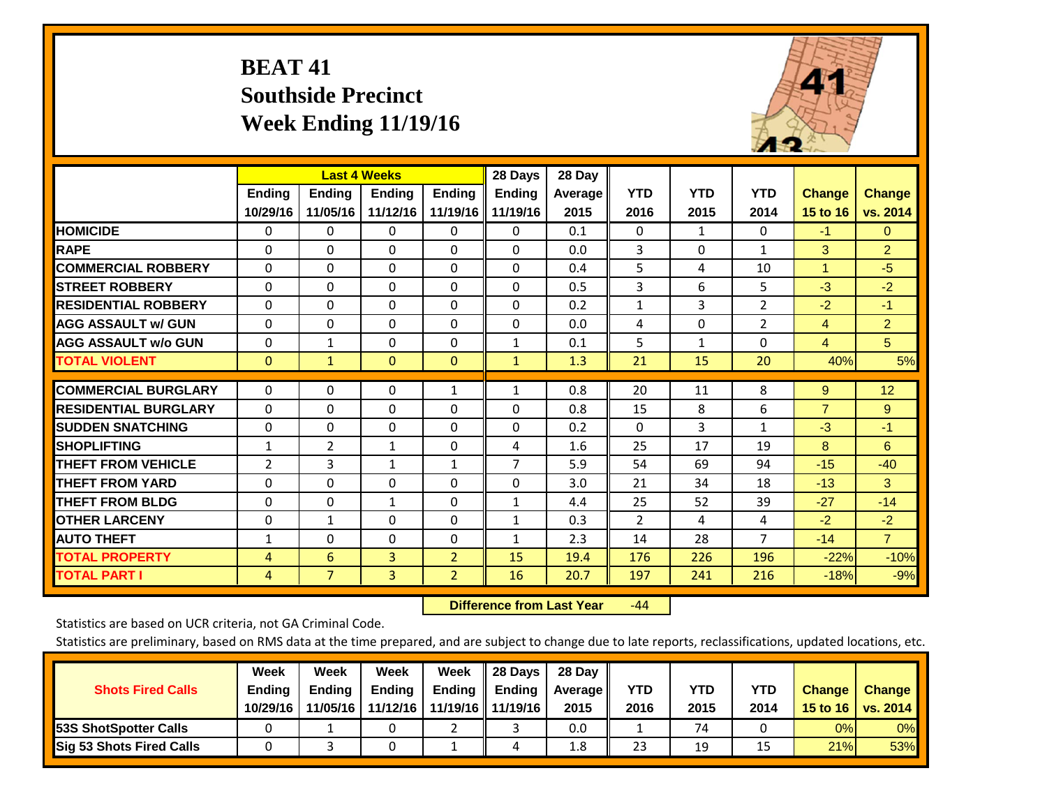# BEAT 41
## Southside Precinct
## Week Ending 11/19/16

| | Last 4 Weeks | | | | 28 Days | 28 Day | | | | | |
|---|---|---|---|---|---|---|---|---|---|---|---|
| | Ending 10/29/16 | Ending 11/05/16 | Ending 11/12/16 | Ending 11/19/16 | Ending 11/19/16 | Average 2015 | YTD 2016 | YTD 2015 | YTD 2014 | Change 15 to 16 | Change vs. 2014 |
| HOMICIDE | 0 | 0 | 0 | 0 | 0 | 0.1 | 0 | 1 | 0 | -1 | 0 |
| RAPE | 0 | 0 | 0 | 0 | 0 | 0.0 | 3 | 0 | 1 | 3 | 2 |
| COMMERCIAL ROBBERY | 0 | 0 | 0 | 0 | 0 | 0.4 | 5 | 4 | 10 | 1 | -5 |
| STREET ROBBERY | 0 | 0 | 0 | 0 | 0 | 0.5 | 3 | 6 | 5 | -3 | -2 |
| RESIDENTIAL ROBBERY | 0 | 0 | 0 | 0 | 0 | 0.2 | 1 | 3 | 2 | -2 | -1 |
| AGG ASSAULT w/ GUN | 0 | 0 | 0 | 0 | 0 | 0.0 | 4 | 0 | 2 | 4 | 2 |
| AGG ASSAULT w/o GUN | 0 | 1 | 0 | 0 | 1 | 0.1 | 5 | 1 | 0 | 4 | 5 |
| TOTAL VIOLENT | 0 | 1 | 0 | 0 | 1 | 1.3 | 21 | 15 | 20 | 40% | 5% |
| COMMERCIAL BURGLARY | 0 | 0 | 0 | 1 | 1 | 0.8 | 20 | 11 | 8 | 9 | 12 |
| RESIDENTIAL BURGLARY | 0 | 0 | 0 | 0 | 0 | 0.8 | 15 | 8 | 6 | 7 | 9 |
| SUDDEN SNATCHING | 0 | 0 | 0 | 0 | 0 | 0.2 | 0 | 3 | 1 | -3 | -1 |
| SHOPLIFTING | 1 | 2 | 1 | 0 | 4 | 1.6 | 25 | 17 | 19 | 8 | 6 |
| THEFT FROM VEHICLE | 2 | 3 | 1 | 1 | 7 | 5.9 | 54 | 69 | 94 | -15 | -40 |
| THEFT FROM YARD | 0 | 0 | 0 | 0 | 0 | 3.0 | 21 | 34 | 18 | -13 | 3 |
| THEFT FROM BLDG | 0 | 0 | 1 | 0 | 1 | 4.4 | 25 | 52 | 39 | -27 | -14 |
| OTHER LARCENY | 0 | 1 | 0 | 0 | 1 | 0.3 | 2 | 4 | 4 | -2 | -2 |
| AUTO THEFT | 1 | 0 | 0 | 0 | 1 | 2.3 | 14 | 28 | 7 | -14 | 7 |
| TOTAL PROPERTY | 4 | 6 | 3 | 2 | 15 | 19.4 | 176 | 226 | 196 | -22% | -10% |
| TOTAL PART I | 4 | 7 | 3 | 2 | 16 | 20.7 | 197 | 241 | 216 | -18% | -9% |

**Difference from Last Year** -44

Statistics are based on UCR criteria, not GA Criminal Code.

Statistics are preliminary, based on RMS data at the time prepared, and are subject to change due to late reports, reclassifications, updated locations, etc.

| Shots Fired Calls | Week Ending 10/29/16 | Week Ending 11/05/16 | Week Ending 11/12/16 | Week Ending 11/19/16 | 28 Days Ending 11/19/16 | 28 Day Average 2015 | YTD 2016 | YTD 2015 | YTD 2014 | Change 15 to 16 | Change vs. 2014 |
|---|---|---|---|---|---|---|---|---|---|---|---|
| 53S ShotSpotter Calls | 0 | 1 | 0 | 2 | 3 | 0.0 | 1 | 74 | 0 | 0% | 0% |
| Sig 53 Shots Fired Calls | 0 | 3 | 0 | 1 | 4 | 1.8 | 23 | 19 | 15 | 21% | 53% |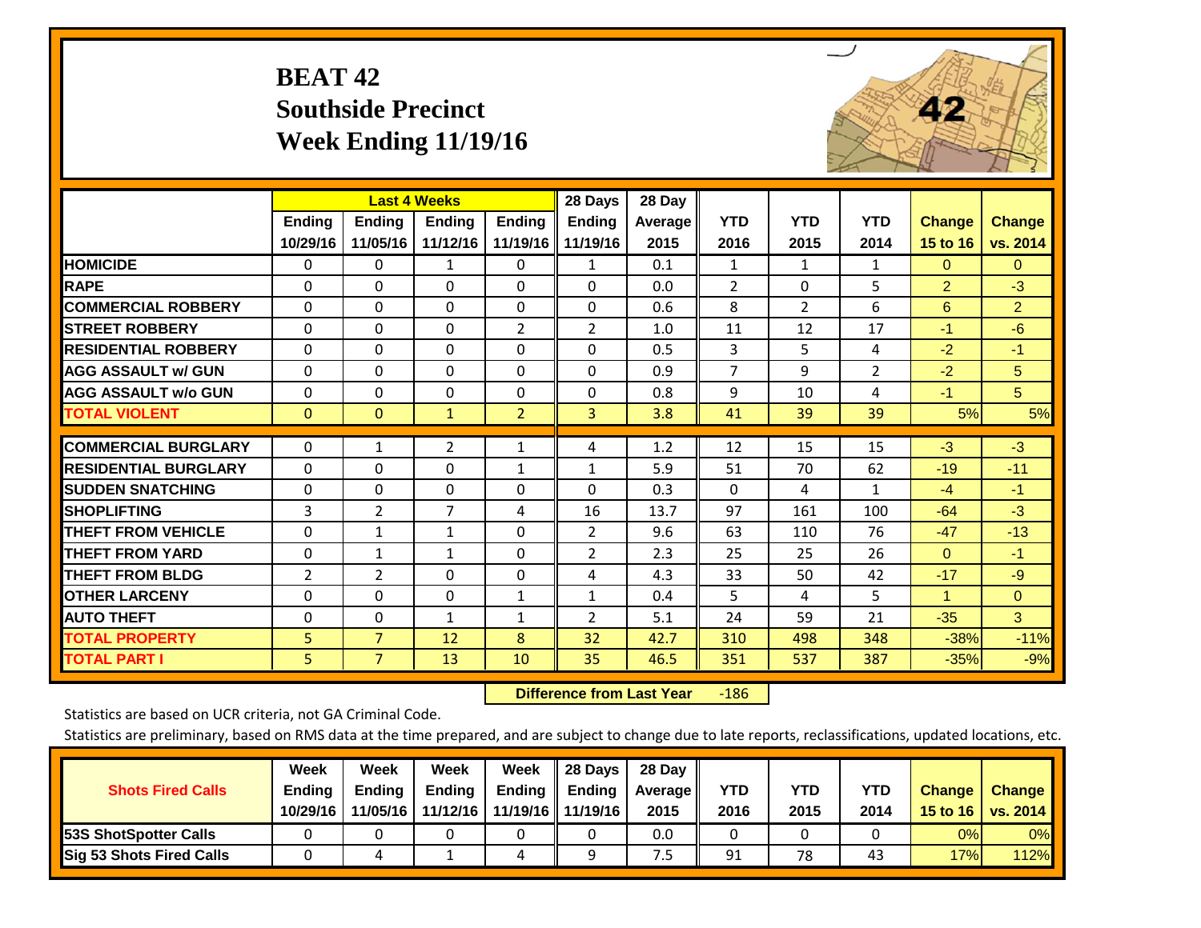# BEAT 42
## Southside Precinct
## Week Ending 11/19/16

| | Last 4 Weeks | | | | 28 Days | 28 Day | | | | | |
|---|---|---|---|---|---|---|---|---|---|---|---|
| | Ending 10/29/16 | Ending 11/05/16 | Ending 11/12/16 | Ending 11/19/16 | Ending 11/19/16 | Average 2015 | YTD 2016 | YTD 2015 | YTD 2014 | Change 15 to 16 | Change vs. 2014 |
| HOMICIDE | 0 | 0 | 1 | 0 | 1 | 0.1 | 1 | 1 | 1 | 0 | 0 |
| RAPE | 0 | 0 | 0 | 0 | 0 | 0.0 | 2 | 0 | 5 | 2 | -3 |
| COMMERCIAL ROBBERY | 0 | 0 | 0 | 0 | 0 | 0.6 | 8 | 2 | 6 | 6 | 2 |
| STREET ROBBERY | 0 | 0 | 0 | 2 | 2 | 1.0 | 11 | 12 | 17 | -1 | -6 |
| RESIDENTIAL ROBBERY | 0 | 0 | 0 | 0 | 0 | 0.5 | 3 | 5 | 4 | -2 | -1 |
| AGG ASSAULT w/ GUN | 0 | 0 | 0 | 0 | 0 | 0.9 | 7 | 9 | 2 | -2 | 5 |
| AGG ASSAULT w/o GUN | 0 | 0 | 0 | 0 | 0 | 0.8 | 9 | 10 | 4 | -1 | 5 |
| TOTAL VIOLENT | 0 | 0 | 1 | 2 | 3 | 3.8 | 41 | 39 | 39 | 5% | 5% |
| COMMERCIAL BURGLARY | 0 | 1 | 2 | 1 | 4 | 1.2 | 12 | 15 | 15 | -3 | -3 |
| RESIDENTIAL BURGLARY | 0 | 0 | 0 | 1 | 1 | 5.9 | 51 | 70 | 62 | -19 | -11 |
| SUDDEN SNATCHING | 0 | 0 | 0 | 0 | 0 | 0.3 | 0 | 4 | 1 | -4 | -1 |
| SHOPLIFTING | 3 | 2 | 7 | 4 | 16 | 13.7 | 97 | 161 | 100 | -64 | -3 |
| THEFT FROM VEHICLE | 0 | 1 | 1 | 0 | 2 | 9.6 | 63 | 110 | 76 | -47 | -13 |
| THEFT FROM YARD | 0 | 1 | 1 | 0 | 2 | 2.3 | 25 | 25 | 26 | 0 | -1 |
| THEFT FROM BLDG | 2 | 2 | 0 | 0 | 4 | 4.3 | 33 | 50 | 42 | -17 | -9 |
| OTHER LARCENY | 0 | 0 | 0 | 1 | 1 | 0.4 | 5 | 4 | 5 | 1 | 0 |
| AUTO THEFT | 0 | 0 | 1 | 1 | 2 | 5.1 | 24 | 59 | 21 | -35 | 3 |
| TOTAL PROPERTY | 5 | 7 | 12 | 8 | 32 | 42.7 | 310 | 498 | 348 | -38% | -11% |
| TOTAL PART I | 5 | 7 | 13 | 10 | 35 | 46.5 | 351 | 537 | 387 | -35% | -9% |

**Difference from Last Year** -186

Statistics are based on UCR criteria, not GA Criminal Code.

Statistics are preliminary, based on RMS data at the time prepared, and are subject to change due to late reports, reclassifications, updated locations, etc.

| Shots Fired Calls | Week Ending 10/29/16 | Week Ending 11/05/16 | Week Ending 11/12/16 | Week Ending 11/19/16 | 28 Days Ending 11/19/16 | 28 Day Average 2015 | YTD 2016 | YTD 2015 | YTD 2014 | Change 15 to 16 | Change vs. 2014 |
|---|---|---|---|---|---|---|---|---|---|---|---|
| 53S ShotSpotter Calls | 0 | 0 | 0 | 0 | 0 | 0.0 | 0 | 0 | 0 | 0% | 0% |
| Sig 53 Shots Fired Calls | 0 | 4 | 1 | 4 | 9 | 7.5 | 91 | 78 | 43 | 17% | 112% |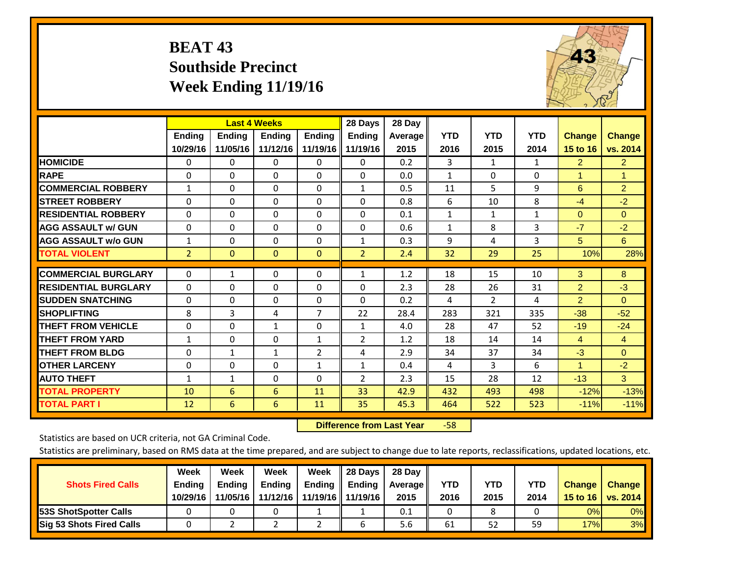# BEAT 43
## Southside Precinct
## Week Ending 11/19/16

| | Last 4 Weeks | | | | 28 Days | 28 Day | | | | | |
|---|---|---|---|---|---|---|---|---|---|---|---|
| | Ending 10/29/16 | Ending 11/05/16 | Ending 11/12/16 | Ending 11/19/16 | Ending 11/19/16 | Average 2015 | YTD 2016 | YTD 2015 | YTD 2014 | Change 15 to 16 | Change vs. 2014 |
| **HOMICIDE** | 0 | 0 | 0 | 0 | 0 | 0.2 | 3 | 1 | 1 | 2 | 2 |
| **RAPE** | 0 | 0 | 0 | 0 | 0 | 0.0 | 1 | 0 | 0 | 1 | 1 |
| **COMMERCIAL ROBBERY** | 1 | 0 | 0 | 0 | 1 | 0.5 | 11 | 5 | 9 | 6 | 2 |
| **STREET ROBBERY** | 0 | 0 | 0 | 0 | 0 | 0.8 | 6 | 10 | 8 | -4 | -2 |
| **RESIDENTIAL ROBBERY** | 0 | 0 | 0 | 0 | 0 | 0.1 | 1 | 1 | 1 | 0 | 0 |
| **AGG ASSAULT w/ GUN** | 0 | 0 | 0 | 0 | 0 | 0.6 | 1 | 8 | 3 | -7 | -2 |
| **AGG ASSAULT w/o GUN** | 1 | 0 | 0 | 0 | 1 | 0.3 | 9 | 4 | 3 | 5 | 6 |
| **TOTAL VIOLENT** | 2 | 0 | 0 | 0 | 2 | 2.4 | 32 | 29 | 25 | 10% | 28% |
| **COMMERCIAL BURGLARY** | 0 | 1 | 0 | 0 | 1 | 1.2 | 18 | 15 | 10 | 3 | 8 |
| **RESIDENTIAL BURGLARY** | 0 | 0 | 0 | 0 | 0 | 2.3 | 28 | 26 | 31 | 2 | -3 |
| **SUDDEN SNATCHING** | 0 | 0 | 0 | 0 | 0 | 0.2 | 4 | 2 | 4 | 2 | 0 |
| **SHOPLIFTING** | 8 | 3 | 4 | 7 | 22 | 28.4 | 283 | 321 | 335 | -38 | -52 |
| **THEFT FROM VEHICLE** | 0 | 0 | 1 | 0 | 1 | 4.0 | 28 | 47 | 52 | -19 | -24 |
| **THEFT FROM YARD** | 1 | 0 | 0 | 1 | 2 | 1.2 | 18 | 14 | 14 | 4 | 4 |
| **THEFT FROM BLDG** | 0 | 1 | 1 | 2 | 4 | 2.9 | 34 | 37 | 34 | -3 | 0 |
| **OTHER LARCENY** | 0 | 0 | 0 | 1 | 1 | 0.4 | 4 | 3 | 6 | 1 | -2 |
| **AUTO THEFT** | 1 | 1 | 0 | 0 | 2 | 2.3 | 15 | 28 | 12 | -13 | 3 |
| **TOTAL PROPERTY** | 10 | 6 | 6 | 11 | 33 | 42.9 | 432 | 493 | 498 | -12% | -13% |
| **TOTAL PART I** | 12 | 6 | 6 | 11 | 35 | 45.3 | 464 | 522 | 523 | -11% | -11% |

**Difference from Last Year** -58

Statistics are based on UCR criteria, not GA Criminal Code.

Statistics are preliminary, based on RMS data at the time prepared, and are subject to change due to late reports, reclassifications, updated locations, etc.

| Shots Fired Calls | Week Ending 10/29/16 | Week Ending 11/05/16 | Week Ending 11/12/16 | Week Ending 11/19/16 | 28 Days Ending 11/19/16 | 28 Day Average 2015 | YTD 2016 | YTD 2015 | YTD 2014 | Change 15 to 16 | Change vs. 2014 |
|---|---|---|---|---|---|---|---|---|---|---|---|
| **53S ShotSpotter Calls** | 0 | 0 | 0 | 1 | 1 | 0.1 | 0 | 8 | 0 | 0% | 0% |
| **Sig 53 Shots Fired Calls** | 0 | 2 | 2 | 2 | 6 | 5.6 | 61 | 52 | 59 | 17% | 3% |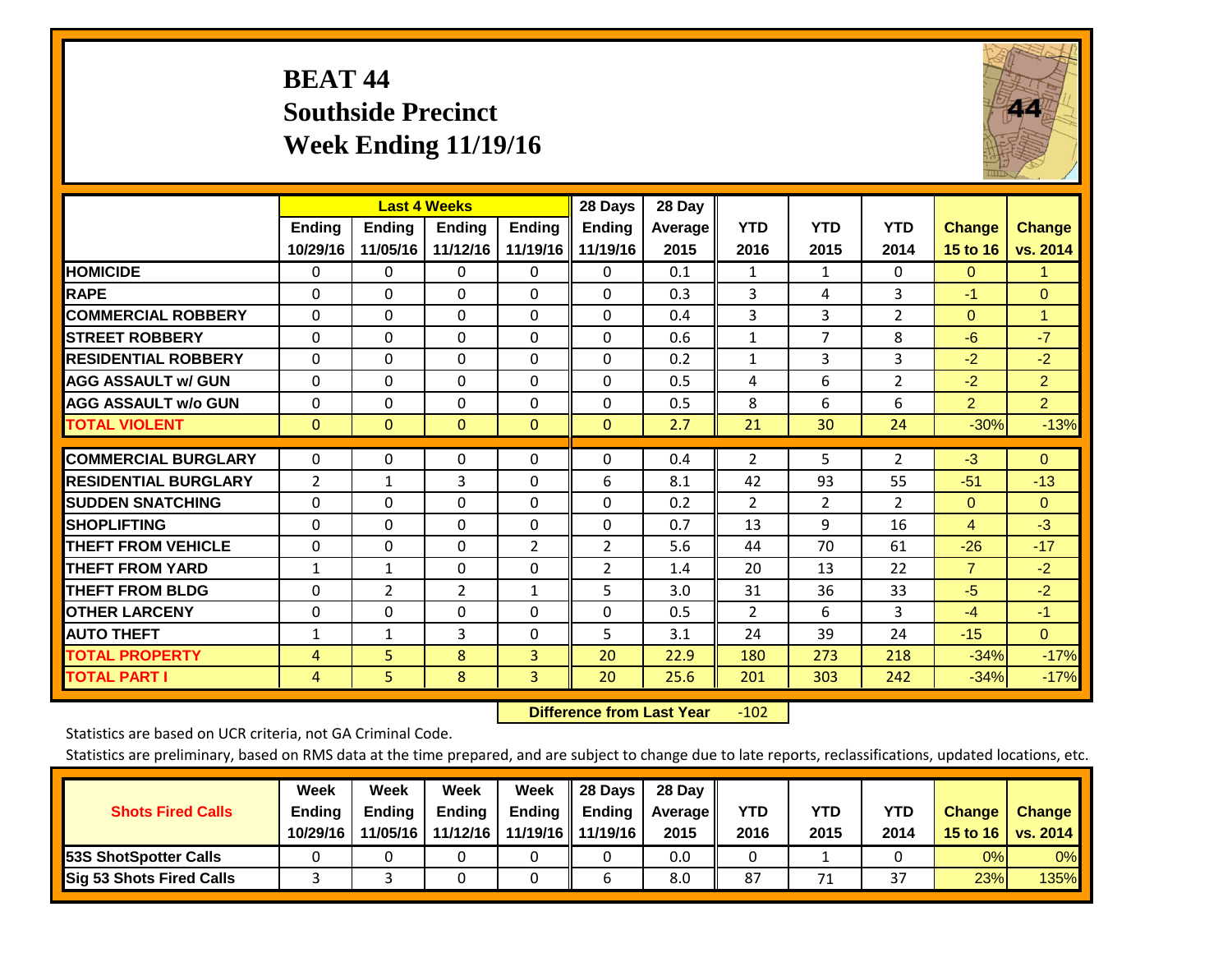# BEAT 44
## Southside Precinct
## Week Ending 11/19/16

| | Last 4 Weeks | | | | 28 Days | 28 Day | | | | | |
|---|---|---|---|---|---|---|---|---|---|---|---|
| | Ending 10/29/16 | Ending 11/05/16 | Ending 11/12/16 | Ending 11/19/16 | Ending 11/19/16 | Average 2015 | YTD 2016 | YTD 2015 | YTD 2014 | Change 15 to 16 | Change vs. 2014 |
| HOMICIDE | 0 | 0 | 0 | 0 | 0 | 0.1 | 1 | 1 | 0 | 0 | 1 |
| RAPE | 0 | 0 | 0 | 0 | 0 | 0.3 | 3 | 4 | 3 | -1 | 0 |
| COMMERCIAL ROBBERY | 0 | 0 | 0 | 0 | 0 | 0.4 | 3 | 3 | 2 | 0 | 1 |
| STREET ROBBERY | 0 | 0 | 0 | 0 | 0 | 0.6 | 1 | 7 | 8 | -6 | -7 |
| RESIDENTIAL ROBBERY | 0 | 0 | 0 | 0 | 0 | 0.2 | 1 | 3 | 3 | -2 | -2 |
| AGG ASSAULT w/ GUN | 0 | 0 | 0 | 0 | 0 | 0.5 | 4 | 6 | 2 | -2 | 2 |
| AGG ASSAULT w/o GUN | 0 | 0 | 0 | 0 | 0 | 0.5 | 8 | 6 | 6 | 2 | 2 |
| TOTAL VIOLENT | 0 | 0 | 0 | 0 | 0 | 2.7 | 21 | 30 | 24 | -30% | -13% |
| COMMERCIAL BURGLARY | 0 | 0 | 0 | 0 | 0 | 0.4 | 2 | 5 | 2 | -3 | 0 |
| RESIDENTIAL BURGLARY | 2 | 1 | 3 | 0 | 6 | 8.1 | 42 | 93 | 55 | -51 | -13 |
| SUDDEN SNATCHING | 0 | 0 | 0 | 0 | 0 | 0.2 | 2 | 2 | 2 | 0 | 0 |
| SHOPLIFTING | 0 | 0 | 0 | 0 | 0 | 0.7 | 13 | 9 | 16 | 4 | -3 |
| THEFT FROM VEHICLE | 0 | 0 | 0 | 2 | 2 | 5.6 | 44 | 70 | 61 | -26 | -17 |
| THEFT FROM YARD | 1 | 1 | 0 | 0 | 2 | 1.4 | 20 | 13 | 22 | 7 | -2 |
| THEFT FROM BLDG | 0 | 2 | 2 | 1 | 5 | 3.0 | 31 | 36 | 33 | -5 | -2 |
| OTHER LARCENY | 0 | 0 | 0 | 0 | 0 | 0.5 | 2 | 6 | 3 | -4 | -1 |
| AUTO THEFT | 1 | 1 | 3 | 0 | 5 | 3.1 | 24 | 39 | 24 | -15 | 0 |
| TOTAL PROPERTY | 4 | 5 | 8 | 3 | 20 | 22.9 | 180 | 273 | 218 | -34% | -17% |
| TOTAL PART I | 4 | 5 | 8 | 3 | 20 | 25.6 | 201 | 303 | 242 | -34% | -17% |

**Difference from Last Year** -102

Statistics are based on UCR criteria, not GA Criminal Code.

Statistics are preliminary, based on RMS data at the time prepared, and are subject to change due to late reports, reclassifications, updated locations, etc.

| Shots Fired Calls | Week Ending 10/29/16 | Week Ending 11/05/16 | Week Ending 11/12/16 | Week Ending 11/19/16 | 28 Days Ending 11/19/16 | 28 Day Average 2015 | YTD 2016 | YTD 2015 | YTD 2014 | Change 15 to 16 | Change vs. 2014 |
|---|---|---|---|---|---|---|---|---|---|---|---|
| 53S ShotSpotter Calls | 0 | 0 | 0 | 0 | 0 | 0.0 | 0 | 1 | 0 | 0% | 0% |
| Sig 53 Shots Fired Calls | 3 | 3 | 0 | 0 | 6 | 8.0 | 87 | 71 | 37 | 23% | 135% |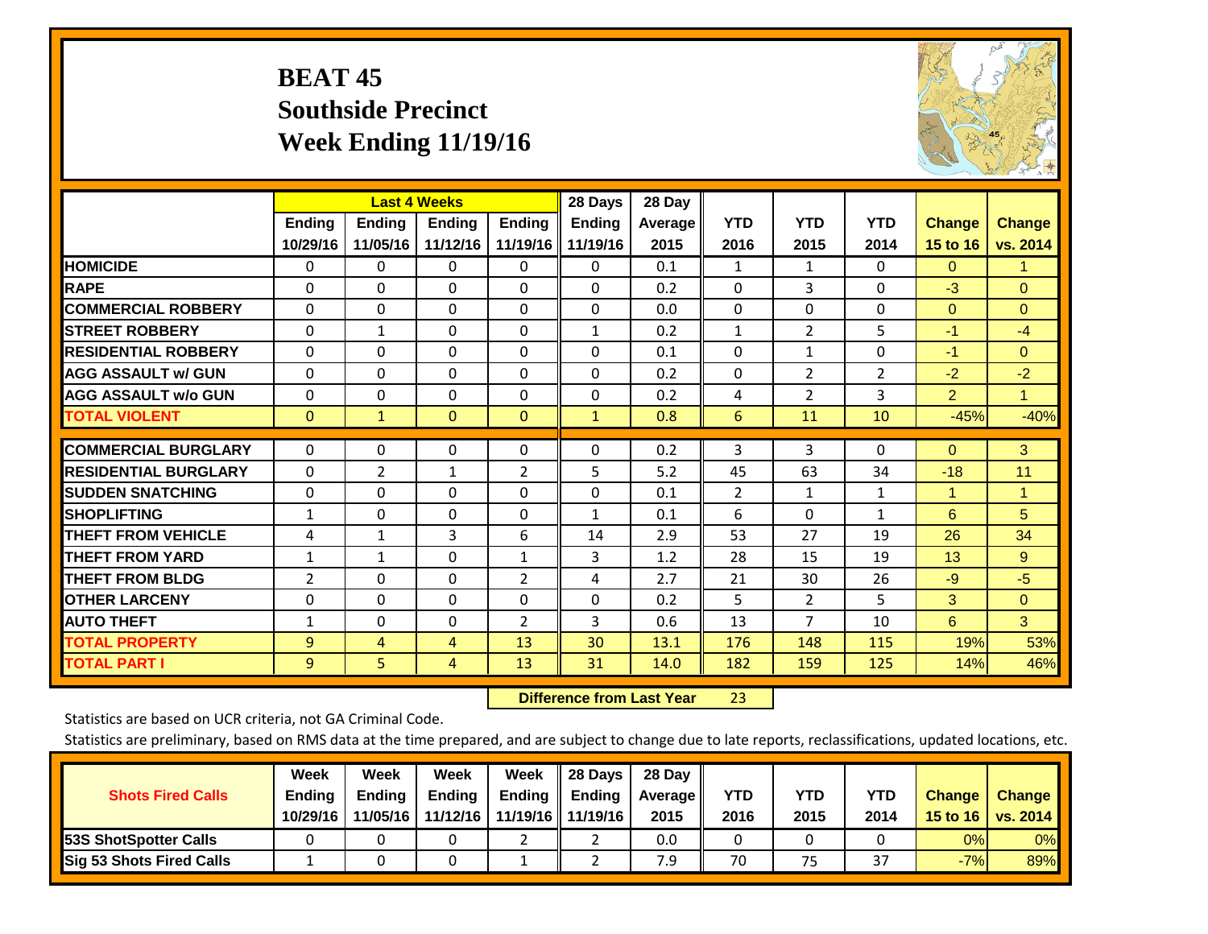# BEAT 45
## Southside Precinct
## Week Ending 11/19/16

| | Last 4 Weeks | | | | 28 Days | 28 Day | | | | | |
|---|---|---|---|---|---|---|---|---|---|---|---|
| | Ending 10/29/16 | Ending 11/05/16 | Ending 11/12/16 | Ending 11/19/16 | Ending 11/19/16 | Average 2015 | YTD 2016 | YTD 2015 | YTD 2014 | Change 15 to 16 | Change vs. 2014 |
| **HOMICIDE** | 0 | 0 | 0 | 0 | 0 | 0.1 | 1 | 1 | 0 | 0 | 1 |
| **RAPE** | 0 | 0 | 0 | 0 | 0 | 0.2 | 0 | 3 | 0 | -3 | 0 |
| **COMMERCIAL ROBBERY** | 0 | 0 | 0 | 0 | 0 | 0.0 | 0 | 0 | 0 | 0 | 0 |
| **STREET ROBBERY** | 0 | 1 | 0 | 0 | 1 | 0.2 | 1 | 2 | 5 | -1 | -4 |
| **RESIDENTIAL ROBBERY** | 0 | 0 | 0 | 0 | 0 | 0.1 | 0 | 1 | 0 | -1 | 0 |
| **AGG ASSAULT w/ GUN** | 0 | 0 | 0 | 0 | 0 | 0.2 | 0 | 2 | 2 | -2 | -2 |
| **AGG ASSAULT w/o GUN** | 0 | 0 | 0 | 0 | 0 | 0.2 | 4 | 2 | 3 | 2 | 1 |
| **TOTAL VIOLENT** | 0 | 1 | 0 | 0 | 1 | 0.8 | 6 | 11 | 10 | -45% | -40% |
| **COMMERCIAL BURGLARY** | 0 | 0 | 0 | 0 | 0 | 0.2 | 3 | 3 | 0 | 0 | 3 |
| **RESIDENTIAL BURGLARY** | 0 | 2 | 1 | 2 | 5 | 5.2 | 45 | 63 | 34 | -18 | 11 |
| **SUDDEN SNATCHING** | 0 | 0 | 0 | 0 | 0 | 0.1 | 2 | 1 | 1 | 1 | 1 |
| **SHOPLIFTING** | 1 | 0 | 0 | 0 | 1 | 0.1 | 6 | 0 | 1 | 6 | 5 |
| **THEFT FROM VEHICLE** | 4 | 1 | 3 | 6 | 14 | 2.9 | 53 | 27 | 19 | 26 | 34 |
| **THEFT FROM YARD** | 1 | 1 | 0 | 1 | 3 | 1.2 | 28 | 15 | 19 | 13 | 9 |
| **THEFT FROM BLDG** | 2 | 0 | 0 | 2 | 4 | 2.7 | 21 | 30 | 26 | -9 | -5 |
| **OTHER LARCENY** | 0 | 0 | 0 | 0 | 0 | 0.2 | 5 | 2 | 5 | 3 | 0 |
| **AUTO THEFT** | 1 | 0 | 0 | 2 | 3 | 0.6 | 13 | 7 | 10 | 6 | 3 |
| **TOTAL PROPERTY** | 9 | 4 | 4 | 13 | 30 | 13.1 | 176 | 148 | 115 | 19% | 53% |
| **TOTAL PART I** | 9 | 5 | 4 | 13 | 31 | 14.0 | 182 | 159 | 125 | 14% | 46% |

**Difference from Last Year** 23

Statistics are based on UCR criteria, not GA Criminal Code.

Statistics are preliminary, based on RMS data at the time prepared, and are subject to change due to late reports, reclassifications, updated locations, etc.

| Shots Fired Calls | Week Ending 10/29/16 | Week Ending 11/05/16 | Week Ending 11/12/16 | Week Ending 11/19/16 | 28 Days Ending 11/19/16 | 28 Day Average 2015 | YTD 2016 | YTD 2015 | YTD 2014 | Change 15 to 16 | Change vs. 2014 |
|---|---|---|---|---|---|---|---|---|---|---|---|
| **53S ShotSpotter Calls** | 0 | 0 | 0 | 2 | 2 | 0.0 | 0 | 0 | 0 | 0% | 0% |
| **Sig 53 Shots Fired Calls** | 1 | 0 | 0 | 1 | 2 | 7.9 | 70 | 75 | 37 | -7% | 89% |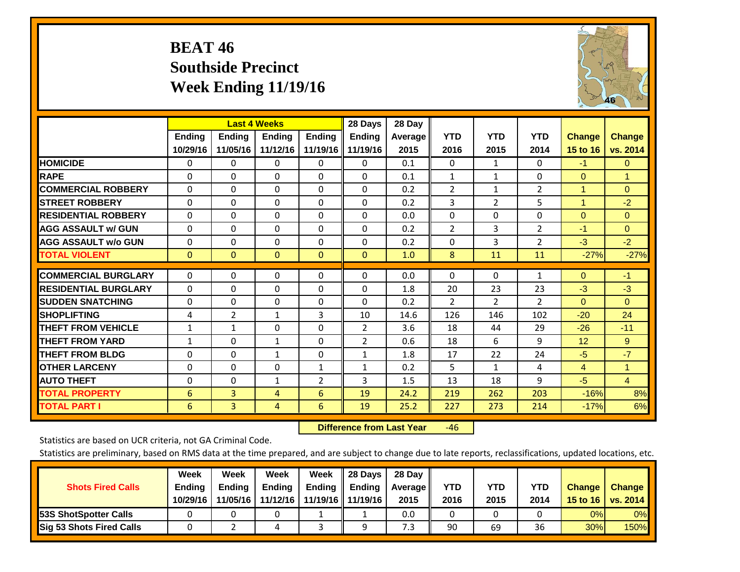# BEAT 46
## Southside Precinct
## Week Ending 11/19/16

| | Last 4 Weeks | | | | 28 Days | 28 Day | | | | | |
|---|---|---|---|---|---|---|---|---|---|---|---|
| | Ending 10/29/16 | Ending 11/05/16 | Ending 11/12/16 | Ending 11/19/16 | Ending 11/19/16 | Average 2015 | YTD 2016 | YTD 2015 | YTD 2014 | Change 15 to 16 | Change vs. 2014 |
| HOMICIDE | 0 | 0 | 0 | 0 | 0 | 0.1 | 0 | 1 | 0 | -1 | 0 |
| RAPE | 0 | 0 | 0 | 0 | 0 | 0.1 | 1 | 1 | 0 | 0 | 1 |
| COMMERCIAL ROBBERY | 0 | 0 | 0 | 0 | 0 | 0.2 | 2 | 1 | 2 | 1 | 0 |
| STREET ROBBERY | 0 | 0 | 0 | 0 | 0 | 0.2 | 3 | 2 | 5 | 1 | -2 |
| RESIDENTIAL ROBBERY | 0 | 0 | 0 | 0 | 0 | 0.0 | 0 | 0 | 0 | 0 | 0 |
| AGG ASSAULT w/ GUN | 0 | 0 | 0 | 0 | 0 | 0.2 | 2 | 3 | 2 | -1 | 0 |
| AGG ASSAULT w/o GUN | 0 | 0 | 0 | 0 | 0 | 0.2 | 0 | 3 | 2 | -3 | -2 |
| TOTAL VIOLENT | 0 | 0 | 0 | 0 | 0 | 1.0 | 8 | 11 | 11 | -27% | -27% |
| COMMERCIAL BURGLARY | 0 | 0 | 0 | 0 | 0 | 0.0 | 0 | 0 | 1 | 0 | -1 |
| RESIDENTIAL BURGLARY | 0 | 0 | 0 | 0 | 0 | 1.8 | 20 | 23 | 23 | -3 | -3 |
| SUDDEN SNATCHING | 0 | 0 | 0 | 0 | 0 | 0.2 | 2 | 2 | 2 | 0 | 0 |
| SHOPLIFTING | 4 | 2 | 1 | 3 | 10 | 14.6 | 126 | 146 | 102 | -20 | 24 |
| THEFT FROM VEHICLE | 1 | 1 | 0 | 0 | 2 | 3.6 | 18 | 44 | 29 | -26 | -11 |
| THEFT FROM YARD | 1 | 0 | 1 | 0 | 2 | 0.6 | 18 | 6 | 9 | 12 | 9 |
| THEFT FROM BLDG | 0 | 0 | 1 | 0 | 1 | 1.8 | 17 | 22 | 24 | -5 | -7 |
| OTHER LARCENY | 0 | 0 | 0 | 1 | 1 | 0.2 | 5 | 1 | 4 | 4 | 1 |
| AUTO THEFT | 0 | 0 | 1 | 2 | 3 | 1.5 | 13 | 18 | 9 | -5 | 4 |
| TOTAL PROPERTY | 6 | 3 | 4 | 6 | 19 | 24.2 | 219 | 262 | 203 | -16% | 8% |
| TOTAL PART I | 6 | 3 | 4 | 6 | 19 | 25.2 | 227 | 273 | 214 | -17% | 6% |

**Difference from Last Year** -46

Statistics are based on UCR criteria, not GA Criminal Code.

Statistics are preliminary, based on RMS data at the time prepared, and are subject to change due to late reports, reclassifications, updated locations, etc.

| Shots Fired Calls | Week Ending 10/29/16 | Week Ending 11/05/16 | Week Ending 11/12/16 | Week Ending 11/19/16 | 28 Days Ending 11/19/16 | 28 Day Average 2015 | YTD 2016 | YTD 2015 | YTD 2014 | Change 15 to 16 | Change vs. 2014 |
|---|---|---|---|---|---|---|---|---|---|---|---|
| 53S ShotSpotter Calls | 0 | 0 | 0 | 1 | 1 | 0.0 | 0 | 0 | 0 | 0% | 0% |
| Sig 53 Shots Fired Calls | 0 | 2 | 4 | 3 | 9 | 7.3 | 90 | 69 | 36 | 30% | 150% |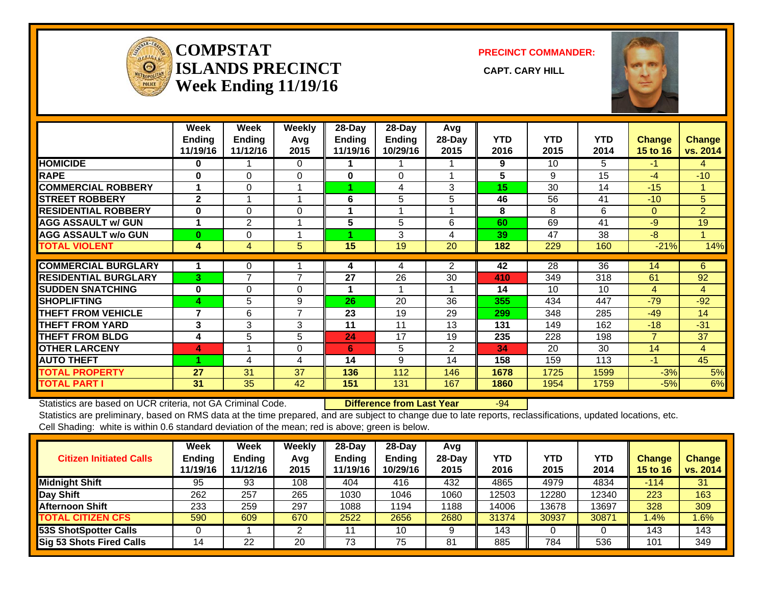# COMPSTAT ISLANDS PRECINCT Week Ending 11/19/16

**PRECINCT COMMANDER:**

**CAPT. CARY HILL**

| | Week Ending 11/19/16 | Week Ending 11/12/16 | Weekly Avg 2015 | 28-Day Ending 11/19/16 | 28-Day Ending 10/29/16 | Avg 28-Day 2015 | YTD 2016 | YTD 2015 | YTD 2014 | Change 15 to 16 | Change vs. 2014 |
|---|---|---|---|---|---|---|---|---|---|---|---|
| HOMICIDE | 0 | 1 | 0 | 1 | 1 | 1 | 9 | 10 | 5 | -1 | 4 |
| RAPE | 0 | 0 | 0 | 0 | 0 | 1 | 5 | 9 | 15 | -4 | -10 |
| COMMERCIAL ROBBERY | 1 | 0 | 1 | 1 | 4 | 3 | 15 | 30 | 14 | -15 | 1 |
| STREET ROBBERY | 2 | 1 | 1 | 6 | 5 | 5 | 46 | 56 | 41 | -10 | 5 |
| RESIDENTIAL ROBBERY | 0 | 0 | 0 | 1 | 1 | 1 | 8 | 8 | 6 | 0 | 2 |
| AGG ASSAULT w/ GUN | 1 | 2 | 1 | 5 | 5 | 6 | 60 | 69 | 41 | -9 | 19 |
| AGG ASSAULT w/o GUN | 0 | 0 | 1 | 1 | 3 | 4 | 39 | 47 | 38 | -8 | 1 |
| TOTAL VIOLENT | 4 | 4 | 5 | 15 | 19 | 20 | 182 | 229 | 160 | -21% | 14% |
| COMMERCIAL BURGLARY | 1 | 0 | 1 | 4 | 4 | 2 | 42 | 28 | 36 | 14 | 6 |
| RESIDENTIAL BURGLARY | 3 | 7 | 7 | 27 | 26 | 30 | 410 | 349 | 318 | 61 | 92 |
| SUDDEN SNATCHING | 0 | 0 | 0 | 1 | 1 | 1 | 14 | 10 | 10 | 4 | 4 |
| SHOPLIFTING | 4 | 5 | 9 | 26 | 20 | 36 | 355 | 434 | 447 | -79 | -92 |
| THEFT FROM VEHICLE | 7 | 6 | 7 | 23 | 19 | 29 | 299 | 348 | 285 | -49 | 14 |
| THEFT FROM YARD | 3 | 3 | 3 | 11 | 11 | 13 | 131 | 149 | 162 | -18 | -31 |
| THEFT FROM BLDG | 4 | 5 | 5 | 24 | 17 | 19 | 235 | 228 | 198 | 7 | 37 |
| OTHER LARCENY | 4 | 1 | 0 | 6 | 5 | 2 | 34 | 20 | 30 | 14 | 4 |
| AUTO THEFT | 1 | 4 | 4 | 14 | 9 | 14 | 158 | 159 | 113 | -1 | 45 |
| TOTAL PROPERTY | 27 | 31 | 37 | 136 | 112 | 146 | 1678 | 1725 | 1599 | -3% | 5% |
| TOTAL PART I | 31 | 35 | 42 | 151 | 131 | 167 | 1860 | 1954 | 1759 | -5% | 6% |

Statistics are based on UCR criteria, not GA Criminal Code. **Difference from Last Year** -94

Statistics are preliminary, based on RMS data at the time prepared, and are subject to change due to late reports, reclassifications, updated locations, etc.

Cell Shading: white is within 0.6 standard deviation of the mean; red is above; green is below.

| Citizen Initiated Calls | Week Ending 11/19/16 | Week Ending 11/12/16 | Weekly Avg 2015 | 28-Day Ending 11/19/16 | 28-Day Ending 10/29/16 | Avg 28-Day 2015 | YTD 2016 | YTD 2015 | YTD 2014 | Change 15 to 16 | Change vs. 2014 |
|---|---|---|---|---|---|---|---|---|---|---|---|
| Midnight Shift | 95 | 93 | 108 | 404 | 416 | 432 | 4865 | 4979 | 4834 | -114 | 31 |
| Day Shift | 262 | 257 | 265 | 1030 | 1046 | 1060 | 12503 | 12280 | 12340 | 223 | 163 |
| Afternoon Shift | 233 | 259 | 297 | 1088 | 1194 | 1188 | 14006 | 13678 | 13697 | 328 | 309 |
| TOTAL CITIZEN CFS | 590 | 609 | 670 | 2522 | 2656 | 2680 | 31374 | 30937 | 30871 | 1.4% | 1.6% |
| 53S ShotSpotter Calls | 0 | 1 | 2 | 11 | 10 | 9 | 143 | 0 | 0 | 143 | 143 |
| Sig 53 Shots Fired Calls | 14 | 22 | 20 | 73 | 75 | 81 | 885 | 784 | 536 | 101 | 349 |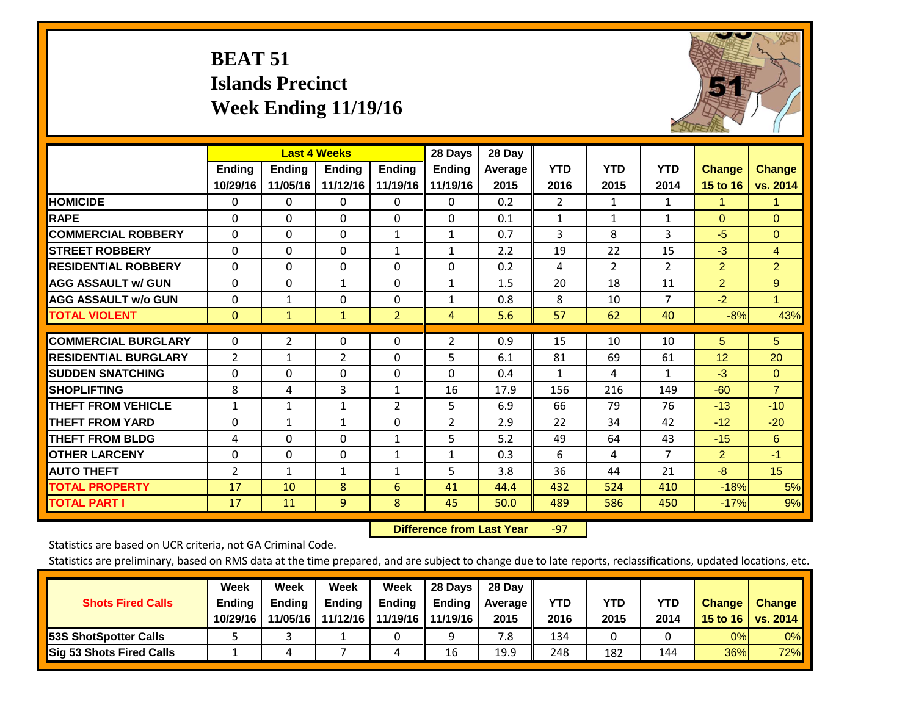# BEAT 51
## Islands Precinct
## Week Ending 11/19/16

| | Last 4 Weeks | | | | 28 Days | 28 Day | | | | | |
|---|---|---|---|---|---|---|---|---|---|---|---|
| | Ending 10/29/16 | Ending 11/05/16 | Ending 11/12/16 | Ending 11/19/16 | Ending 11/19/16 | Average 2015 | YTD 2016 | YTD 2015 | YTD 2014 | Change 15 to 16 | Change vs. 2014 |
| HOMICIDE | 0 | 0 | 0 | 0 | 0 | 0.2 | 2 | 1 | 1 | 1 | 1 |
| RAPE | 0 | 0 | 0 | 0 | 0 | 0.1 | 1 | 1 | 1 | 0 | 0 |
| COMMERCIAL ROBBERY | 0 | 0 | 0 | 1 | 1 | 0.7 | 3 | 8 | 3 | -5 | 0 |
| STREET ROBBERY | 0 | 0 | 0 | 1 | 1 | 2.2 | 19 | 22 | 15 | -3 | 4 |
| RESIDENTIAL ROBBERY | 0 | 0 | 0 | 0 | 0 | 0.2 | 4 | 2 | 2 | 2 | 2 |
| AGG ASSAULT w/ GUN | 0 | 0 | 1 | 0 | 1 | 1.5 | 20 | 18 | 11 | 2 | 9 |
| AGG ASSAULT w/o GUN | 0 | 1 | 0 | 0 | 1 | 0.8 | 8 | 10 | 7 | -2 | 1 |
| TOTAL VIOLENT | 0 | 1 | 1 | 2 | 4 | 5.6 | 57 | 62 | 40 | -8% | 43% |
| COMMERCIAL BURGLARY | 0 | 2 | 0 | 0 | 2 | 0.9 | 15 | 10 | 10 | 5 | 5 |
| RESIDENTIAL BURGLARY | 2 | 1 | 2 | 0 | 5 | 6.1 | 81 | 69 | 61 | 12 | 20 |
| SUDDEN SNATCHING | 0 | 0 | 0 | 0 | 0 | 0.4 | 1 | 4 | 1 | -3 | 0 |
| SHOPLIFTING | 8 | 4 | 3 | 1 | 16 | 17.9 | 156 | 216 | 149 | -60 | 7 |
| THEFT FROM VEHICLE | 1 | 1 | 1 | 2 | 5 | 6.9 | 66 | 79 | 76 | -13 | -10 |
| THEFT FROM YARD | 0 | 1 | 1 | 0 | 2 | 2.9 | 22 | 34 | 42 | -12 | -20 |
| THEFT FROM BLDG | 4 | 0 | 0 | 1 | 5 | 5.2 | 49 | 64 | 43 | -15 | 6 |
| OTHER LARCENY | 0 | 0 | 0 | 1 | 1 | 0.3 | 6 | 4 | 7 | 2 | -1 |
| AUTO THEFT | 2 | 1 | 1 | 1 | 5 | 3.8 | 36 | 44 | 21 | -8 | 15 |
| TOTAL PROPERTY | 17 | 10 | 8 | 6 | 41 | 44.4 | 432 | 524 | 410 | -18% | 5% |
| TOTAL PART I | 17 | 11 | 9 | 8 | 45 | 50.0 | 489 | 586 | 450 | -17% | 9% |

**Difference from Last Year** -97

Statistics are based on UCR criteria, not GA Criminal Code.

Statistics are preliminary, based on RMS data at the time prepared, and are subject to change due to late reports, reclassifications, updated locations, etc.

| Shots Fired Calls | Week Ending 10/29/16 | Week Ending 11/05/16 | Week Ending 11/12/16 | Week Ending 11/19/16 | 28 Days Ending 11/19/16 | 28 Day Average 2015 | YTD 2016 | YTD 2015 | YTD 2014 | Change 15 to 16 | Change vs. 2014 |
|---|---|---|---|---|---|---|---|---|---|---|---|
| 53S ShotSpotter Calls | 5 | 3 | 1 | 0 | 9 | 7.8 | 134 | 0 | 0 | 0% | 0% |
| Sig 53 Shots Fired Calls | 1 | 4 | 7 | 4 | 16 | 19.9 | 248 | 182 | 144 | 36% | 72% |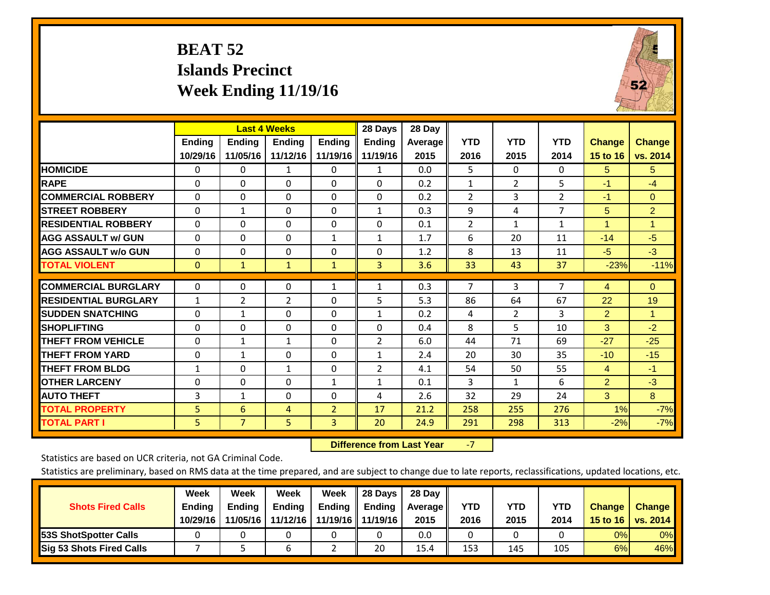# BEAT 52
# Islands Precinct
# Week Ending 11/19/16

| | Last 4 Weeks | | | | 28 Days | 28 Day | | | | | |
|---|---|---|---|---|---|---|---|---|---|---|---|
| | Ending 10/29/16 | Ending 11/05/16 | Ending 11/12/16 | Ending 11/19/16 | Ending 11/19/16 | Average 2015 | YTD 2016 | YTD 2015 | YTD 2014 | Change 15 to 16 | Change vs. 2014 |
| **HOMICIDE** | 0 | 0 | 1 | 0 | 1 | 0.0 | 5 | 0 | 0 | 5 | 5 |
| **RAPE** | 0 | 0 | 0 | 0 | 0 | 0.2 | 1 | 2 | 5 | -1 | -4 |
| **COMMERCIAL ROBBERY** | 0 | 0 | 0 | 0 | 0 | 0.2 | 2 | 3 | 2 | -1 | 0 |
| **STREET ROBBERY** | 0 | 1 | 0 | 0 | 1 | 0.3 | 9 | 4 | 7 | 5 | 2 |
| **RESIDENTIAL ROBBERY** | 0 | 0 | 0 | 0 | 0 | 0.1 | 2 | 1 | 1 | 1 | 1 |
| **AGG ASSAULT w/ GUN** | 0 | 0 | 0 | 1 | 1 | 1.7 | 6 | 20 | 11 | -14 | -5 |
| **AGG ASSAULT w/o GUN** | 0 | 0 | 0 | 0 | 0 | 1.2 | 8 | 13 | 11 | -5 | -3 |
| **TOTAL VIOLENT** | 0 | 1 | 1 | 1 | 3 | 3.6 | 33 | 43 | 37 | -23% | -11% |
| **COMMERCIAL BURGLARY** | 0 | 0 | 0 | 1 | 1 | 0.3 | 7 | 3 | 7 | 4 | 0 |
| **RESIDENTIAL BURGLARY** | 1 | 2 | 2 | 0 | 5 | 5.3 | 86 | 64 | 67 | 22 | 19 |
| **SUDDEN SNATCHING** | 0 | 1 | 0 | 0 | 1 | 0.2 | 4 | 2 | 3 | 2 | 1 |
| **SHOPLIFTING** | 0 | 0 | 0 | 0 | 0 | 0.4 | 8 | 5 | 10 | 3 | -2 |
| **THEFT FROM VEHICLE** | 0 | 1 | 1 | 0 | 2 | 6.0 | 44 | 71 | 69 | -27 | -25 |
| **THEFT FROM YARD** | 0 | 1 | 0 | 0 | 1 | 2.4 | 20 | 30 | 35 | -10 | -15 |
| **THEFT FROM BLDG** | 1 | 0 | 1 | 0 | 2 | 4.1 | 54 | 50 | 55 | 4 | -1 |
| **OTHER LARCENY** | 0 | 0 | 0 | 1 | 1 | 0.1 | 3 | 1 | 6 | 2 | -3 |
| **AUTO THEFT** | 3 | 1 | 0 | 0 | 4 | 2.6 | 32 | 29 | 24 | 3 | 8 |
| **TOTAL PROPERTY** | 5 | 6 | 4 | 2 | 17 | 21.2 | 258 | 255 | 276 | 1% | -7% |
| **TOTAL PART I** | 5 | 7 | 5 | 3 | 20 | 24.9 | 291 | 298 | 313 | -2% | -7% |

**Difference from Last Year** -7

Statistics are based on UCR criteria, not GA Criminal Code.

Statistics are preliminary, based on RMS data at the time prepared, and are subject to change due to late reports, reclassifications, updated locations, etc.

| Shots Fired Calls | Week Ending 10/29/16 | Week Ending 11/05/16 | Week Ending 11/12/16 | Week Ending 11/19/16 | 28 Days Ending 11/19/16 | 28 Day Average 2015 | YTD 2016 | YTD 2015 | YTD 2014 | Change 15 to 16 | Change vs. 2014 |
|---|---|---|---|---|---|---|---|---|---|---|---|
| **53S ShotSpotter Calls** | 0 | 0 | 0 | 0 | 0 | 0.0 | 0 | 0 | 0 | 0% | 0% |
| **Sig 53 Shots Fired Calls** | 7 | 5 | 6 | 2 | 20 | 15.4 | 153 | 145 | 105 | 6% | 46% |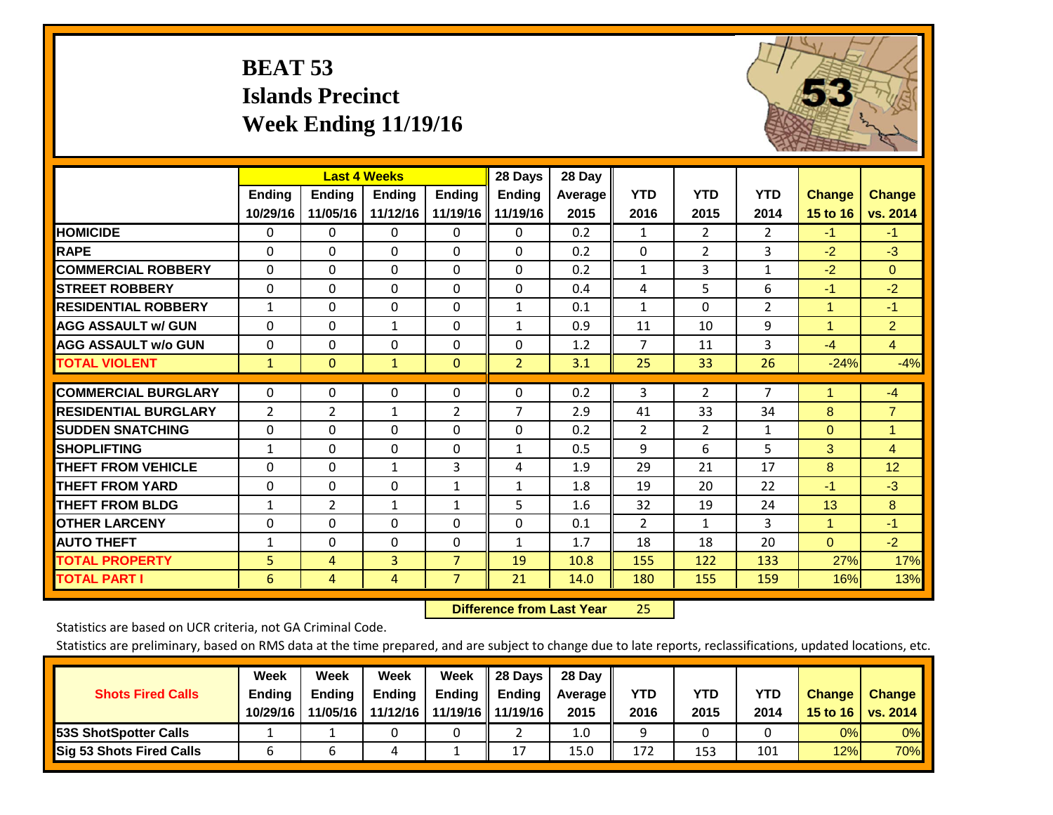# BEAT 53
## Islands Precinct
## Week Ending 11/19/16

| | Last 4 Weeks | | | | 28 Days | 28 Day | | | | | |
|---|---|---|---|---|---|---|---|---|---|---|---|
| | Ending 10/29/16 | Ending 11/05/16 | Ending 11/12/16 | Ending 11/19/16 | Ending 11/19/16 | Average 2015 | YTD 2016 | YTD 2015 | YTD 2014 | Change 15 to 16 | Change vs. 2014 |
| HOMICIDE | 0 | 0 | 0 | 0 | 0 | 0.2 | 1 | 2 | 2 | -1 | -1 |
| RAPE | 0 | 0 | 0 | 0 | 0 | 0.2 | 0 | 2 | 3 | -2 | -3 |
| COMMERCIAL ROBBERY | 0 | 0 | 0 | 0 | 0 | 0.2 | 1 | 3 | 1 | -2 | 0 |
| STREET ROBBERY | 0 | 0 | 0 | 0 | 0 | 0.4 | 4 | 5 | 6 | -1 | -2 |
| RESIDENTIAL ROBBERY | 1 | 0 | 0 | 0 | 1 | 0.1 | 1 | 0 | 2 | 1 | -1 |
| AGG ASSAULT w/ GUN | 0 | 0 | 1 | 0 | 1 | 0.9 | 11 | 10 | 9 | 1 | 2 |
| AGG ASSAULT w/o GUN | 0 | 0 | 0 | 0 | 0 | 1.2 | 7 | 11 | 3 | -4 | 4 |
| TOTAL VIOLENT | 1 | 0 | 1 | 0 | 2 | 3.1 | 25 | 33 | 26 | -24% | -4% |
| COMMERCIAL BURGLARY | 0 | 0 | 0 | 0 | 0 | 0.2 | 3 | 2 | 7 | 1 | -4 |
| RESIDENTIAL BURGLARY | 2 | 2 | 1 | 2 | 7 | 2.9 | 41 | 33 | 34 | 8 | 7 |
| SUDDEN SNATCHING | 0 | 0 | 0 | 0 | 0 | 0.2 | 2 | 2 | 1 | 0 | 1 |
| SHOPLIFTING | 1 | 0 | 0 | 0 | 1 | 0.5 | 9 | 6 | 5 | 3 | 4 |
| THEFT FROM VEHICLE | 0 | 0 | 1 | 3 | 4 | 1.9 | 29 | 21 | 17 | 8 | 12 |
| THEFT FROM YARD | 0 | 0 | 0 | 1 | 1 | 1.8 | 19 | 20 | 22 | -1 | -3 |
| THEFT FROM BLDG | 1 | 2 | 1 | 1 | 5 | 1.6 | 32 | 19 | 24 | 13 | 8 |
| OTHER LARCENY | 0 | 0 | 0 | 0 | 0 | 0.1 | 2 | 1 | 3 | 1 | -1 |
| AUTO THEFT | 1 | 0 | 0 | 0 | 1 | 1.7 | 18 | 18 | 20 | 0 | -2 |
| TOTAL PROPERTY | 5 | 4 | 3 | 7 | 19 | 10.8 | 155 | 122 | 133 | 27% | 17% |
| TOTAL PART I | 6 | 4 | 4 | 7 | 21 | 14.0 | 180 | 155 | 159 | 16% | 13% |

**Difference from Last Year** 25

Statistics are based on UCR criteria, not GA Criminal Code.

Statistics are preliminary, based on RMS data at the time prepared, and are subject to change due to late reports, reclassifications, updated locations, etc.

| Shots Fired Calls | Week Ending 10/29/16 | Week Ending 11/05/16 | Week Ending 11/12/16 | Week Ending 11/19/16 | 28 Days Ending 11/19/16 | 28 Day Average 2015 | YTD 2016 | YTD 2015 | YTD 2014 | Change 15 to 16 | Change vs. 2014 |
|---|---|---|---|---|---|---|---|---|---|---|---|
| 53S ShotSpotter Calls | 1 | 1 | 0 | 0 | 2 | 1.0 | 9 | 0 | 0 | 0% | 0% |
| Sig 53 Shots Fired Calls | 6 | 6 | 4 | 1 | 17 | 15.0 | 172 | 153 | 101 | 12% | 70% |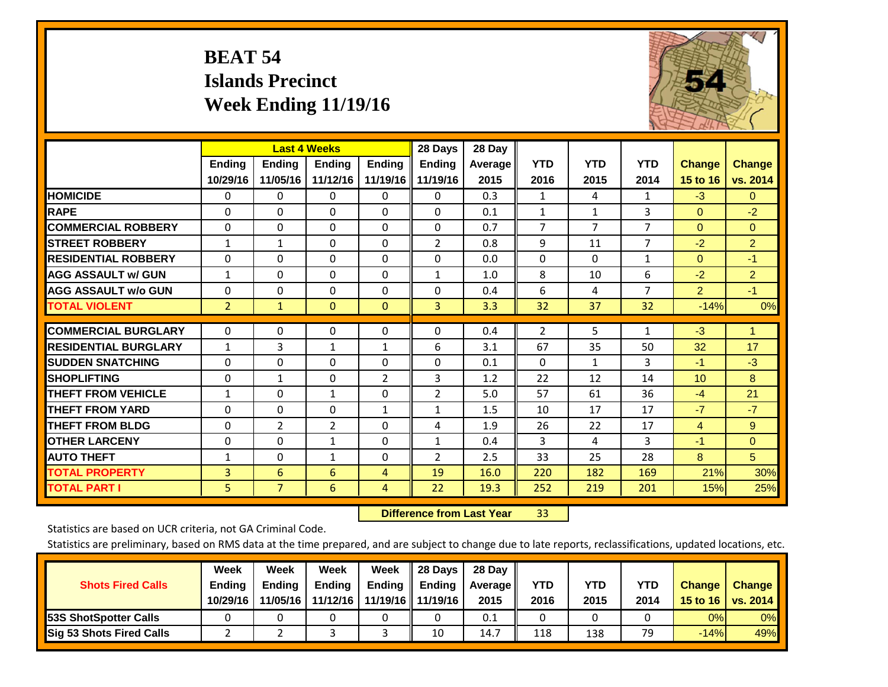# BEAT 54
## Islands Precinct
## Week Ending 11/19/16

| | Last 4 Weeks | | | | 28 Days | 28 Day | | | | | |
|---|---|---|---|---|---|---|---|---|---|---|---|
| | Ending 10/29/16 | Ending 11/05/16 | Ending 11/12/16 | Ending 11/19/16 | Ending 11/19/16 | Average 2015 | YTD 2016 | YTD 2015 | YTD 2014 | Change 15 to 16 | Change vs. 2014 |
| HOMICIDE | 0 | 0 | 0 | 0 | 0 | 0.3 | 1 | 4 | 1 | -3 | 0 |
| RAPE | 0 | 0 | 0 | 0 | 0 | 0.1 | 1 | 1 | 3 | 0 | -2 |
| COMMERCIAL ROBBERY | 0 | 0 | 0 | 0 | 0 | 0.7 | 7 | 7 | 7 | 0 | 0 |
| STREET ROBBERY | 1 | 1 | 0 | 0 | 2 | 0.8 | 9 | 11 | 7 | -2 | 2 |
| RESIDENTIAL ROBBERY | 0 | 0 | 0 | 0 | 0 | 0.0 | 0 | 0 | 1 | 0 | -1 |
| AGG ASSAULT w/ GUN | 1 | 0 | 0 | 0 | 1 | 1.0 | 8 | 10 | 6 | -2 | 2 |
| AGG ASSAULT w/o GUN | 0 | 0 | 0 | 0 | 0 | 0.4 | 6 | 4 | 7 | 2 | -1 |
| TOTAL VIOLENT | 2 | 1 | 0 | 0 | 3 | 3.3 | 32 | 37 | 32 | -14% | 0% |
| COMMERCIAL BURGLARY | 0 | 0 | 0 | 0 | 0 | 0.4 | 2 | 5 | 1 | -3 | 1 |
| RESIDENTIAL BURGLARY | 1 | 3 | 1 | 1 | 6 | 3.1 | 67 | 35 | 50 | 32 | 17 |
| SUDDEN SNATCHING | 0 | 0 | 0 | 0 | 0 | 0.1 | 0 | 1 | 3 | -1 | -3 |
| SHOPLIFTING | 0 | 1 | 0 | 2 | 3 | 1.2 | 22 | 12 | 14 | 10 | 8 |
| THEFT FROM VEHICLE | 1 | 0 | 1 | 0 | 2 | 5.0 | 57 | 61 | 36 | -4 | 21 |
| THEFT FROM YARD | 0 | 0 | 0 | 1 | 1 | 1.5 | 10 | 17 | 17 | -7 | -7 |
| THEFT FROM BLDG | 0 | 2 | 2 | 0 | 4 | 1.9 | 26 | 22 | 17 | 4 | 9 |
| OTHER LARCENY | 0 | 0 | 1 | 0 | 1 | 0.4 | 3 | 4 | 3 | -1 | 0 |
| AUTO THEFT | 1 | 0 | 1 | 0 | 2 | 2.5 | 33 | 25 | 28 | 8 | 5 |
| TOTAL PROPERTY | 3 | 6 | 6 | 4 | 19 | 16.0 | 220 | 182 | 169 | 21% | 30% |
| TOTAL PART I | 5 | 7 | 6 | 4 | 22 | 19.3 | 252 | 219 | 201 | 15% | 25% |

**Difference from Last Year** 33

Statistics are based on UCR criteria, not GA Criminal Code.

Statistics are preliminary, based on RMS data at the time prepared, and are subject to change due to late reports, reclassifications, updated locations, etc.

| Shots Fired Calls | Week Ending 10/29/16 | Week Ending 11/05/16 | Week Ending 11/12/16 | Week Ending 11/19/16 | 28 Days Ending 11/19/16 | 28 Day Average 2015 | YTD 2016 | YTD 2015 | YTD 2014 | Change 15 to 16 | Change vs. 2014 |
|---|---|---|---|---|---|---|---|---|---|---|---|
| 53S ShotSpotter Calls | 0 | 0 | 0 | 0 | 0 | 0.1 | 0 | 0 | 0 | 0% | 0% |
| Sig 53 Shots Fired Calls | 2 | 2 | 3 | 3 | 10 | 14.7 | 118 | 138 | 79 | -14% | 49% |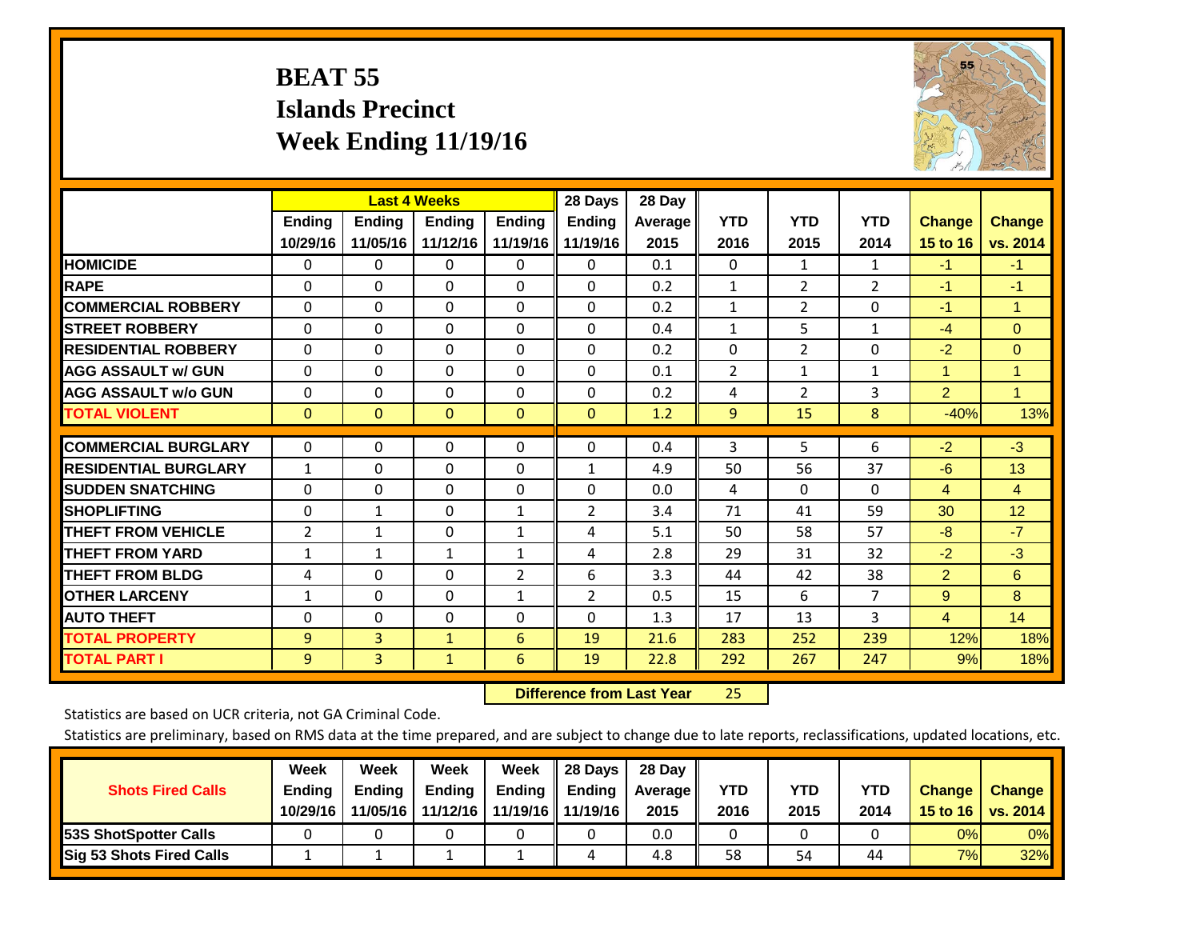# BEAT 55
## Islands Precinct
## Week Ending 11/19/16

| | Last 4 Weeks | | | | 28 Days | 28 Day | | | | | |
|---|---|---|---|---|---|---|---|---|---|---|---|
| | Ending 10/29/16 | Ending 11/05/16 | Ending 11/12/16 | Ending 11/19/16 | Ending 11/19/16 | Average 2015 | YTD 2016 | YTD 2015 | YTD 2014 | Change 15 to 16 | Change vs. 2014 |
| **HOMICIDE** | 0 | 0 | 0 | 0 | 0 | 0.1 | 0 | 1 | 1 | -1 | -1 |
| **RAPE** | 0 | 0 | 0 | 0 | 0 | 0.2 | 1 | 2 | 2 | -1 | -1 |
| **COMMERCIAL ROBBERY** | 0 | 0 | 0 | 0 | 0 | 0.2 | 1 | 2 | 0 | -1 | 1 |
| **STREET ROBBERY** | 0 | 0 | 0 | 0 | 0 | 0.4 | 1 | 5 | 1 | -4 | 0 |
| **RESIDENTIAL ROBBERY** | 0 | 0 | 0 | 0 | 0 | 0.2 | 0 | 2 | 0 | -2 | 0 |
| **AGG ASSAULT w/ GUN** | 0 | 0 | 0 | 0 | 0 | 0.1 | 2 | 1 | 1 | 1 | 1 |
| **AGG ASSAULT w/o GUN** | 0 | 0 | 0 | 0 | 0 | 0.2 | 4 | 2 | 3 | 2 | 1 |
| **TOTAL VIOLENT** | 0 | 0 | 0 | 0 | 0 | 1.2 | 9 | 15 | 8 | -40% | 13% |
| **COMMERCIAL BURGLARY** | 0 | 0 | 0 | 0 | 0 | 0.4 | 3 | 5 | 6 | -2 | -3 |
| **RESIDENTIAL BURGLARY** | 1 | 0 | 0 | 0 | 1 | 4.9 | 50 | 56 | 37 | -6 | 13 |
| **SUDDEN SNATCHING** | 0 | 0 | 0 | 0 | 0 | 0.0 | 4 | 0 | 0 | 4 | 4 |
| **SHOPLIFTING** | 0 | 1 | 0 | 1 | 2 | 3.4 | 71 | 41 | 59 | 30 | 12 |
| **THEFT FROM VEHICLE** | 2 | 1 | 0 | 1 | 4 | 5.1 | 50 | 58 | 57 | -8 | -7 |
| **THEFT FROM YARD** | 1 | 1 | 1 | 1 | 4 | 2.8 | 29 | 31 | 32 | -2 | -3 |
| **THEFT FROM BLDG** | 4 | 0 | 0 | 2 | 6 | 3.3 | 44 | 42 | 38 | 2 | 6 |
| **OTHER LARCENY** | 1 | 0 | 0 | 1 | 2 | 0.5 | 15 | 6 | 7 | 9 | 8 |
| **AUTO THEFT** | 0 | 0 | 0 | 0 | 0 | 1.3 | 17 | 13 | 3 | 4 | 14 |
| **TOTAL PROPERTY** | 9 | 3 | 1 | 6 | 19 | 21.6 | 283 | 252 | 239 | 12% | 18% |
| **TOTAL PART I** | 9 | 3 | 1 | 6 | 19 | 22.8 | 292 | 267 | 247 | 9% | 18% |

**Difference from Last Year** 25

Statistics are based on UCR criteria, not GA Criminal Code.

Statistics are preliminary, based on RMS data at the time prepared, and are subject to change due to late reports, reclassifications, updated locations, etc.

| Shots Fired Calls | Week Ending 10/29/16 | Week Ending 11/05/16 | Week Ending 11/12/16 | Week Ending 11/19/16 | 28 Days Ending 11/19/16 | 28 Day Average 2015 | YTD 2016 | YTD 2015 | YTD 2014 | Change 15 to 16 | Change vs. 2014 |
|---|---|---|---|---|---|---|---|---|---|---|---|
| **53S ShotSpotter Calls** | 0 | 0 | 0 | 0 | 0 | 0.0 | 0 | 0 | 0 | 0% | 0% |
| **Sig 53 Shots Fired Calls** | 1 | 1 | 1 | 1 | 4 | 4.8 | 58 | 54 | 44 | 7% | 32% |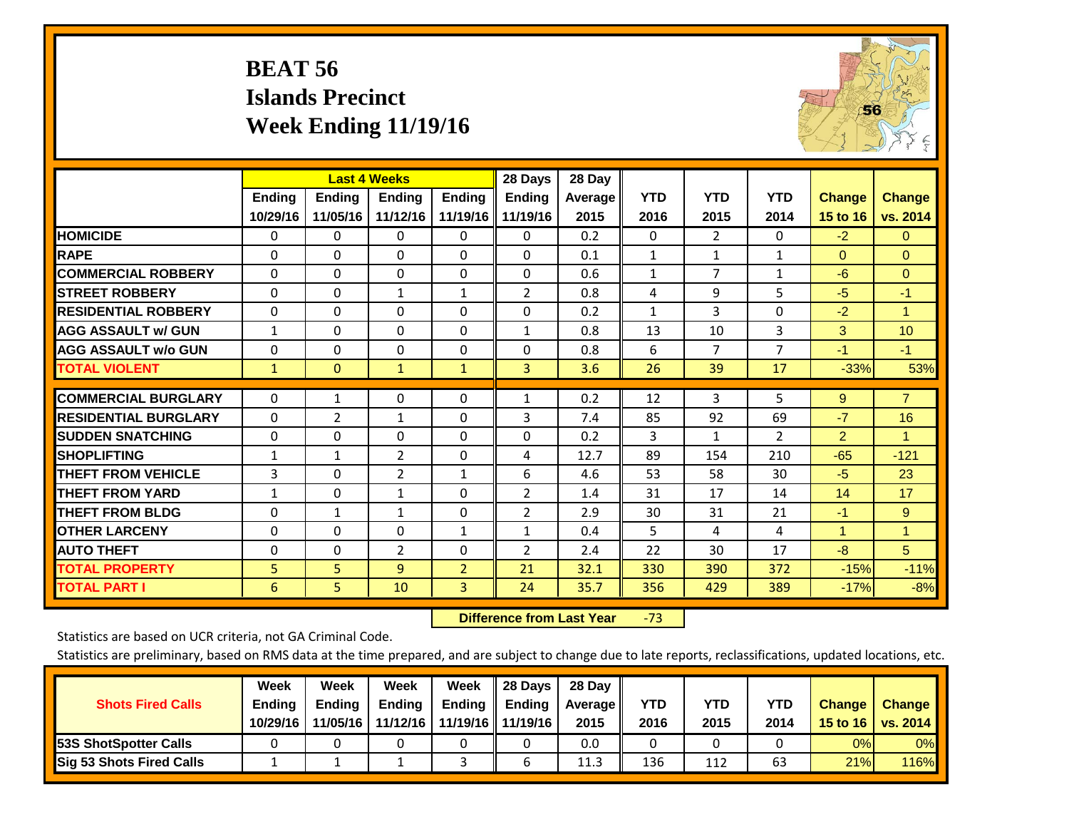# BEAT 56
## Islands Precinct
## Week Ending 11/19/16

| | Last 4 Weeks | | | | 28 Days | 28 Day | | | | | |
|---|---|---|---|---|---|---|---|---|---|---|---|
| | Ending 10/29/16 | Ending 11/05/16 | Ending 11/12/16 | Ending 11/19/16 | Ending 11/19/16 | Average 2015 | YTD 2016 | YTD 2015 | YTD 2014 | Change 15 to 16 | Change vs. 2014 |
| HOMICIDE | 0 | 0 | 0 | 0 | 0 | 0.2 | 0 | 2 | 0 | -2 | 0 |
| RAPE | 0 | 0 | 0 | 0 | 0 | 0.1 | 1 | 1 | 1 | 0 | 0 |
| COMMERCIAL ROBBERY | 0 | 0 | 0 | 0 | 0 | 0.6 | 1 | 7 | 1 | -6 | 0 |
| STREET ROBBERY | 0 | 0 | 1 | 1 | 2 | 0.8 | 4 | 9 | 5 | -5 | -1 |
| RESIDENTIAL ROBBERY | 0 | 0 | 0 | 0 | 0 | 0.2 | 1 | 3 | 0 | -2 | 1 |
| AGG ASSAULT w/ GUN | 1 | 0 | 0 | 0 | 1 | 0.8 | 13 | 10 | 3 | 3 | 10 |
| AGG ASSAULT w/o GUN | 0 | 0 | 0 | 0 | 0 | 0.8 | 6 | 7 | 7 | -1 | -1 |
| TOTAL VIOLENT | 1 | 0 | 1 | 1 | 3 | 3.6 | 26 | 39 | 17 | -33% | 53% |
| COMMERCIAL BURGLARY | 0 | 1 | 0 | 0 | 1 | 0.2 | 12 | 3 | 5 | 9 | 7 |
| RESIDENTIAL BURGLARY | 0 | 2 | 1 | 0 | 3 | 7.4 | 85 | 92 | 69 | -7 | 16 |
| SUDDEN SNATCHING | 0 | 0 | 0 | 0 | 0 | 0.2 | 3 | 1 | 2 | 2 | 1 |
| SHOPLIFTING | 1 | 1 | 2 | 0 | 4 | 12.7 | 89 | 154 | 210 | -65 | -121 |
| THEFT FROM VEHICLE | 3 | 0 | 2 | 1 | 6 | 4.6 | 53 | 58 | 30 | -5 | 23 |
| THEFT FROM YARD | 1 | 0 | 1 | 0 | 2 | 1.4 | 31 | 17 | 14 | 14 | 17 |
| THEFT FROM BLDG | 0 | 1 | 1 | 0 | 2 | 2.9 | 30 | 31 | 21 | -1 | 9 |
| OTHER LARCENY | 0 | 0 | 0 | 1 | 1 | 0.4 | 5 | 4 | 4 | 1 | 1 |
| AUTO THEFT | 0 | 0 | 2 | 0 | 2 | 2.4 | 22 | 30 | 17 | -8 | 5 |
| TOTAL PROPERTY | 5 | 5 | 9 | 2 | 21 | 32.1 | 330 | 390 | 372 | -15% | -11% |
| TOTAL PART I | 6 | 5 | 10 | 3 | 24 | 35.7 | 356 | 429 | 389 | -17% | -8% |

**Difference from Last Year** -73

Statistics are based on UCR criteria, not GA Criminal Code.

Statistics are preliminary, based on RMS data at the time prepared, and are subject to change due to late reports, reclassifications, updated locations, etc.

| Shots Fired Calls | Week Ending 10/29/16 | Week Ending 11/05/16 | Week Ending 11/12/16 | Week Ending 11/19/16 | 28 Days Ending 11/19/16 | 28 Day Average 2015 | YTD 2016 | YTD 2015 | YTD 2014 | Change 15 to 16 | Change vs. 2014 |
|---|---|---|---|---|---|---|---|---|---|---|---|
| 53S ShotSpotter Calls | 0 | 0 | 0 | 0 | 0 | 0.0 | 0 | 0 | 0 | 0% | 0% |
| Sig 53 Shots Fired Calls | 1 | 1 | 1 | 3 | 6 | 11.3 | 136 | 112 | 63 | 21% | 116% |